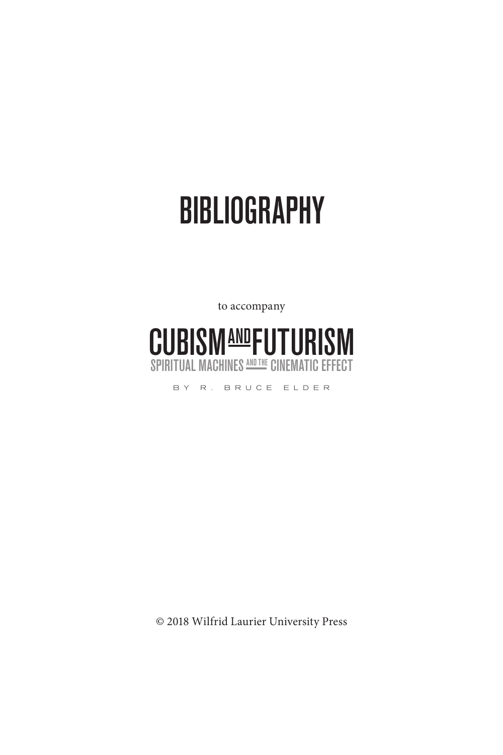# BIBLIOGRAPHY

to accompany

## CUBISM AND FUTURISM

### SPIRITUAL MACHINES AND THE CINEMATIC EFFECT

BY R. BRUCE ELDER

© 2018 Wilfrid Laurier University Press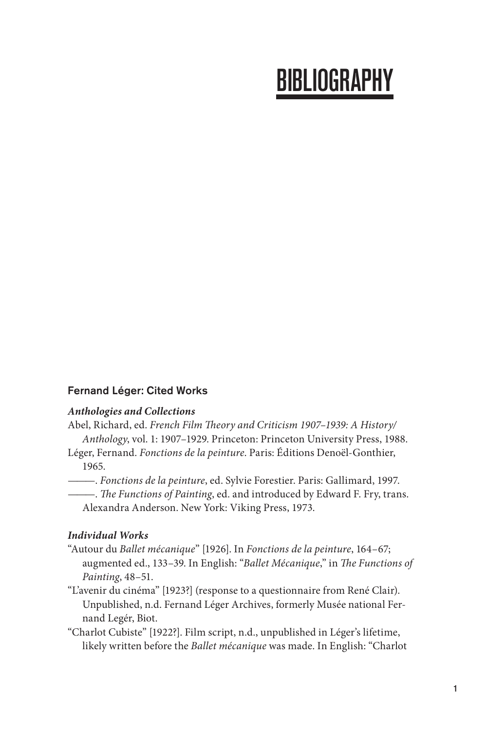# BIBLIOGRAPHY

## Fernand Léger: Cited Works

### *Anthologies and Collections*

Abel, Richard, ed. *French Film Theory and Criticism 1907–1939: A History/Anthology*, vol. 1: 1907–1929. Princeton: Princeton University Press, 1988.

Léger, Fernand. *Fonctions de la peinture*. Paris: Éditions Denoël-Gonthier, 1965.

———. *Fonctions de la peinture*, ed. Sylvie Forestier. Paris: Gallimard, 1997.

———. *The Functions of Painting*, ed. and introduced by Edward F. Fry, trans. Alexandra Anderson. New York: Viking Press, 1973.

### *Individual Works*

"Autour du *Ballet mécanique*" [1926]. In *Fonctions de la peinture*, 164–67; augmented ed., 133–39. In English: "*Ballet Mécanique*," in *The Functions of Painting*, 48–51.

"L'avenir du cinéma" [1923?] (response to a questionnaire from René Clair). Unpublished, n.d. Fernand Léger Archives, formerly Musée national Fernand Legér, Biot.

"Charlot Cubiste" [1922?]. Film script, n.d., unpublished in Léger's lifetime, likely written before the *Ballet mécanique* was made. In English: "Charlot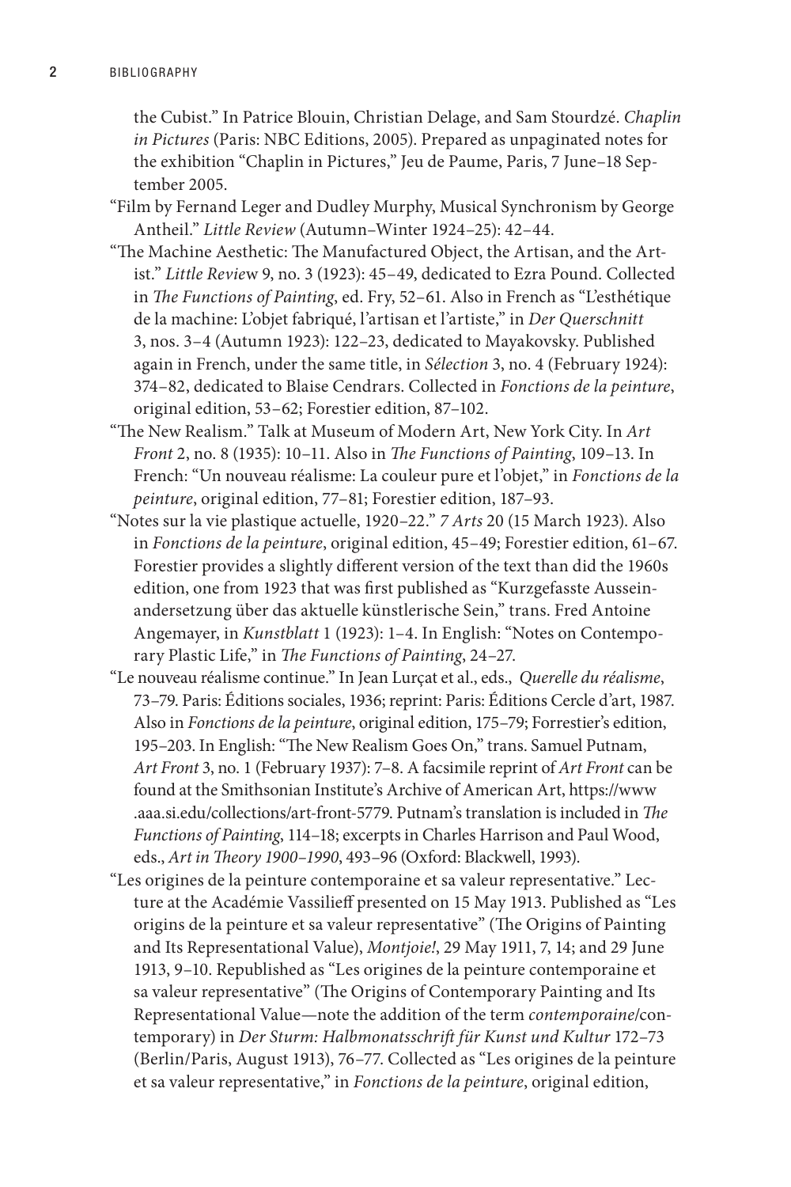the Cubist." In Patrice Blouin, Christian Delage, and Sam Stourdzé. *Chaplin in Pictures* (Paris: NBC Editions, 2005). Prepared as unpaginated notes for the exhibition "Chaplin in Pictures," Jeu de Paume, Paris, 7 June–18 September 2005.

"Film by Fernand Leger and Dudley Murphy, Musical Synchronism by George Antheil." *Little Review* (Autumn–Winter 1924–25): 42–44.

"The Machine Aesthetic: The Manufactured Object, the Artisan, and the Artist." *Little Review* 9, no. 3 (1923): 45–49, dedicated to Ezra Pound. Collected in *The Functions of Painting*, ed. Fry, 52–61. Also in French as "L'esthétique de la machine: L'objet fabriqué, l'artisan et l'artiste," in *Der Querschnitt* 3, nos. 3–4 (Autumn 1923): 122–23, dedicated to Mayakovsky. Published again in French, under the same title, in *Sélection* 3, no. 4 (February 1924): 374–82, dedicated to Blaise Cendrars. Collected in *Fonctions de la peinture*, original edition, 53–62; Forestier edition, 87–102.

"The New Realism." Talk at Museum of Modern Art, New York City. In *Art Front* 2, no. 8 (1935): 10–11. Also in *The Functions of Painting*, 109–13. In French: "Un nouveau réalisme: La couleur pure et l'objet," in *Fonctions de la peinture*, original edition, 77–81; Forestier edition, 187–93.

"Notes sur la vie plastique actuelle, 1920–22." *7 Arts* 20 (15 March 1923). Also in *Fonctions de la peinture*, original edition, 45–49; Forestier edition, 61–67. Forestier provides a slightly different version of the text than did the 1960s edition, one from 1923 that was first published as "Kurzgefasste Auseinandersetzung über das aktuelle künstlerische Sein," trans. Fred Antoine Angemayer, in *Kunstblatt* 1 (1923): 1–4. In English: "Notes on Contemporary Plastic Life," in *The Functions of Painting*, 24–27.

"Le nouveau réalisme continue." In Jean Lurçat et al., eds., *Querelle du réalisme*, 73–79. Paris: Éditions sociales, 1936; reprint: Paris: Éditions Cercle d'art, 1987. Also in *Fonctions de la peinture*, original edition, 175–79; Forrestier's edition, 195–203. In English: "The New Realism Goes On," trans. Samuel Putnam, *Art Front* 3, no. 1 (February 1937): 7–8. A facsimile reprint of *Art Front* can be found at the Smithsonian Institute's Archive of American Art, https://www.aaa.si.edu/collections/art-front-5779. Putnam's translation is included in *The Functions of Painting*, 114–18; excerpts in Charles Harrison and Paul Wood, eds., *Art in Theory 1900–1990*, 493–96 (Oxford: Blackwell, 1993).

"Les origines de la peinture contemporaine et sa valeur representative." Lecture at the Académie Vassilieff presented on 15 May 1913. Published as "Les origins de la peinture et sa valeur representative" (The Origins of Painting and Its Representational Value), *Montjoie!*, 29 May 1911, 7, 14; and 29 June 1913, 9–10. Republished as "Les origines de la peinture contemporaine et sa valeur representative" (The Origins of Contemporary Painting and Its Representational Value—note the addition of the term *contemporaine*/contemporary) in *Der Sturm: Halbmonatsschrift für Kunst und Kultur* 172–73 (Berlin/Paris, August 1913), 76–77. Collected as "Les origines de la peinture et sa valeur representative," in *Fonctions de la peinture*, original edition,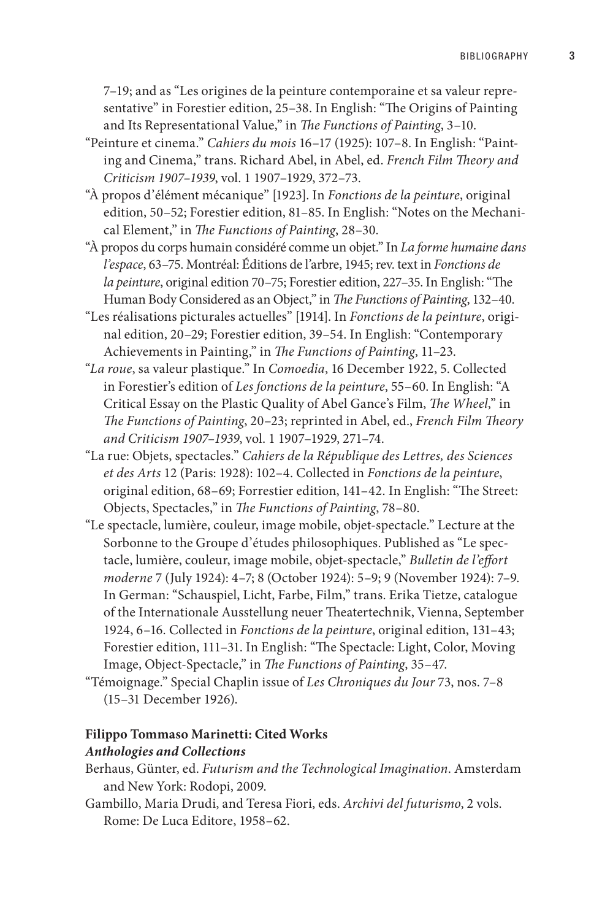7–19; and as "Les origines de la peinture contemporaine et sa valeur representative" in Forestier edition, 25–38. In English: "The Origins of Painting and Its Representational Value," in *The Functions of Painting*, 3–10.

"Peinture et cinema." *Cahiers du mois* 16–17 (1925): 107–8. In English: "Painting and Cinema," trans. Richard Abel, in Abel, ed. *French Film Theory and Criticism 1907–1939*, vol. 1 1907–1929, 372–73.

"À propos d'élément mécanique" [1923]. In *Fonctions de la peinture*, original edition, 50–52; Forestier edition, 81–85. In English: "Notes on the Mechanical Element," in *The Functions of Painting*, 28–30.

"À propos du corps humain considéré comme un objet." In *La forme humaine dans l'espace*, 63–75. Montréal: Éditions de l'arbre, 1945; rev. text in *Fonctions de la peinture*, original edition 70–75; Forestier edition, 227–35. In English: "The Human Body Considered as an Object," in *The Functions of Painting*, 132–40.

"Les réalisations picturales actuelles" [1914]. In *Fonctions de la peinture*, original edition, 20–29; Forestier edition, 39–54. In English: "Contemporary Achievements in Painting," in *The Functions of Painting*, 11–23.

"*La roue*, sa valeur plastique." In *Comoedia*, 16 December 1922, 5. Collected in Forestier's edition of *Les fonctions de la peinture*, 55–60. In English: "A Critical Essay on the Plastic Quality of Abel Gance's Film, *The Wheel*," in *The Functions of Painting*, 20–23; reprinted in Abel, ed., *French Film Theory and Criticism 1907–1939*, vol. 1 1907–1929, 271–74.

"La rue: Objets, spectacles." *Cahiers de la République des Lettres, des Sciences et des Arts* 12 (Paris: 1928): 102–4. Collected in *Fonctions de la peinture*, original edition, 68–69; Forrestier edition, 141–42. In English: "The Street: Objects, Spectacles," in *The Functions of Painting*, 78–80.

"Le spectacle, lumière, couleur, image mobile, objet-spectacle." Lecture at the Sorbonne to the Groupe d'études philosophiques. Published as "Le spectacle, lumière, couleur, image mobile, objet-spectacle," *Bulletin de l'effort moderne* 7 (July 1924): 4–7; 8 (October 1924): 5–9; 9 (November 1924): 7–9. In German: "Schauspiel, Licht, Farbe, Film," trans. Erika Tietze, catalogue of the Internationale Ausstellung neuer Theatertechnik, Vienna, September 1924, 6–16. Collected in *Fonctions de la peinture*, original edition, 131–43; Forestier edition, 111–31. In English: "The Spectacle: Light, Color, Moving Image, Object-Spectacle," in *The Functions of Painting*, 35–47.

"Témoignage." Special Chaplin issue of *Les Chroniques du Jour* 73, nos. 7–8 (15–31 December 1926).

### Filippo Tommaso Marinetti: Cited Works

#### *Anthologies and Collections*

Berhaus, Günter, ed. *Futurism and the Technological Imagination*. Amsterdam and New York: Rodopi, 2009.

Gambillo, Maria Drudi, and Teresa Fiori, eds. *Archivi del futurismo*, 2 vols. Rome: De Luca Editore, 1958–62.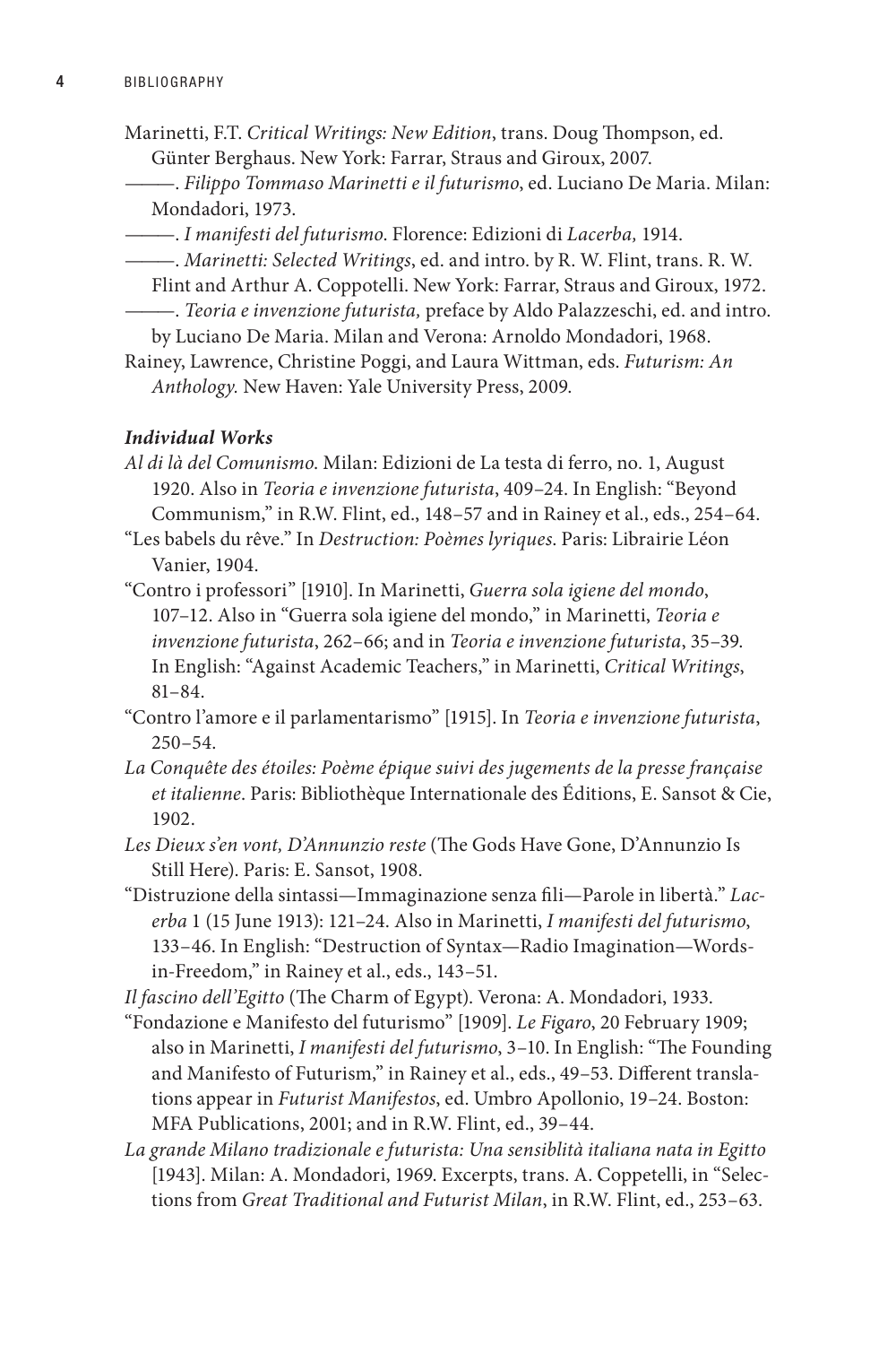Marinetti, F.T. *Critical Writings: New Edition*, trans. Doug Thompson, ed. Günter Berghaus. New York: Farrar, Straus and Giroux, 2007.

———. *Filippo Tommaso Marinetti e il futurismo*, ed. Luciano De Maria. Milan: Mondadori, 1973.

———. *I manifesti del futurismo*. Florence: Edizioni di *Lacerba,* 1914.

———. *Marinetti: Selected Writings*, ed. and intro. by R. W. Flint, trans. R. W. Flint and Arthur A. Coppotelli. New York: Farrar, Straus and Giroux, 1972.

———. *Teoria e invenzione futurista,* preface by Aldo Palazzeschi, ed. and intro. by Luciano De Maria. Milan and Verona: Arnoldo Mondadori, 1968.

Rainey, Lawrence, Christine Poggi, and Laura Wittman, eds. *Futurism: An Anthology.* New Haven: Yale University Press, 2009.

***Individual Works***

*Al di là del Comunismo*. Milan: Edizioni de La testa di ferro, no. 1, August 1920. Also in *Teoria e invenzione futurista*, 409–24. In English: "Beyond Communism," in R.W. Flint, ed., 148–57 and in Rainey et al., eds., 254–64.

"Les babels du rêve." In *Destruction: Poèmes lyriques*. Paris: Librairie Léon Vanier, 1904.

"Contro i professori" [1910]. In Marinetti, *Guerra sola igiene del mondo*, 107–12. Also in "Guerra sola igiene del mondo," in Marinetti, *Teoria e invenzione futurista*, 262–66; and in *Teoria e invenzione futurista*, 35–39. In English: "Against Academic Teachers," in Marinetti, *Critical Writings*, 81–84.

"Contro l'amore e il parlamentarismo" [1915]. In *Teoria e invenzione futurista*, 250–54.

*La Conquête des étoiles: Poème épique suivi des jugements de la presse française et italienne*. Paris: Bibliothèque Internationale des Éditions, E. Sansot & Cie, 1902.

*Les Dieux s'en vont, D'Annunzio reste* (The Gods Have Gone, D'Annunzio Is Still Here). Paris: E. Sansot, 1908.

"Distruzione della sintassi—Immaginazione senza fili—Parole in libertà." *Lacerba* 1 (15 June 1913): 121–24. Also in Marinetti, *I manifesti del futurismo*, 133–46. In English: "Destruction of Syntax—Radio Imagination—Words-in-Freedom," in Rainey et al., eds., 143–51.

*Il fascino dell'Egitto* (The Charm of Egypt). Verona: A. Mondadori, 1933.

"Fondazione e Manifesto del futurismo" [1909]. *Le Figaro*, 20 February 1909; also in Marinetti, *I manifesti del futurismo*, 3–10. In English: "The Founding and Manifesto of Futurism," in Rainey et al., eds., 49–53. Different translations appear in *Futurist Manifestos*, ed. Umbro Apollonio, 19–24. Boston: MFA Publications, 2001; and in R.W. Flint, ed., 39–44.

*La grande Milano tradizionale e futurista: Una sensiblità italiana nata in Egitto* [1943]. Milan: A. Mondadori, 1969. Excerpts, trans. A. Coppetelli, in "Selections from *Great Traditional and Futurist Milan*, in R.W. Flint, ed., 253–63.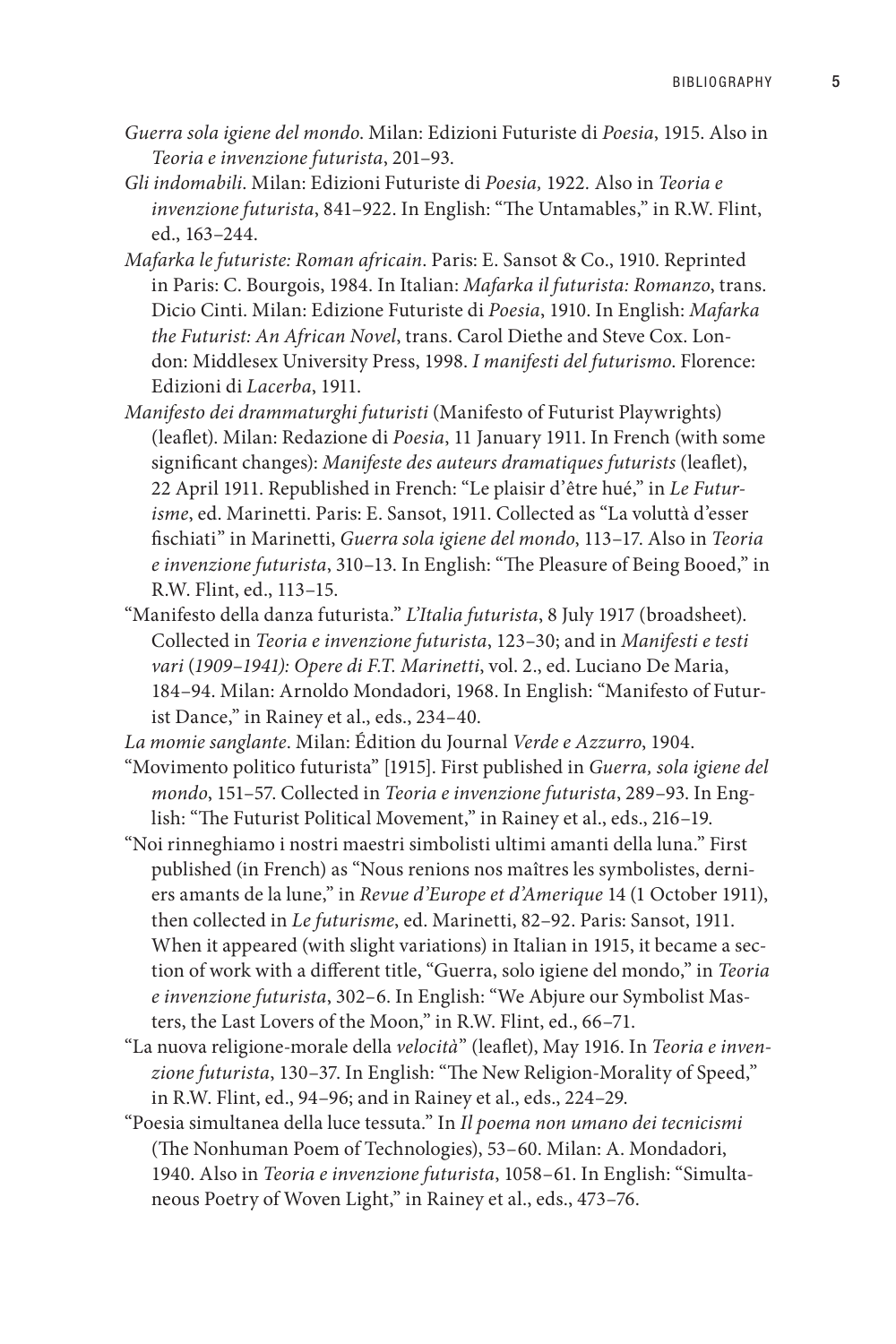*Guerra sola igiene del mondo*. Milan: Edizioni Futuriste di *Poesia*, 1915. Also in *Teoria e invenzione futurista*, 201–93.

*Gli indomabili*. Milan: Edizioni Futuriste di *Poesia,* 1922. Also in *Teoria e invenzione futurista*, 841–922. In English: "The Untamables," in R.W. Flint, ed., 163–244.

*Mafarka le futuriste: Roman africain*. Paris: E. Sansot & Co., 1910. Reprinted in Paris: C. Bourgois, 1984. In Italian: *Mafarka il futurista: Romanzo*, trans. Dicio Cinti. Milan: Edizione Futuriste di *Poesia*, 1910. In English: *Mafarka the Futurist: An African Novel*, trans. Carol Diethe and Steve Cox. London: Middlesex University Press, 1998. *I manifesti del futurismo*. Florence: Edizioni di *Lacerba*, 1911.

*Manifesto dei drammaturghi futuristi* (Manifesto of Futurist Playwrights) (leaflet). Milan: Redazione di *Poesia*, 11 January 1911. In French (with some significant changes): *Manifeste des auteurs dramatiques futurists* (leaflet), 22 April 1911. Republished in French: "Le plaisir d'être hué," in *Le Futurisme*, ed. Marinetti. Paris: E. Sansot, 1911. Collected as "La voluttà d'esser fischiati" in Marinetti, *Guerra sola igiene del mondo*, 113–17. Also in *Teoria e invenzione futurista*, 310–13. In English: "The Pleasure of Being Booed," in R.W. Flint, ed., 113–15.

"Manifesto della danza futurista." *L'Italia futurista*, 8 July 1917 (broadsheet). Collected in *Teoria e invenzione futurista*, 123–30; and in *Manifesti e testi vari* (*1909–1941): Opere di F.T. Marinetti*, vol. 2., ed. Luciano De Maria, 184–94. Milan: Arnoldo Mondadori, 1968. In English: "Manifesto of Futurist Dance," in Rainey et al., eds., 234–40.

*La momie sanglante*. Milan: Édition du Journal *Verde e Azzurro*, 1904.

"Movimento politico futurista" [1915]. First published in *Guerra, sola igiene del mondo*, 151–57. Collected in *Teoria e invenzione futurista*, 289–93. In English: "The Futurist Political Movement," in Rainey et al., eds., 216–19.

"Noi rinneghiamo i nostri maestri simbolisti ultimi amanti della luna." First published (in French) as "Nous renions nos maîtres les symbolistes, derniers amants de la lune," in *Revue d'Europe et d'Amerique* 14 (1 October 1911), then collected in *Le futurisme*, ed. Marinetti, 82–92. Paris: Sansot, 1911. When it appeared (with slight variations) in Italian in 1915, it became a section of work with a different title, "Guerra, solo igiene del mondo," in *Teoria e invenzione futurista*, 302–6. In English: "We Abjure our Symbolist Masters, the Last Lovers of the Moon," in R.W. Flint, ed., 66–71.

"La nuova religione-morale della *velocità*" (leaflet), May 1916. In *Teoria e invenzione futurista*, 130–37. In English: "The New Religion-Morality of Speed," in R.W. Flint, ed., 94–96; and in Rainey et al., eds., 224–29.

"Poesia simultanea della luce tessuta." In *Il poema non umano dei tecnicismi* (The Nonhuman Poem of Technologies), 53–60. Milan: A. Mondadori, 1940. Also in *Teoria e invenzione futurista*, 1058–61. In English: "Simultaneous Poetry of Woven Light," in Rainey et al., eds., 473–76.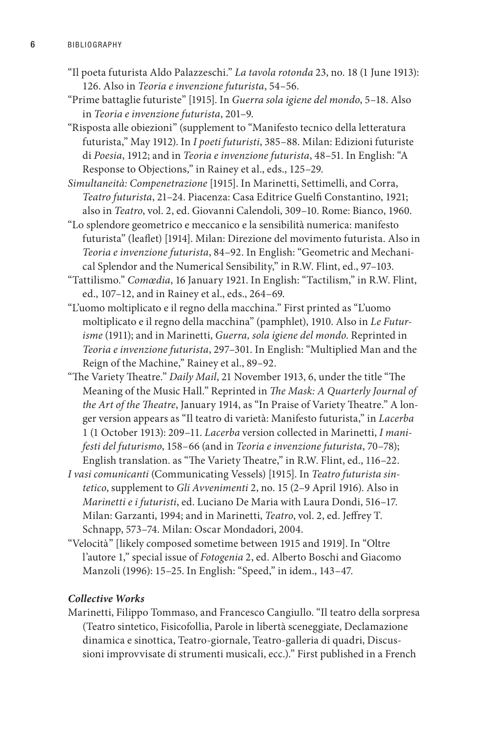"Il poeta futurista Aldo Palazzeschi." *La tavola rotonda* 23, no. 18 (1 June 1913): 126. Also in *Teoria e invenzione futurista*, 54–56.

"Prime battaglie futuriste" [1915]. In *Guerra sola igiene del mondo*, 5–18. Also in *Teoria e invenzione futurista*, 201–9.

"Risposta alle obiezioni" (supplement to "Manifesto tecnico della letteratura futurista," May 1912). In *I poeti futuristi*, 385–88. Milan: Edizioni futuriste di *Poesia*, 1912; and in *Teoria e invenzione futurista*, 48–51. In English: "A Response to Objections," in Rainey et al., eds., 125–29.

*Simultaneità: Compenetrazione* [1915]. In Marinetti, Settimelli, and Corra, *Teatro futurista*, 21–24. Piacenza: Casa Editrice Guelfi Constantino, 1921; also in *Teatro*, vol. 2, ed. Giovanni Calendoli, 309–10. Rome: Bianco, 1960.

"Lo splendore geometrico e meccanico e la sensibilità numerica: manifesto futurista" (leaflet) [1914]. Milan: Direzione del movimento futurista. Also in *Teoria e invenzione futurista*, 84–92. In English: "Geometric and Mechanical Splendor and the Numerical Sensibility," in R.W. Flint, ed., 97–103.

"Tattilismo." *Comœdia*, 16 January 1921. In English: "Tactilism," in R.W. Flint, ed., 107–12, and in Rainey et al., eds., 264–69.

"L'uomo moltiplicato e il regno della macchina." First printed as "L'uomo moltiplicato e il regno della macchina" (pamphlet), 1910. Also in *Le Futurisme* (1911); and in Marinetti, *Guerra, sola igiene del mondo*. Reprinted in *Teoria e invenzione futurista*, 297–301. In English: "Multiplied Man and the Reign of the Machine," Rainey et al., 89–92.

"The Variety Theatre." *Daily Mail*, 21 November 1913, 6, under the title "The Meaning of the Music Hall." Reprinted in *The Mask: A Quarterly Journal of the Art of the Theatre*, January 1914, as "In Praise of Variety Theatre." A longer version appears as "Il teatro di varietà: Manifesto futurista," in *Lacerba* 1 (1 October 1913): 209–11. *Lacerba* version collected in Marinetti, *I manifesti del futurismo*, 158–66 (and in *Teoria e invenzione futurista*, 70–78); English translation. as "The Variety Theatre," in R.W. Flint, ed., 116–22.

*I vasi comunicanti* (Communicating Vessels) [1915]. In *Teatro futurista sintetico*, supplement to *Gli Avvenimenti* 2, no. 15 (2–9 April 1916). Also in *Marinetti e i futuristi*, ed. Luciano De Maria with Laura Dondi, 516–17. Milan: Garzanti, 1994; and in Marinetti, *Teatro*, vol. 2, ed. Jeffrey T. Schnapp, 573–74. Milan: Oscar Mondadori, 2004.

"Velocità" [likely composed sometime between 1915 and 1919]. In "Oltre l'autore 1," special issue of *Fotogenia* 2, ed. Alberto Boschi and Giacomo Manzoli (1996): 15–25. In English: "Speed," in idem., 143–47.

### *Collective Works*

Marinetti, Filippo Tommaso, and Francesco Cangiullo. "Il teatro della sorpresa (Teatro sintetico, Fisicofollia, Parole in libertà sceneggiate, Declamazione dinamica e sinottica, Teatro-giornale, Teatro-galleria di quadri, Discussioni improvvisate di strumenti musicali, ecc.)." First published in a French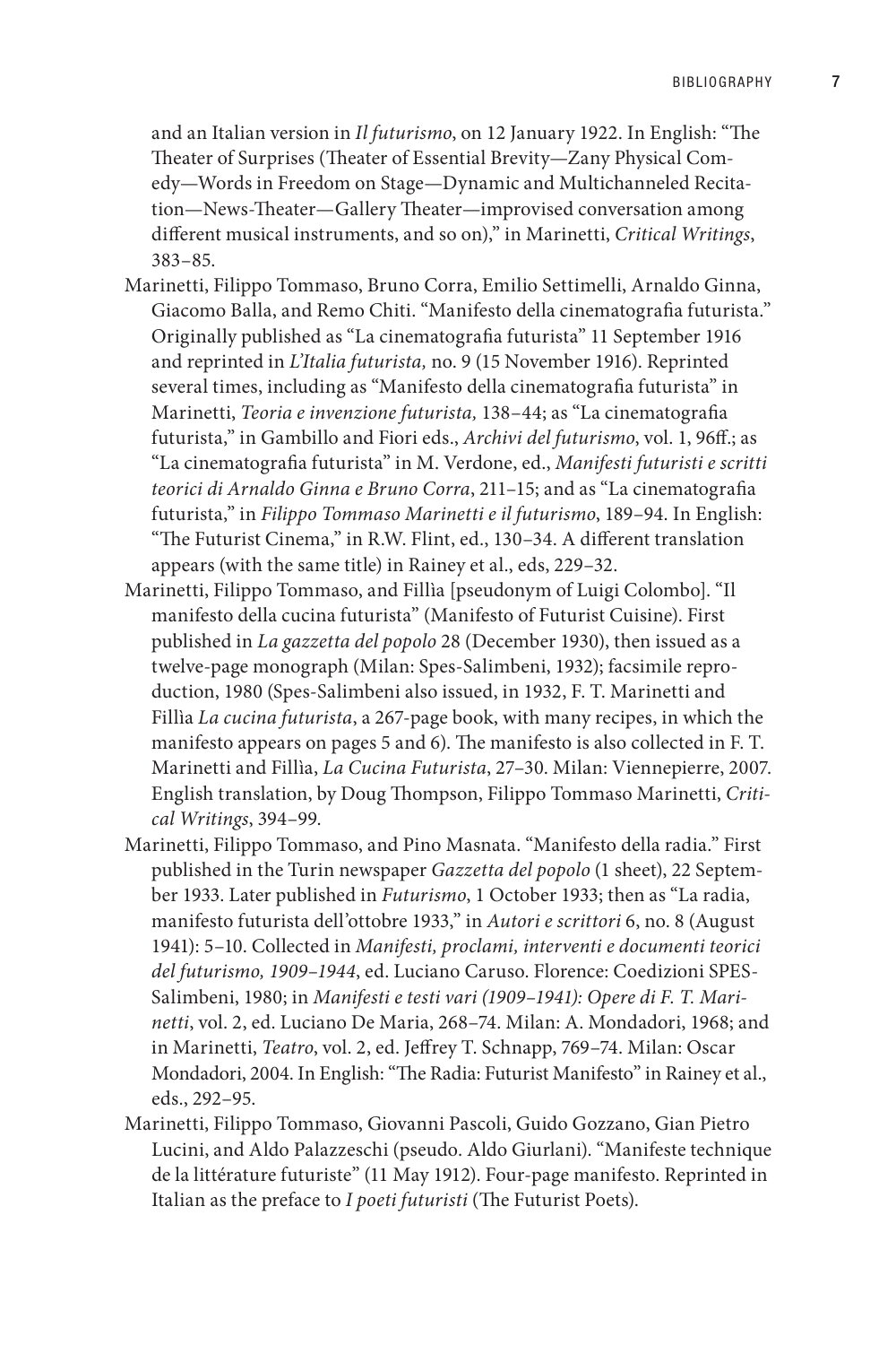and an Italian version in *Il futurismo*, on 12 January 1922. In English: "The Theater of Surprises (Theater of Essential Brevity—Zany Physical Comedy—Words in Freedom on Stage—Dynamic and Multichanneled Recitation—News-Theater—Gallery Theater—improvised conversation among different musical instruments, and so on)," in Marinetti, *Critical Writings*, 383–85.

Marinetti, Filippo Tommaso, Bruno Corra, Emilio Settimelli, Arnaldo Ginna, Giacomo Balla, and Remo Chiti. "Manifesto della cinematografia futurista." Originally published as "La cinematografia futurista" 11 September 1916 and reprinted in *L'Italia futurista,* no. 9 (15 November 1916). Reprinted several times, including as "Manifesto della cinematografia futurista" in Marinetti, *Teoria e invenzione futurista,* 138–44; as "La cinematografia futurista," in Gambillo and Fiori eds., *Archivi del futurismo*, vol. 1, 96ff.; as "La cinematografia futurista" in M. Verdone, ed., *Manifesti futuristi e scritti teorici di Arnaldo Ginna e Bruno Corra*, 211–15; and as "La cinematografia futurista," in *Filippo Tommaso Marinetti e il futurismo*, 189–94. In English: "The Futurist Cinema," in R.W. Flint, ed., 130–34. A different translation appears (with the same title) in Rainey et al., eds, 229–32.

Marinetti, Filippo Tommaso, and Fillìa [pseudonym of Luigi Colombo]. "Il manifesto della cucina futurista" (Manifesto of Futurist Cuisine). First published in *La gazzetta del popolo* 28 (December 1930), then issued as a twelve-page monograph (Milan: Spes-Salimbeni, 1932); facsimile reproduction, 1980 (Spes-Salimbeni also issued, in 1932, F. T. Marinetti and Fillìa *La cucina futurista*, a 267-page book, with many recipes, in which the manifesto appears on pages 5 and 6). The manifesto is also collected in F. T. Marinetti and Fillìa, *La Cucina Futurista*, 27–30. Milan: Viennepierre, 2007. English translation, by Doug Thompson, Filippo Tommaso Marinetti, *Critical Writings*, 394–99.

Marinetti, Filippo Tommaso, and Pino Masnata. "Manifesto della radia." First published in the Turin newspaper *Gazzetta del popolo* (1 sheet), 22 September 1933. Later published in *Futurismo*, 1 October 1933; then as "La radia, manifesto futurista dell'ottobre 1933," in *Autori e scrittori* 6, no. 8 (August 1941): 5–10. Collected in *Manifesti, proclami, interventi e documenti teorici del futurismo, 1909–1944*, ed. Luciano Caruso. Florence: Coedizioni SPES-Salimbeni, 1980; in *Manifesti e testi vari (1909–1941): Opere di F. T. Marinetti*, vol. 2, ed. Luciano De Maria, 268–74. Milan: A. Mondadori, 1968; and in Marinetti, *Teatro*, vol. 2, ed. Jeffrey T. Schnapp, 769–74. Milan: Oscar Mondadori, 2004. In English: "The Radia: Futurist Manifesto" in Rainey et al., eds., 292–95.

Marinetti, Filippo Tommaso, Giovanni Pascoli, Guido Gozzano, Gian Pietro Lucini, and Aldo Palazzeschi (pseudo. Aldo Giurlani). "Manifeste technique de la littérature futuriste" (11 May 1912). Four-page manifesto. Reprinted in Italian as the preface to *I poeti futuristi* (The Futurist Poets).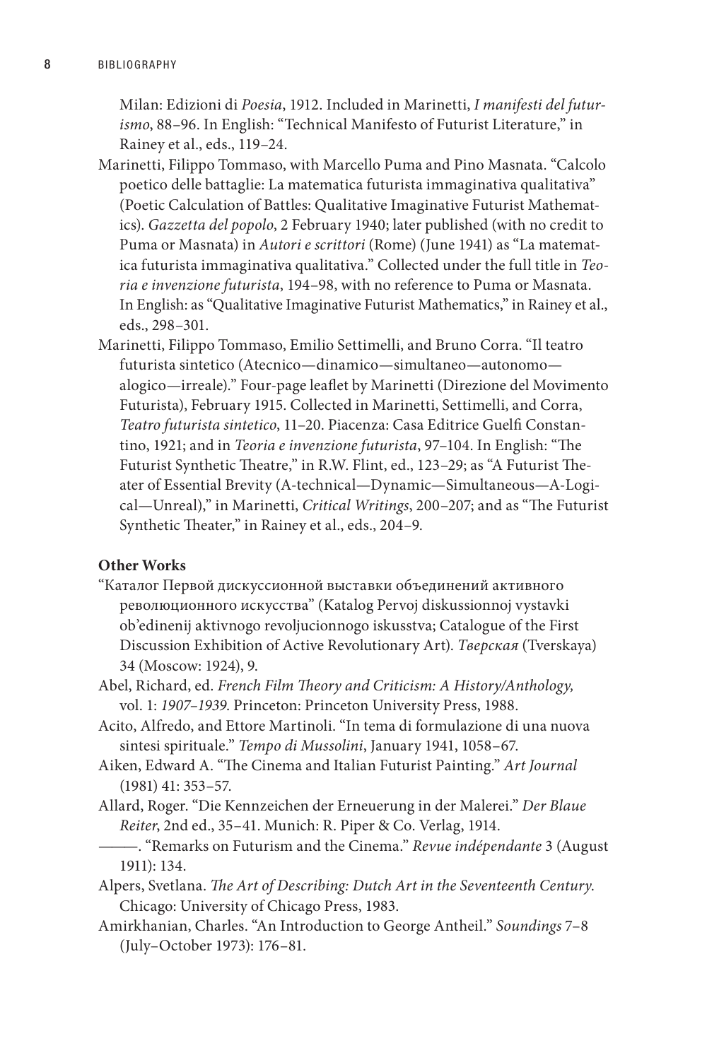Milan: Edizioni di *Poesia*, 1912. Included in Marinetti, *I manifesti del futurismo*, 88–96. In English: "Technical Manifesto of Futurist Literature," in Rainey et al., eds., 119–24.

Marinetti, Filippo Tommaso, with Marcello Puma and Pino Masnata. "Calcolo poetico delle battaglie: La matematica futurista immaginativa qualitativa" (Poetic Calculation of Battles: Qualitative Imaginative Futurist Mathematics). *Gazzetta del popolo*, 2 February 1940; later published (with no credit to Puma or Masnata) in *Autori e scrittori* (Rome) (June 1941) as "La matematica futurista immaginativa qualitativa." Collected under the full title in *Teoria e invenzione futurista*, 194–98, with no reference to Puma or Masnata. In English: as "Qualitative Imaginative Futurist Mathematics," in Rainey et al., eds., 298–301.

Marinetti, Filippo Tommaso, Emilio Settimelli, and Bruno Corra. "Il teatro futurista sintetico (Atecnico—dinamico—simultaneo—autonomo—alogico—irreale)." Four-page leaflet by Marinetti (Direzione del Movimento Futurista), February 1915. Collected in Marinetti, Settimelli, and Corra, *Teatro futurista sintetico*, 11–20. Piacenza: Casa Editrice Guelfi Constantino, 1921; and in *Teoria e invenzione futurista*, 97–104. In English: "The Futurist Synthetic Theatre," in R.W. Flint, ed., 123–29; as "A Futurist Theater of Essential Brevity (A-technical—Dynamic—Simultaneous—A-Logical—Unreal)," in Marinetti, *Critical Writings*, 200–207; and as "The Futurist Synthetic Theater," in Rainey et al., eds., 204–9.

**Other Works**

"Каталог Первой дискуссионной выставки объединений активного революционного искусства" (Katalog Pervoj diskussionnoj vystavki ob'edinenij aktivnogo revoljucionnogo iskusstva; Catalogue of the First Discussion Exhibition of Active Revolutionary Art). *Тверская* (Tverskaya) 34 (Moscow: 1924), 9.

Abel, Richard, ed. *French Film Theory and Criticism: A History/Anthology,* vol. 1: *1907–1939.* Princeton: Princeton University Press, 1988.

Acito, Alfredo, and Ettore Martinoli. "In tema di formulazione di una nuova sintesi spirituale." *Tempo di Mussolini*, January 1941, 1058–67.

Aiken, Edward A. "The Cinema and Italian Futurist Painting." *Art Journal* (1981) 41: 353–57.

Allard, Roger. "Die Kennzeichen der Erneuerung in der Malerei." *Der Blaue Reiter*, 2nd ed., 35–41. Munich: R. Piper & Co. Verlag, 1914.

———. "Remarks on Futurism and the Cinema." *Revue indépendante* 3 (August 1911): 134.

Alpers, Svetlana. *The Art of Describing: Dutch Art in the Seventeenth Century.* Chicago: University of Chicago Press, 1983.

Amirkhanian, Charles. "An Introduction to George Antheil." *Soundings* 7–8 (July–October 1973): 176–81.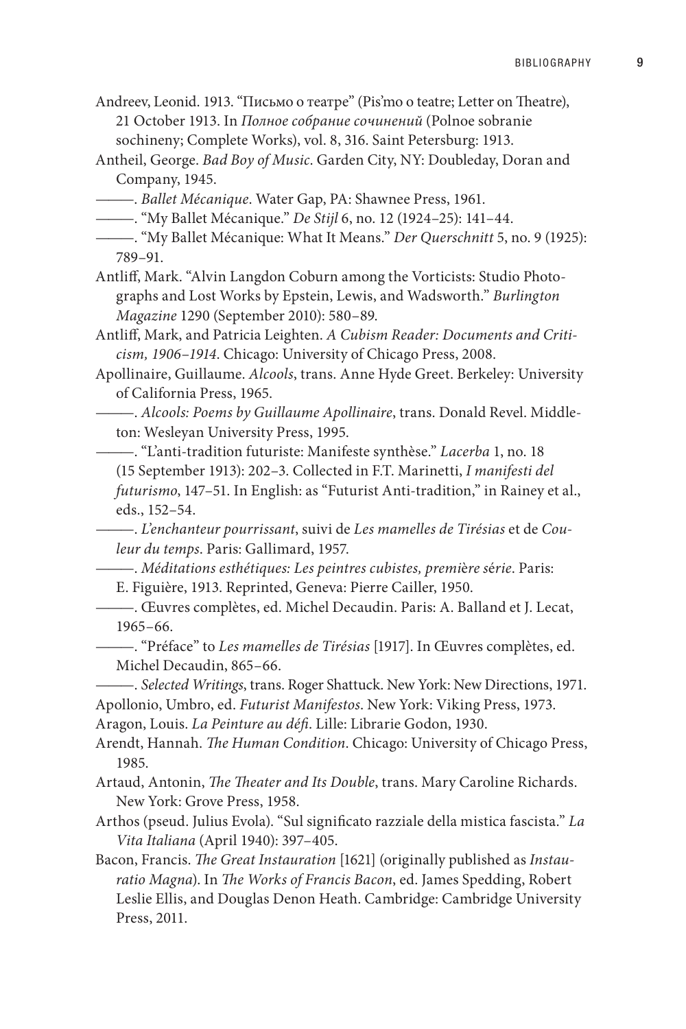Andreev, Leonid. 1913. "Письмо о театре" (Pis'mo o teatre; Letter on Theatre), 21 October 1913. In *Полное собрание сочинений* (Polnoe sobranie sochineny; Complete Works), vol. 8, 316. Saint Petersburg: 1913.

Antheil, George. *Bad Boy of Music*. Garden City, NY: Doubleday, Doran and Company, 1945.

———. *Ballet Mécanique*. Water Gap, PA: Shawnee Press, 1961.

———. "My Ballet Mécanique." *De Stijl* 6, no. 12 (1924–25): 141–44.

———. "My Ballet Mécanique: What It Means." *Der Querschnitt* 5, no. 9 (1925): 789–91.

Antliff, Mark. "Alvin Langdon Coburn among the Vorticists: Studio Photographs and Lost Works by Epstein, Lewis, and Wadsworth." *Burlington Magazine* 1290 (September 2010): 580–89.

Antliff, Mark, and Patricia Leighten. *A Cubism Reader: Documents and Criticism, 1906–1914*. Chicago: University of Chicago Press, 2008.

Apollinaire, Guillaume. *Alcools*, trans. Anne Hyde Greet. Berkeley: University of California Press, 1965.

———. *Alcools: Poems by Guillaume Apollinaire*, trans. Donald Revel. Middleton: Wesleyan University Press, 1995.

———. "L'anti-tradition futuriste: Manifeste synthèse." *Lacerba* 1, no. 18 (15 September 1913): 202–3. Collected in F.T. Marinetti, *I manifesti del futurismo*, 147–51. In English: as "Futurist Anti-tradition," in Rainey et al., eds., 152–54.

———. *L'enchanteur pourrissant*, suivi de *Les mamelles de Tirésias* et de *Couleur du temps*. Paris: Gallimard, 1957.

———. *Méditations esthétiques: Les peintres cubistes, première série*. Paris: E. Figuière, 1913. Reprinted, Geneva: Pierre Cailler, 1950.

———. Œuvres complètes, ed. Michel Decaudin. Paris: A. Balland et J. Lecat, 1965–66.

———. "Préface" to *Les mamelles de Tirésias* [1917]. In Œuvres complètes, ed. Michel Decaudin, 865–66.

———. *Selected Writings*, trans. Roger Shattuck. New York: New Directions, 1971.

Apollonio, Umbro, ed. *Futurist Manifestos*. New York: Viking Press, 1973.

Aragon, Louis. *La Peinture au défi*. Lille: Librarie Godon, 1930.

Arendt, Hannah. *The Human Condition*. Chicago: University of Chicago Press, 1985.

Artaud, Antonin, *The Theater and Its Double*, trans. Mary Caroline Richards. New York: Grove Press, 1958.

Arthos (pseud. Julius Evola). "Sul significato razziale della mistica fascista." *La Vita Italiana* (April 1940): 397–405.

Bacon, Francis. *The Great Instauration* [1621] (originally published as *Instauratio Magna*). In *The Works of Francis Bacon*, ed. James Spedding, Robert Leslie Ellis, and Douglas Denon Heath. Cambridge: Cambridge University Press, 2011.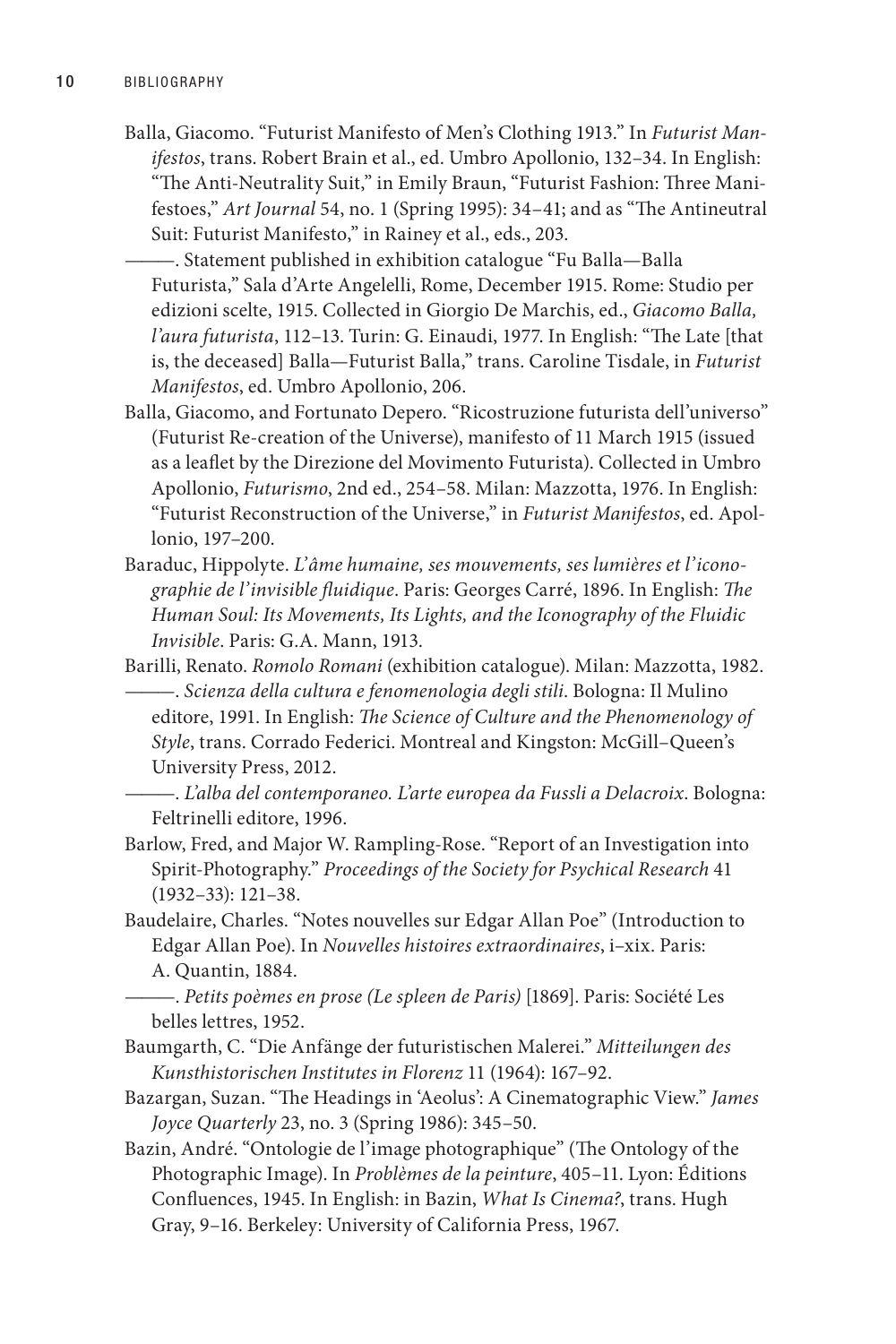Balla, Giacomo. "Futurist Manifesto of Men's Clothing 1913." In *Futurist Manifestos*, trans. Robert Brain et al., ed. Umbro Apollonio, 132–34. In English: "The Anti-Neutrality Suit," in Emily Braun, "Futurist Fashion: Three Manifestoes," *Art Journal* 54, no. 1 (Spring 1995): 34–41; and as "The Antineutral Suit: Futurist Manifesto," in Rainey et al., eds., 203.

———. Statement published in exhibition catalogue "Fu Balla—Balla Futurista," Sala d'Arte Angelelli, Rome, December 1915. Rome: Studio per edizioni scelte, 1915. Collected in Giorgio De Marchis, ed., *Giacomo Balla, l'aura futurista*, 112–13. Turin: G. Einaudi, 1977. In English: "The Late [that is, the deceased] Balla—Futurist Balla," trans. Caroline Tisdale, in *Futurist Manifestos*, ed. Umbro Apollonio, 206.

Balla, Giacomo, and Fortunato Depero. "Ricostruzione futurista dell'universo" (Futurist Re-creation of the Universe), manifesto of 11 March 1915 (issued as a leaflet by the Direzione del Movimento Futurista). Collected in Umbro Apollonio, *Futurismo*, 2nd ed., 254–58. Milan: Mazzotta, 1976. In English: "Futurist Reconstruction of the Universe," in *Futurist Manifestos*, ed. Apollonio, 197–200.

Baraduc, Hippolyte. *L'âme humaine, ses mouvements, ses lumières et l'iconographie de l'invisible fluidique*. Paris: Georges Carré, 1896. In English: *The Human Soul: Its Movements, Its Lights, and the Iconography of the Fluidic Invisible*. Paris: G.A. Mann, 1913.

Barilli, Renato. *Romolo Romani* (exhibition catalogue). Milan: Mazzotta, 1982.

———. *Scienza della cultura e fenomenologia degli stili*. Bologna: Il Mulino editore, 1991. In English: *The Science of Culture and the Phenomenology of Style*, trans. Corrado Federici. Montreal and Kingston: McGill–Queen's University Press, 2012.

———. *L'alba del contemporaneo. L'arte europea da Fussli a Delacroix*. Bologna: Feltrinelli editore, 1996.

Barlow, Fred, and Major W. Rampling-Rose. "Report of an Investigation into Spirit-Photography." *Proceedings of the Society for Psychical Research* 41 (1932–33): 121–38.

Baudelaire, Charles. "Notes nouvelles sur Edgar Allan Poe" (Introduction to Edgar Allan Poe). In *Nouvelles histoires extraordinaires*, i–xix. Paris: A. Quantin, 1884.

———. *Petits poèmes en prose (Le spleen de Paris)* [1869]. Paris: Société Les belles lettres, 1952.

Baumgarth, C. "Die Anfänge der futuristischen Malerei." *Mitteilungen des Kunsthistorischen Institutes in Florenz* 11 (1964): 167–92.

Bazargan, Suzan. "The Headings in 'Aeolus': A Cinematographic View." *James Joyce Quarterly* 23, no. 3 (Spring 1986): 345–50.

Bazin, André. "Ontologie de l'image photographique" (The Ontology of the Photographic Image). In *Problèmes de la peinture*, 405–11. Lyon: Éditions Confluences, 1945. In English: in Bazin, *What Is Cinema?*, trans. Hugh Gray, 9–16. Berkeley: University of California Press, 1967.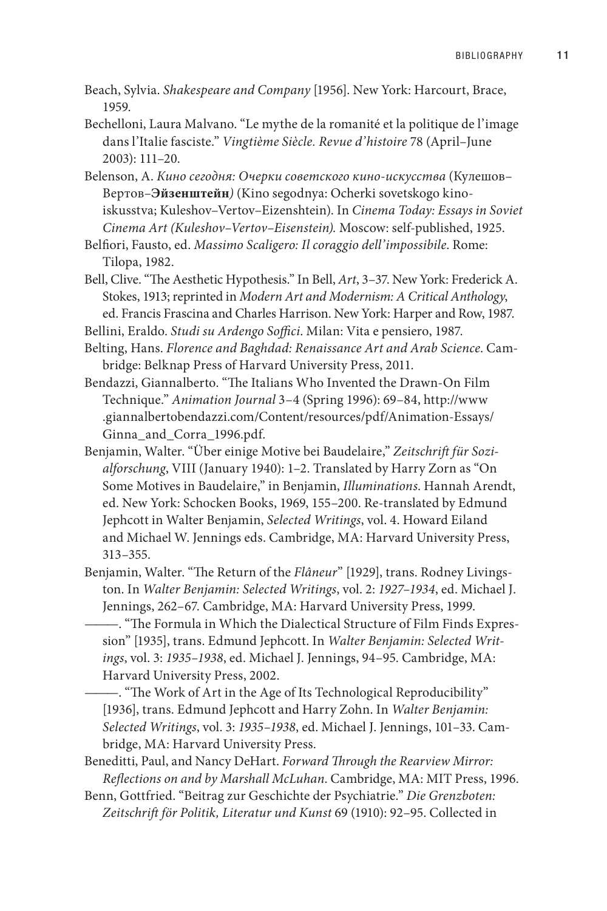Beach, Sylvia. *Shakespeare and Company* [1956]. New York: Harcourt, Brace, 1959.

Bechelloni, Laura Malvano. "Le mythe de la romanité et la politique de l'image dans l'Italie fasciste." *Vingtième Siècle. Revue d'histoire* 78 (April–June 2003): 111–20.

Belenson, A. *Кино сегодня: Очерки советского кино-искусства* (Кулешов–Вертов–**Эйзенштейн***)* (Kino segodnya: Ocherki sovetskogo kino-iskusstva; Kuleshov–Vertov–Eizenshtein). In *Cinema Today: Essays in Soviet Cinema Art (Kuleshov–Vertov–Eisenstein).* Moscow: self-published, 1925.

Belfiori, Fausto, ed. *Massimo Scaligero: Il coraggio dell'impossibile*. Rome: Tilopa, 1982.

Bell, Clive. "The Aesthetic Hypothesis." In Bell, *Art*, 3–37. New York: Frederick A. Stokes, 1913; reprinted in *Modern Art and Modernism: A Critical Anthology*, ed. Francis Frascina and Charles Harrison. New York: Harper and Row, 1987.

Bellini, Eraldo. *Studi su Ardengo Soffici*. Milan: Vita e pensiero, 1987.

Belting, Hans. *Florence and Baghdad: Renaissance Art and Arab Science*. Cambridge: Belknap Press of Harvard University Press, 2011.

Bendazzi, Giannalberto. "The Italians Who Invented the Drawn-On Film Technique." *Animation Journal* 3–4 (Spring 1996): 69–84, http://www.giannalbertobendazzi.com/Content/resources/pdf/Animation-Essays/Ginna_and_Corra_1996.pdf.

Benjamin, Walter. "Über einige Motive bei Baudelaire," *Zeitschrift für Sozialforschung*, VIII (January 1940): 1–2. Translated by Harry Zorn as "On Some Motives in Baudelaire," in Benjamin, *Illuminations*. Hannah Arendt, ed. New York: Schocken Books, 1969, 155–200. Re-translated by Edmund Jephcott in Walter Benjamin, *Selected Writings*, vol. 4. Howard Eiland and Michael W. Jennings eds. Cambridge, MA: Harvard University Press, 313–355.

Benjamin, Walter. "The Return of the *Flâneur*" [1929], trans. Rodney Livingston. In *Walter Benjamin: Selected Writings*, vol. 2: *1927–1934*, ed. Michael J. Jennings, 262–67. Cambridge, MA: Harvard University Press, 1999.

———. "The Formula in Which the Dialectical Structure of Film Finds Expression" [1935], trans. Edmund Jephcott. In *Walter Benjamin: Selected Writings*, vol. 3: *1935–1938*, ed. Michael J. Jennings, 94–95. Cambridge, MA: Harvard University Press, 2002.

———. "The Work of Art in the Age of Its Technological Reproducibility" [1936], trans. Edmund Jephcott and Harry Zohn. In *Walter Benjamin: Selected Writings*, vol. 3: *1935–1938*, ed. Michael J. Jennings, 101–33. Cambridge, MA: Harvard University Press.

Beneditti, Paul, and Nancy DeHart. *Forward Through the Rearview Mirror: Reflections on and by Marshall McLuhan*. Cambridge, MA: MIT Press, 1996.

Benn, Gottfried. "Beitrag zur Geschichte der Psychiatrie." *Die Grenzboten: Zeitschrift för Politik, Literatur und Kunst* 69 (1910): 92–95. Collected in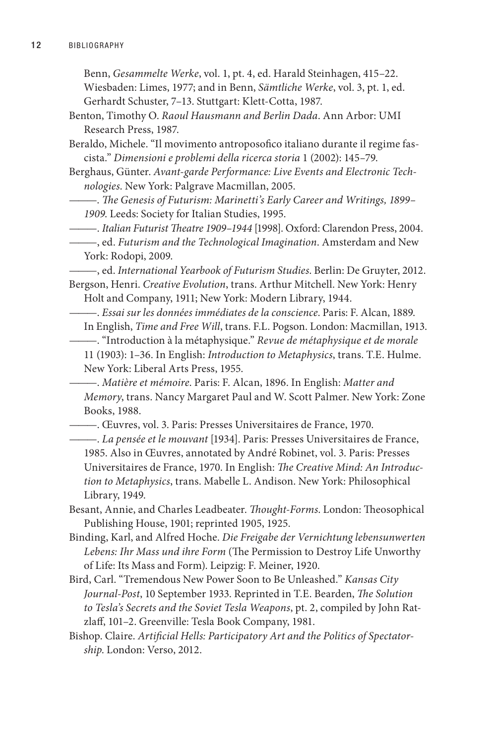Benn, *Gesammelte Werke*, vol. 1, pt. 4, ed. Harald Steinhagen, 415–22. Wiesbaden: Limes, 1977; and in Benn, *Sämtliche Werke*, vol. 3, pt. 1, ed. Gerhardt Schuster, 7–13. Stuttgart: Klett-Cotta, 1987.

Benton, Timothy O. *Raoul Hausmann and Berlin Dada*. Ann Arbor: UMI Research Press, 1987.

Beraldo, Michele. "Il movimento antroposofico italiano durante il regime fascista." *Dimensioni e problemi della ricerca storia* 1 (2002): 145–79.

Berghaus, Günter. *Avant-garde Performance: Live Events and Electronic Technologies*. New York: Palgrave Macmillan, 2005.

———. *The Genesis of Futurism: Marinetti's Early Career and Writings, 1899–1909*. Leeds: Society for Italian Studies, 1995.

———. *Italian Futurist Theatre 1909–1944* [1998]. Oxford: Clarendon Press, 2004.

———, ed. *Futurism and the Technological Imagination*. Amsterdam and New York: Rodopi, 2009.

———, ed. *International Yearbook of Futurism Studies*. Berlin: De Gruyter, 2012.

Bergson, Henri. *Creative Evolution*, trans. Arthur Mitchell. New York: Henry Holt and Company, 1911; New York: Modern Library, 1944.

———. *Essai sur les données immédiates de la conscience*. Paris: F. Alcan, 1889. In English, *Time and Free Will*, trans. F.L. Pogson. London: Macmillan, 1913.

———. "Introduction à la métaphysique." *Revue de métaphysique et de morale* 11 (1903): 1–36. In English: *Introduction to Metaphysics*, trans. T.E. Hulme. New York: Liberal Arts Press, 1955.

———. *Matière et mémoire*. Paris: F. Alcan, 1896. In English: *Matter and Memory*, trans. Nancy Margaret Paul and W. Scott Palmer. New York: Zone Books, 1988.

———. Œuvres, vol. 3. Paris: Presses Universitaires de France, 1970.

———. *La pensée et le mouvant* [1934]. Paris: Presses Universitaires de France, 1985. Also in Œuvres, annotated by André Robinet, vol. 3. Paris: Presses Universitaires de France, 1970. In English: *The Creative Mind: An Introduction to Metaphysics*, trans. Mabelle L. Andison. New York: Philosophical Library, 1949.

Besant, Annie, and Charles Leadbeater. *Thought-Forms*. London: Theosophical Publishing House, 1901; reprinted 1905, 1925.

Binding, Karl, and Alfred Hoche. *Die Freigabe der Vernichtung lebensunwerten Lebens: Ihr Mass und ihre Form* (The Permission to Destroy Life Unworthy of Life: Its Mass and Form). Leipzig: F. Meiner, 1920.

Bird, Carl. "Tremendous New Power Soon to Be Unleashed." *Kansas City Journal-Post*, 10 September 1933. Reprinted in T.E. Bearden, *The Solution to Tesla's Secrets and the Soviet Tesla Weapons*, pt. 2, compiled by John Ratzlaff, 101–2. Greenville: Tesla Book Company, 1981.

Bishop. Claire. *Artificial Hells: Participatory Art and the Politics of Spectatorship*. London: Verso, 2012.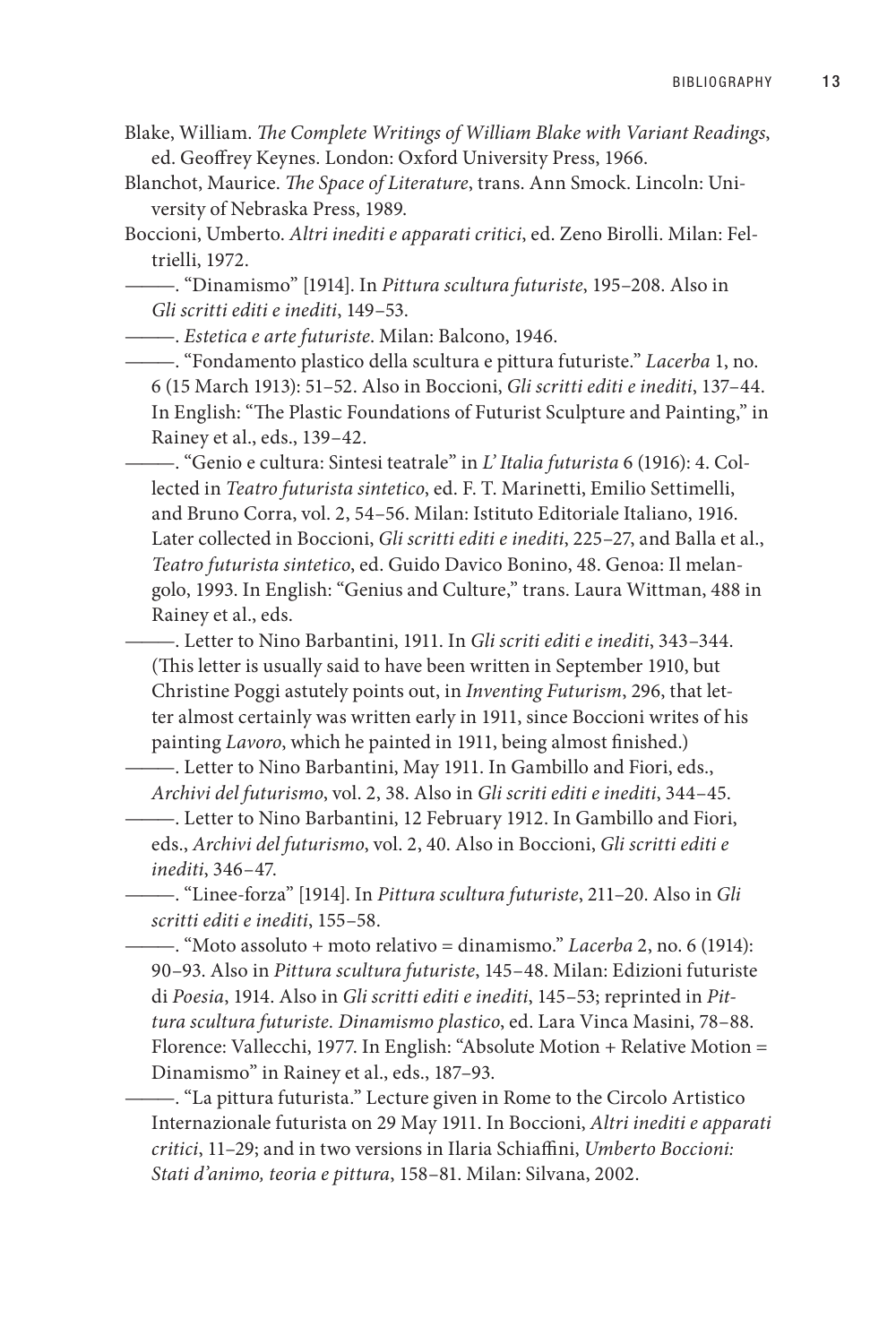Blake, William. *The Complete Writings of William Blake with Variant Readings*, ed. Geoffrey Keynes. London: Oxford University Press, 1966.

Blanchot, Maurice. *The Space of Literature*, trans. Ann Smock. Lincoln: University of Nebraska Press, 1989.

Boccioni, Umberto. *Altri inediti e apparati critici*, ed. Zeno Birolli. Milan: Feltrielli, 1972.

———. "Dinamismo" [1914]. In *Pittura scultura futuriste*, 195–208. Also in *Gli scritti editi e inediti*, 149–53.

———. *Estetica e arte futuriste*. Milan: Balcono, 1946.

———. "Fondamento plastico della scultura e pittura futuriste." *Lacerba* 1, no. 6 (15 March 1913): 51–52. Also in Boccioni, *Gli scritti editi e inediti*, 137–44. In English: "The Plastic Foundations of Futurist Sculpture and Painting," in Rainey et al., eds., 139–42.

———. "Genio e cultura: Sintesi teatrale" in *L' Italia futurista* 6 (1916): 4. Collected in *Teatro futurista sintetico*, ed. F. T. Marinetti, Emilio Settimelli, and Bruno Corra, vol. 2, 54–56. Milan: Istituto Editoriale Italiano, 1916. Later collected in Boccioni, *Gli scritti editi e inediti*, 225–27, and Balla et al., *Teatro futurista sintetico*, ed. Guido Davico Bonino, 48. Genoa: Il melangolo, 1993. In English: "Genius and Culture," trans. Laura Wittman, 488 in Rainey et al., eds.

———. Letter to Nino Barbantini, 1911. In *Gli scriti editi e inediti*, 343–344. (This letter is usually said to have been written in September 1910, but Christine Poggi astutely points out, in *Inventing Futurism*, 296, that letter almost certainly was written early in 1911, since Boccioni writes of his painting *Lavoro*, which he painted in 1911, being almost finished.)

———. Letter to Nino Barbantini, May 1911. In Gambillo and Fiori, eds., *Archivi del futurismo*, vol. 2, 38. Also in *Gli scriti editi e inediti*, 344–45.

———. Letter to Nino Barbantini, 12 February 1912. In Gambillo and Fiori, eds., *Archivi del futurismo*, vol. 2, 40. Also in Boccioni, *Gli scritti editi e inediti*, 346–47.

———. "Linee-forza" [1914]. In *Pittura scultura futuriste*, 211–20. Also in *Gli scritti editi e inediti*, 155–58.

———. "Moto assoluto + moto relativo = dinamismo." *Lacerba* 2, no. 6 (1914): 90–93. Also in *Pittura scultura futuriste*, 145–48. Milan: Edizioni futuriste di *Poesia*, 1914. Also in *Gli scritti editi e inediti*, 145–53; reprinted in *Pittura scultura futuriste. Dinamismo plastico*, ed. Lara Vinca Masini, 78–88. Florence: Vallecchi, 1977. In English: "Absolute Motion + Relative Motion = Dinamismo" in Rainey et al., eds., 187–93.

———. "La pittura futurista." Lecture given in Rome to the Circolo Artistico Internazionale futurista on 29 May 1911. In Boccioni, *Altri inediti e apparati critici*, 11–29; and in two versions in Ilaria Schiaffini, *Umberto Boccioni: Stati d'animo, teoria e pittura*, 158–81. Milan: Silvana, 2002.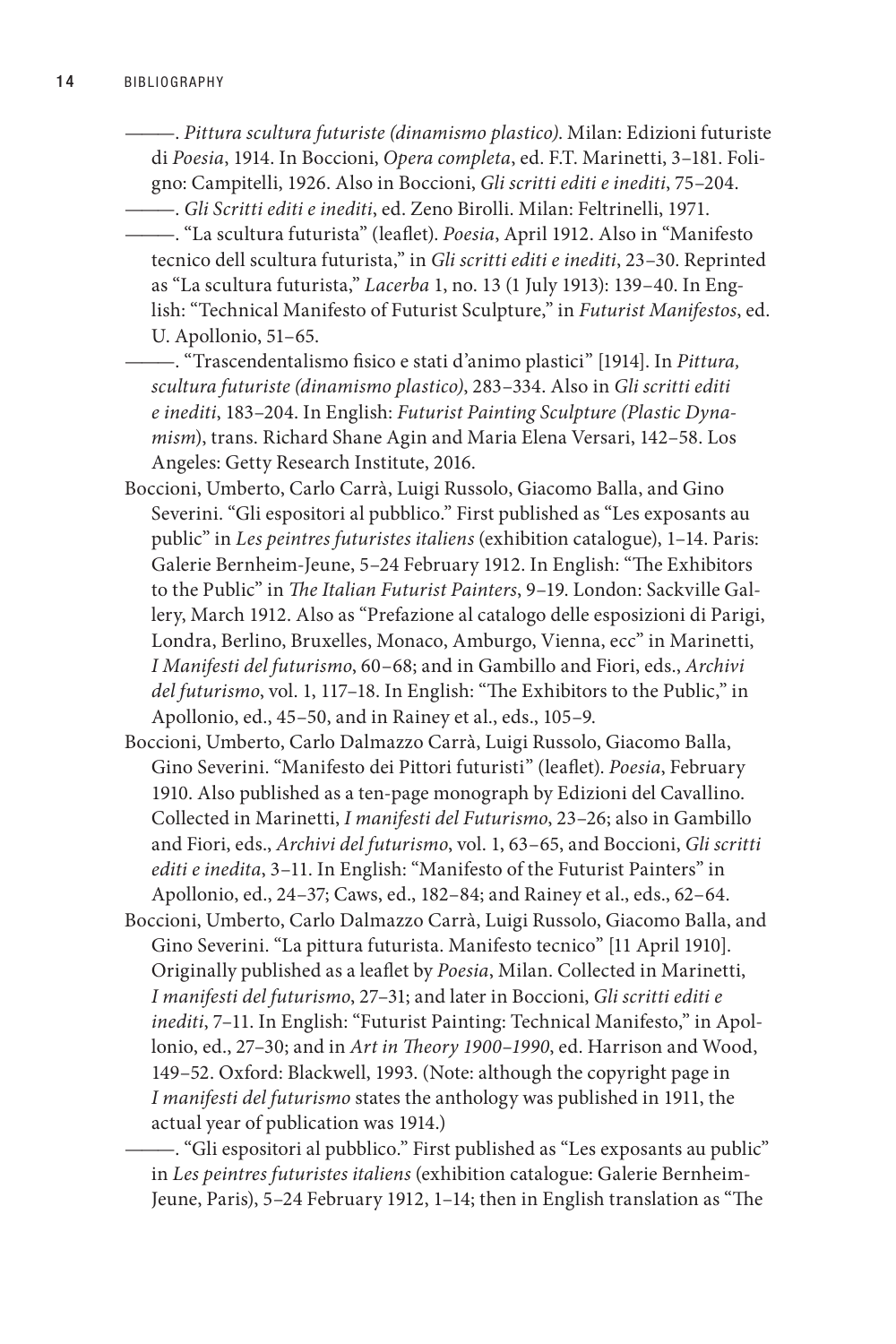———. *Pittura scultura futuriste (dinamismo plastico)*. Milan: Edizioni futuriste di *Poesia*, 1914. In Boccioni, *Opera completa*, ed. F.T. Marinetti, 3–181. Foligno: Campitelli, 1926. Also in Boccioni, *Gli scritti editi e inediti*, 75–204.

———. *Gli Scritti editi e inediti*, ed. Zeno Birolli. Milan: Feltrinelli, 1971.

———. "La scultura futurista" (leaflet). *Poesia*, April 1912. Also in "Manifesto tecnico dell scultura futurista," in *Gli scritti editi e inediti*, 23–30. Reprinted as "La scultura futurista," *Lacerba* 1, no. 13 (1 July 1913): 139–40. In English: "Technical Manifesto of Futurist Sculpture," in *Futurist Manifestos*, ed. U. Apollonio, 51–65.

———. "Trascendentalismo fisico e stati d'animo plastici" [1914]. In *Pittura, scultura futuriste (dinamismo plastico)*, 283–334. Also in *Gli scritti editi e inediti*, 183–204. In English: *Futurist Painting Sculpture (Plastic Dynamism)*, trans. Richard Shane Agin and Maria Elena Versari, 142–58. Los Angeles: Getty Research Institute, 2016.

Boccioni, Umberto, Carlo Carrà, Luigi Russolo, Giacomo Balla, and Gino Severini. "Gli espositori al pubblico." First published as "Les exposants au public" in *Les peintres futuristes italiens* (exhibition catalogue), 1–14. Paris: Galerie Bernheim-Jeune, 5–24 February 1912. In English: "The Exhibitors to the Public" in *The Italian Futurist Painters*, 9–19. London: Sackville Gallery, March 1912. Also as "Prefazione al catalogo delle esposizioni di Parigi, Londra, Berlino, Bruxelles, Monaco, Amburgo, Vienna, ecc" in Marinetti, *I Manifesti del futurismo*, 60–68; and in Gambillo and Fiori, eds., *Archivi del futurismo*, vol. 1, 117–18. In English: "The Exhibitors to the Public," in Apollonio, ed., 45–50, and in Rainey et al., eds., 105–9.

Boccioni, Umberto, Carlo Dalmazzo Carrà, Luigi Russolo, Giacomo Balla, Gino Severini. "Manifesto dei Pittori futuristi" (leaflet). *Poesia*, February 1910. Also published as a ten-page monograph by Edizioni del Cavallino. Collected in Marinetti, *I manifesti del Futurismo*, 23–26; also in Gambillo and Fiori, eds., *Archivi del futurismo*, vol. 1, 63–65, and Boccioni, *Gli scritti editi e inedita*, 3–11. In English: "Manifesto of the Futurist Painters" in Apollonio, ed., 24–37; Caws, ed., 182–84; and Rainey et al., eds., 62–64.

Boccioni, Umberto, Carlo Dalmazzo Carrà, Luigi Russolo, Giacomo Balla, and Gino Severini. "La pittura futurista. Manifesto tecnico" [11 April 1910]. Originally published as a leaflet by *Poesia*, Milan. Collected in Marinetti, *I manifesti del futurismo*, 27–31; and later in Boccioni, *Gli scritti editi e inediti*, 7–11. In English: "Futurist Painting: Technical Manifesto," in Apollonio, ed., 27–30; and in *Art in Theory 1900–1990*, ed. Harrison and Wood, 149–52. Oxford: Blackwell, 1993. (Note: although the copyright page in *I manifesti del futurismo* states the anthology was published in 1911, the actual year of publication was 1914.)

———. "Gli espositori al pubblico." First published as "Les exposants au public" in *Les peintres futuristes italiens* (exhibition catalogue: Galerie Bernheim-Jeune, Paris), 5–24 February 1912, 1–14; then in English translation as "The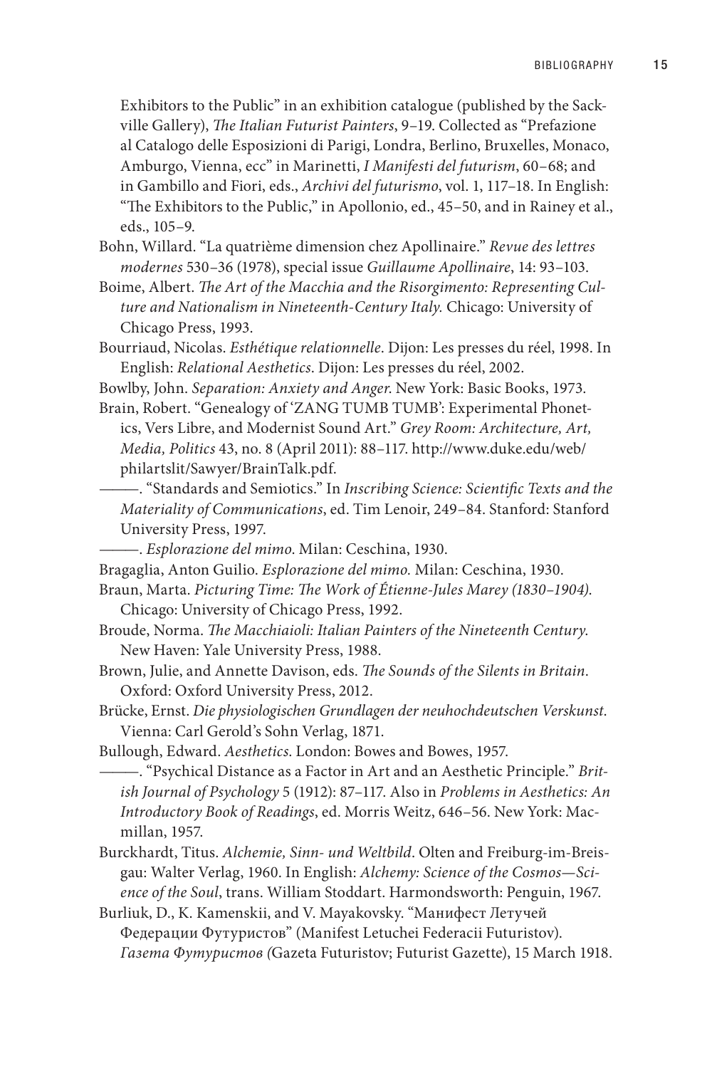Exhibitors to the Public" in an exhibition catalogue (published by the Sackville Gallery), *The Italian Futurist Painters*, 9–19. Collected as "Prefazione al Catalogo delle Esposizioni di Parigi, Londra, Berlino, Bruxelles, Monaco, Amburgo, Vienna, ecc" in Marinetti, *I Manifesti del futurism*, 60–68; and in Gambillo and Fiori, eds., *Archivi del futurismo*, vol. 1, 117–18. In English: "The Exhibitors to the Public," in Apollonio, ed., 45–50, and in Rainey et al., eds., 105–9.

Bohn, Willard. "La quatrième dimension chez Apollinaire." *Revue des lettres modernes* 530–36 (1978), special issue *Guillaume Apollinaire*, 14: 93–103.

Boime, Albert. *The Art of the Macchia and the Risorgimento: Representing Culture and Nationalism in Nineteenth-Century Italy.* Chicago: University of Chicago Press, 1993.

Bourriaud, Nicolas. *Esthétique relationnelle*. Dijon: Les presses du réel, 1998. In English: *Relational Aesthetics*. Dijon: Les presses du réel, 2002.

Bowlby, John. *Separation: Anxiety and Anger*. New York: Basic Books, 1973.

Brain, Robert. "Genealogy of 'ZANG TUMB TUMB': Experimental Phonetics, Vers Libre, and Modernist Sound Art." *Grey Room: Architecture, Art, Media, Politics* 43, no. 8 (April 2011): 88–117. http://www.duke.edu/web/philartslit/Sawyer/BrainTalk.pdf.

———. "Standards and Semiotics." In *Inscribing Science: Scientific Texts and the Materiality of Communications*, ed. Tim Lenoir, 249–84. Stanford: Stanford University Press, 1997.

———. *Esplorazione del mimo*. Milan: Ceschina, 1930.

Bragaglia, Anton Guilio. *Esplorazione del mimo.* Milan: Ceschina, 1930.

Braun, Marta. *Picturing Time: The Work of Étienne-Jules Marey (1830–1904).* Chicago: University of Chicago Press, 1992.

Broude, Norma. *The Macchiaioli: Italian Painters of the Nineteenth Century.* New Haven: Yale University Press, 1988.

Brown, Julie, and Annette Davison, eds. *The Sounds of the Silents in Britain.* Oxford: Oxford University Press, 2012.

Brücke, Ernst. *Die physiologischen Grundlagen der neuhochdeutschen Verskunst.* Vienna: Carl Gerold's Sohn Verlag, 1871.

Bullough, Edward. *Aesthetics*. London: Bowes and Bowes, 1957.

———. "Psychical Distance as a Factor in Art and an Aesthetic Principle." *British Journal of Psychology* 5 (1912): 87–117. Also in *Problems in Aesthetics: An Introductory Book of Readings*, ed. Morris Weitz, 646–56. New York: Macmillan, 1957.

Burckhardt, Titus. *Alchemie, Sinn- und Weltbild*. Olten and Freiburg-im-Breisgau: Walter Verlag, 1960. In English: *Alchemy: Science of the Cosmos—Science of the Soul*, trans. William Stoddart. Harmondsworth: Penguin, 1967.

Burliuk, D., K. Kamenskii, and V. Mayakovsky. "Манифест Летучей Федерации Футуристов" (Manifest Letuchei Federacii Futuristov). *Газета Футуристов (*Gazeta Futuristov; Futurist Gazette), 15 March 1918.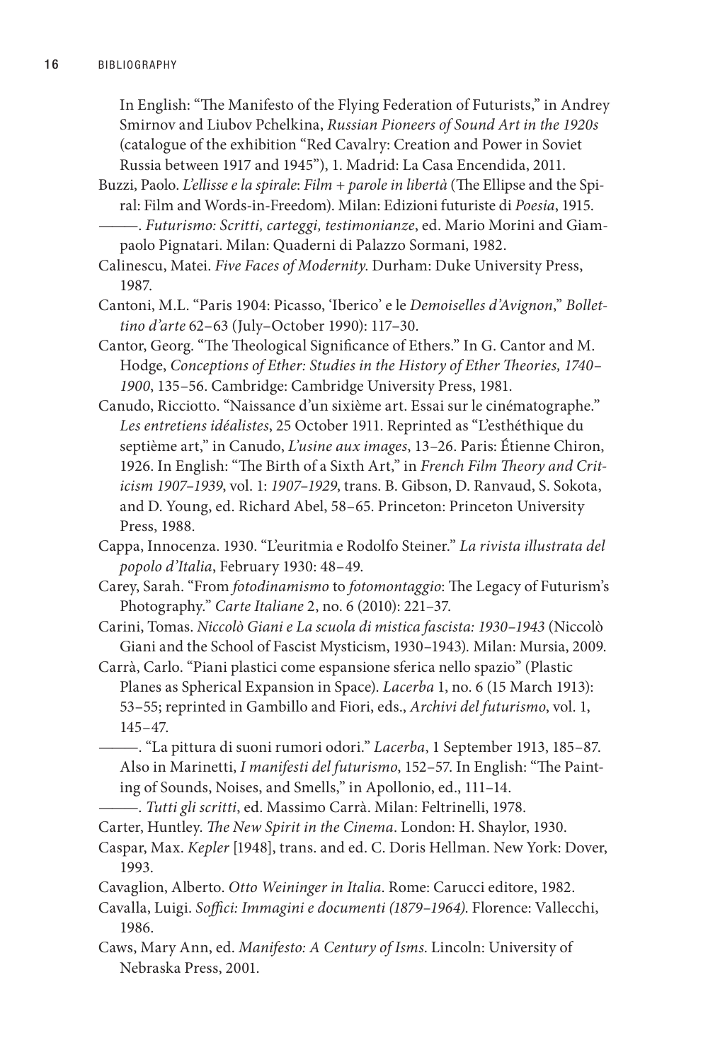In English: "The Manifesto of the Flying Federation of Futurists," in Andrey Smirnov and Liubov Pchelkina, *Russian Pioneers of Sound Art in the 1920s* (catalogue of the exhibition "Red Cavalry: Creation and Power in Soviet Russia between 1917 and 1945"), 1. Madrid: La Casa Encendida, 2011.

Buzzi, Paolo. *L'ellisse e la spirale*: *Film + parole in libertà* (The Ellipse and the Spiral: Film and Words-in-Freedom). Milan: Edizioni futuriste di *Poesia*, 1915.

———. *Futurismo: Scritti, carteggi, testimonianze*, ed. Mario Morini and Giampaolo Pignatari. Milan: Quaderni di Palazzo Sormani, 1982.

Calinescu, Matei. *Five Faces of Modernity*. Durham: Duke University Press, 1987.

Cantoni, M.L. "Paris 1904: Picasso, 'Iberico' e le *Demoiselles d'Avignon*," *Bollettino d'arte* 62–63 (July–October 1990): 117–30.

Cantor, Georg. "The Theological Significance of Ethers." In G. Cantor and M. Hodge, *Conceptions of Ether: Studies in the History of Ether Theories, 1740–1900*, 135–56. Cambridge: Cambridge University Press, 1981.

Canudo, Ricciotto. "Naissance d'un sixième art. Essai sur le cinématographe." *Les entretiens idéalistes*, 25 October 1911. Reprinted as "L'esthéthique du septième art," in Canudo, *L'usine aux images*, 13–26. Paris: Étienne Chiron, 1926. In English: "The Birth of a Sixth Art," in *French Film Theory and Criticism 1907–1939*, vol. 1: *1907–1929*, trans. B. Gibson, D. Ranvaud, S. Sokota, and D. Young, ed. Richard Abel, 58–65. Princeton: Princeton University Press, 1988.

Cappa, Innocenza. 1930. "L'euritmia e Rodolfo Steiner." *La rivista illustrata del popolo d'Italia*, February 1930: 48–49.

Carey, Sarah. "From *fotodinamismo* to *fotomontaggio*: The Legacy of Futurism's Photography." *Carte Italiane* 2, no. 6 (2010): 221–37.

Carini, Tomas. *Niccolò Giani e La scuola di mistica fascista: 1930–1943* (Niccolò Giani and the School of Fascist Mysticism, 1930–1943). Milan: Mursia, 2009.

Carrà, Carlo. "Piani plastici come espansione sferica nello spazio" (Plastic Planes as Spherical Expansion in Space). *Lacerba* 1, no. 6 (15 March 1913): 53–55; reprinted in Gambillo and Fiori, eds., *Archivi del futurismo*, vol. 1, 145–47.

———. "La pittura di suoni rumori odori." *Lacerba*, 1 September 1913, 185–87. Also in Marinetti, *I manifesti del futurismo*, 152–57. In English: "The Painting of Sounds, Noises, and Smells," in Apollonio, ed., 111–14.

———. *Tutti gli scritti*, ed. Massimo Carrà. Milan: Feltrinelli, 1978.

Carter, Huntley. *The New Spirit in the Cinema*. London: H. Shaylor, 1930.

Caspar, Max. *Kepler* [1948], trans. and ed. C. Doris Hellman. New York: Dover, 1993.

Cavaglion, Alberto. *Otto Weininger in Italia*. Rome: Carucci editore, 1982.

Cavalla, Luigi. *Soffici: Immagini e documenti (1879–1964)*. Florence: Vallecchi, 1986.

Caws, Mary Ann, ed. *Manifesto: A Century of Isms*. Lincoln: University of Nebraska Press, 2001.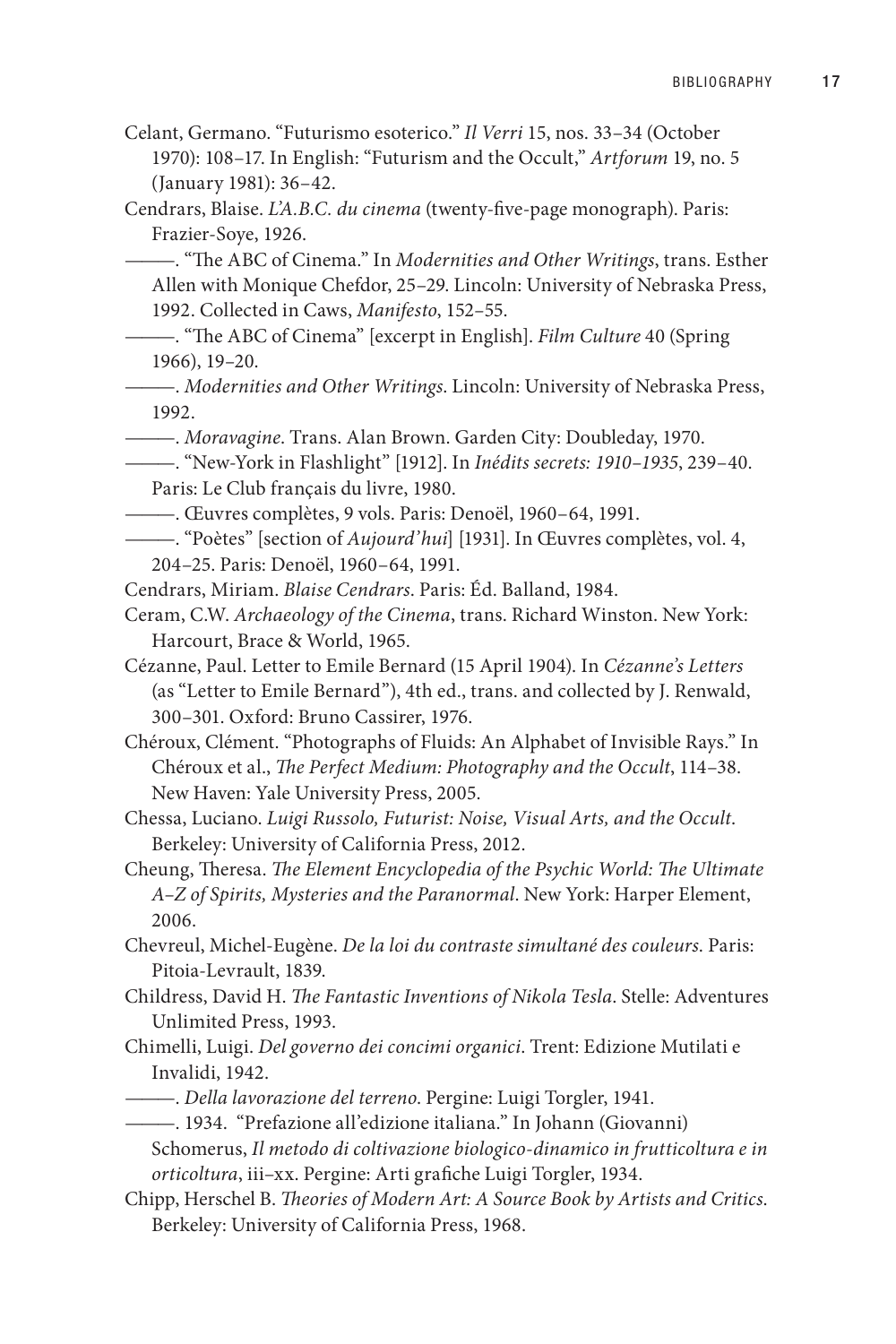Celant, Germano. "Futurismo esoterico." *Il Verri* 15, nos. 33–34 (October 1970): 108–17. In English: "Futurism and the Occult," *Artforum* 19, no. 5 (January 1981): 36–42.

Cendrars, Blaise. *L'A.B.C. du cinema* (twenty-five-page monograph). Paris: Frazier-Soye, 1926.

———. "The ABC of Cinema." In *Modernities and Other Writings*, trans. Esther Allen with Monique Chefdor, 25–29. Lincoln: University of Nebraska Press, 1992. Collected in Caws, *Manifesto*, 152–55.

———. "The ABC of Cinema" [excerpt in English]. *Film Culture* 40 (Spring 1966), 19–20.

———. *Modernities and Other Writings*. Lincoln: University of Nebraska Press, 1992.

———. *Moravagine*. Trans. Alan Brown. Garden City: Doubleday, 1970.

———. "New-York in Flashlight" [1912]. In *Inédits secrets: 1910–1935*, 239–40. Paris: Le Club français du livre, 1980.

———. Œuvres complètes, 9 vols. Paris: Denoël, 1960–64, 1991.

———. "Poètes" [section of *Aujourd'hui*] [1931]. In Œuvres complètes, vol. 4, 204–25. Paris: Denoël, 1960–64, 1991.

Cendrars, Miriam. *Blaise Cendrars*. Paris: Éd. Balland, 1984.

Ceram, C.W. *Archaeology of the Cinema*, trans. Richard Winston. New York: Harcourt, Brace & World, 1965.

Cézanne, Paul. Letter to Emile Bernard (15 April 1904). In *Cézanne's Letters* (as "Letter to Emile Bernard"), 4th ed., trans. and collected by J. Renwald, 300–301. Oxford: Bruno Cassirer, 1976.

Chéroux, Clément. "Photographs of Fluids: An Alphabet of Invisible Rays." In Chéroux et al., *The Perfect Medium: Photography and the Occult*, 114–38. New Haven: Yale University Press, 2005.

Chessa, Luciano. *Luigi Russolo, Futurist: Noise, Visual Arts, and the Occult*. Berkeley: University of California Press, 2012.

Cheung, Theresa. *The Element Encyclopedia of the Psychic World: The Ultimate A–Z of Spirits, Mysteries and the Paranormal*. New York: Harper Element, 2006.

Chevreul, Michel-Eugène. *De la loi du contraste simultané des couleurs*. Paris: Pitoia-Levrault, 1839.

Childress, David H. *The Fantastic Inventions of Nikola Tesla*. Stelle: Adventures Unlimited Press, 1993.

Chimelli, Luigi. *Del governo dei concimi organici*. Trent: Edizione Mutilati e Invalidi, 1942.

———. *Della lavorazione del terreno*. Pergine: Luigi Torgler, 1941.

———. 1934. "Prefazione all'edizione italiana." In Johann (Giovanni) Schomerus, *Il metodo di coltivazione biologico-dinamico in frutticoltura e in orticoltura*, iii–xx. Pergine: Arti grafiche Luigi Torgler, 1934.

Chipp, Herschel B. *Theories of Modern Art: A Source Book by Artists and Critics*. Berkeley: University of California Press, 1968.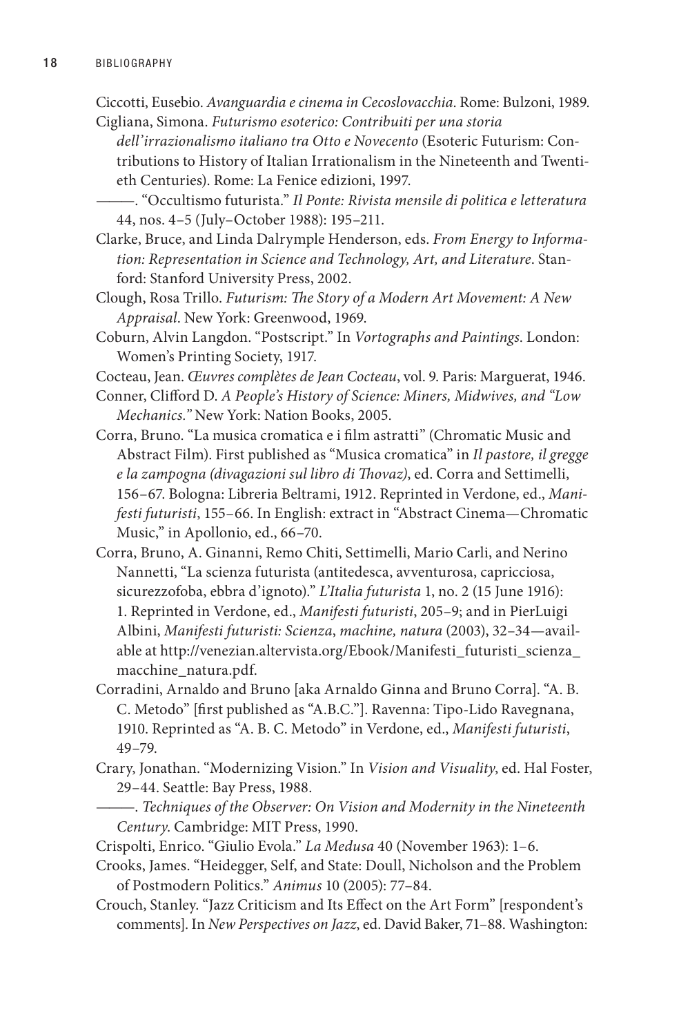Ciccotti, Eusebio. *Avanguardia e cinema in Cecoslovacchia*. Rome: Bulzoni, 1989.

Cigliana, Simona. *Futurismo esoterico: Contribuiti per una storia dell'irrazionalismo italiano tra Otto e Novecento* (Esoteric Futurism: Contributions to History of Italian Irrationalism in the Nineteenth and Twentieth Centuries). Rome: La Fenice edizioni, 1997.

———. "Occultismo futurista." *Il Ponte: Rivista mensile di politica e letteratura* 44, nos. 4–5 (July–October 1988): 195–211.

Clarke, Bruce, and Linda Dalrymple Henderson, eds. *From Energy to Information: Representation in Science and Technology, Art, and Literature*. Stanford: Stanford University Press, 2002.

Clough, Rosa Trillo. *Futurism: The Story of a Modern Art Movement: A New Appraisal*. New York: Greenwood, 1969.

Coburn, Alvin Langdon. "Postscript." In *Vortographs and Paintings*. London: Women's Printing Society, 1917.

Cocteau, Jean. *Œuvres complètes de Jean Cocteau*, vol. 9. Paris: Marguerat, 1946.

Conner, Clifford D. *A People's History of Science: Miners, Midwives, and "Low Mechanics."* New York: Nation Books, 2005.

Corra, Bruno. "La musica cromatica e i film astratti" (Chromatic Music and Abstract Film). First published as "Musica cromatica" in *Il pastore, il gregge e la zampogna (divagazioni sul libro di Thovaz)*, ed. Corra and Settimelli, 156–67. Bologna: Libreria Beltrami, 1912. Reprinted in Verdone, ed., *Manifesti futuristi*, 155–66. In English: extract in "Abstract Cinema—Chromatic Music," in Apollonio, ed., 66–70.

Corra, Bruno, A. Ginanni, Remo Chiti, Settimelli, Mario Carli, and Nerino Nannetti, "La scienza futurista (antitedesca, avventurosa, capricciosa, sicurezzofoba, ebbra d'ignoto)." *L'Italia futurista* 1, no. 2 (15 June 1916): 1. Reprinted in Verdone, ed., *Manifesti futuristi*, 205–9; and in PierLuigi Albini, *Manifesti futuristi: Scienza, machine, natura* (2003), 32–34—available at http://venezian.altervista.org/Ebook/Manifesti_futuristi_scienza_macchine_natura.pdf.

Corradini, Arnaldo and Bruno [aka Arnaldo Ginna and Bruno Corra]. "A. B. C. Metodo" [first published as "A.B.C."]. Ravenna: Tipo-Lido Ravegnana, 1910. Reprinted as "A. B. C. Metodo" in Verdone, ed., *Manifesti futuristi*, 49–79.

Crary, Jonathan. "Modernizing Vision." In *Vision and Visuality*, ed. Hal Foster, 29–44. Seattle: Bay Press, 1988.

———. *Techniques of the Observer: On Vision and Modernity in the Nineteenth Century*. Cambridge: MIT Press, 1990.

Crispolti, Enrico. "Giulio Evola." *La Medusa* 40 (November 1963): 1–6.

Crooks, James. "Heidegger, Self, and State: Doull, Nicholson and the Problem of Postmodern Politics." *Animus* 10 (2005): 77–84.

Crouch, Stanley. "Jazz Criticism and Its Effect on the Art Form" [respondent's comments]. In *New Perspectives on Jazz*, ed. David Baker, 71–88. Washington: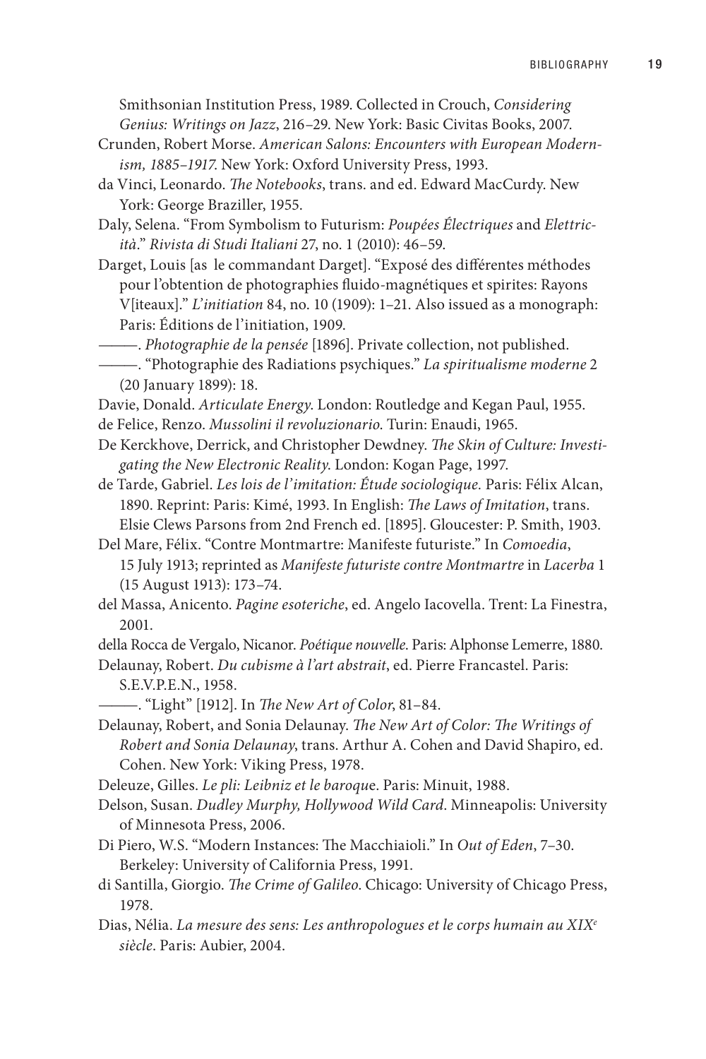Smithsonian Institution Press, 1989. Collected in Crouch, *Considering Genius: Writings on Jazz*, 216–29. New York: Basic Civitas Books, 2007.

Crunden, Robert Morse. *American Salons: Encounters with European Modernism, 1885–1917*. New York: Oxford University Press, 1993.

da Vinci, Leonardo. *The Notebooks*, trans. and ed. Edward MacCurdy. New York: George Braziller, 1955.

Daly, Selena. "From Symbolism to Futurism: *Poupées Électriques* and *Elettricità*." *Rivista di Studi Italiani* 27, no. 1 (2010): 46–59.

Darget, Louis [as le commandant Darget]. "Exposé des différentes méthodes pour l'obtention de photographies fluido-magnétiques et spirites: Rayons V[iteaux]." *L'initiation* 84, no. 10 (1909): 1–21. Also issued as a monograph: Paris: Éditions de l'initiation, 1909.

———. *Photographie de la pensée* [1896]. Private collection, not published.

———. "Photographie des Radiations psychiques." *La spiritualisme moderne* 2 (20 January 1899): 18.

Davie, Donald. *Articulate Energy*. London: Routledge and Kegan Paul, 1955.

de Felice, Renzo. *Mussolini il revoluzionario*. Turin: Enaudi, 1965.

De Kerckhove, Derrick, and Christopher Dewdney. *The Skin of Culture: Investigating the New Electronic Reality*. London: Kogan Page, 1997.

de Tarde, Gabriel. *Les lois de l'imitation: Étude sociologique*. Paris: Félix Alcan, 1890. Reprint: Paris: Kimé, 1993. In English: *The Laws of Imitation*, trans. Elsie Clews Parsons from 2nd French ed. [1895]. Gloucester: P. Smith, 1903.

Del Mare, Félix. "Contre Montmartre: Manifeste futuriste." In *Comoedia*, 15 July 1913; reprinted as *Manifeste futuriste contre Montmartre* in *Lacerba* 1 (15 August 1913): 173–74.

del Massa, Anicento. *Pagine esoteriche*, ed. Angelo Iacovella. Trent: La Finestra, 2001.

della Rocca de Vergalo, Nicanor. *Poétique nouvelle*. Paris: Alphonse Lemerre, 1880.

Delaunay, Robert. *Du cubisme à l'art abstrait*, ed. Pierre Francastel. Paris: S.E.V.P.E.N., 1958.

———. "Light" [1912]. In *The New Art of Color*, 81–84.

Delaunay, Robert, and Sonia Delaunay. *The New Art of Color: The Writings of Robert and Sonia Delaunay*, trans. Arthur A. Cohen and David Shapiro, ed. Cohen. New York: Viking Press, 1978.

Deleuze, Gilles. *Le pli: Leibniz et le baroque*. Paris: Minuit, 1988.

Delson, Susan. *Dudley Murphy, Hollywood Wild Card*. Minneapolis: University of Minnesota Press, 2006.

Di Piero, W.S. "Modern Instances: The Macchiaioli." In *Out of Eden*, 7–30. Berkeley: University of California Press, 1991.

di Santilla, Giorgio. *The Crime of Galileo*. Chicago: University of Chicago Press, 1978.

Dias, Nélia. *La mesure des sens: Les anthropologues et le corps humain au XIX^e siècle*. Paris: Aubier, 2004.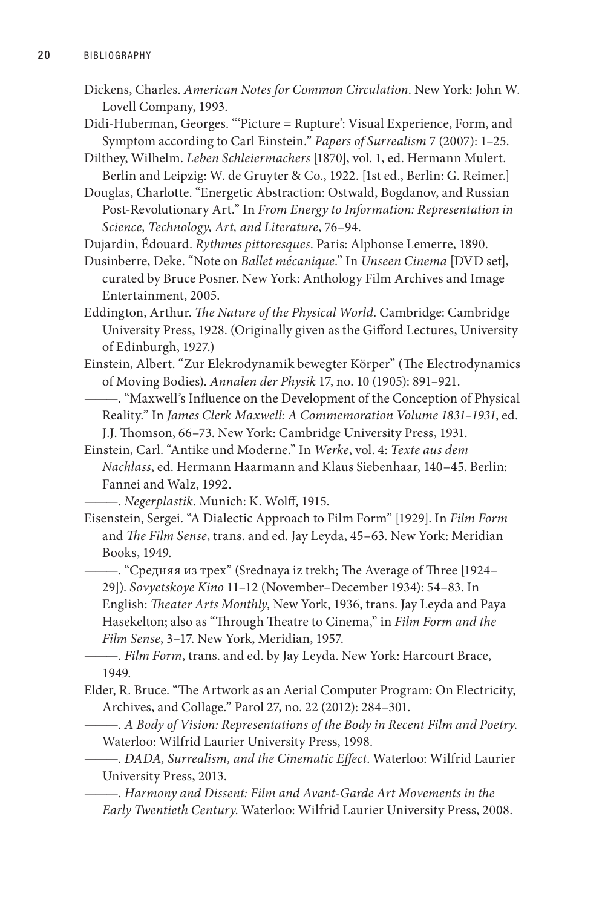Dickens, Charles. *American Notes for Common Circulation*. New York: John W. Lovell Company, 1993.

Didi-Huberman, Georges. "'Picture = Rupture': Visual Experience, Form, and Symptom according to Carl Einstein." *Papers of Surrealism* 7 (2007): 1–25.

Dilthey, Wilhelm. *Leben Schleiermachers* [1870], vol. 1, ed. Hermann Mulert. Berlin and Leipzig: W. de Gruyter & Co., 1922. [1st ed., Berlin: G. Reimer.]

Douglas, Charlotte. "Energetic Abstraction: Ostwald, Bogdanov, and Russian Post-Revolutionary Art." In *From Energy to Information: Representation in Science, Technology, Art, and Literature*, 76–94.

Dujardin, Édouard. *Rythmes pittoresques*. Paris: Alphonse Lemerre, 1890.

Dusinberre, Deke. "Note on *Ballet mécanique*." In *Unseen Cinema* [DVD set], curated by Bruce Posner. New York: Anthology Film Archives and Image Entertainment, 2005.

Eddington, Arthur. *The Nature of the Physical World*. Cambridge: Cambridge University Press, 1928. (Originally given as the Gifford Lectures, University of Edinburgh, 1927.)

Einstein, Albert. "Zur Elekrodynamik bewegter Körper" (The Electrodynamics of Moving Bodies). *Annalen der Physik* 17, no. 10 (1905): 891–921.

———. "Maxwell's Influence on the Development of the Conception of Physical Reality." In *James Clerk Maxwell: A Commemoration Volume 1831–1931*, ed. J.J. Thomson, 66–73. New York: Cambridge University Press, 1931.

Einstein, Carl. "Antike und Moderne." In *Werke*, vol. 4: *Texte aus dem Nachlass*, ed. Hermann Haarmann and Klaus Siebenhaar, 140–45. Berlin: Fannei and Walz, 1992.

———. *Negerplastik*. Munich: K. Wolff, 1915.

Eisenstein, Sergei. "A Dialectic Approach to Film Form" [1929]. In *Film Form* and *The Film Sense*, trans. and ed. Jay Leyda, 45–63. New York: Meridian Books, 1949.

———. "Средняя из трех" (Srednaya iz trekh; The Average of Three [1924–29]). *Sovyetskoye Kino* 11–12 (November–December 1934): 54–83. In English: *Theater Arts Monthly*, New York, 1936, trans. Jay Leyda and Paya Hasekelton; also as "Through Theatre to Cinema," in *Film Form and the Film Sense*, 3–17. New York, Meridian, 1957.

———. *Film Form*, trans. and ed. by Jay Leyda. New York: Harcourt Brace, 1949.

Elder, R. Bruce. "The Artwork as an Aerial Computer Program: On Electricity, Archives, and Collage." Parol 27, no. 22 (2012): 284–301.

———. *A Body of Vision: Representations of the Body in Recent Film and Poetry*. Waterloo: Wilfrid Laurier University Press, 1998.

———. *DADA, Surrealism, and the Cinematic Effect*. Waterloo: Wilfrid Laurier University Press, 2013.

———. *Harmony and Dissent: Film and Avant-Garde Art Movements in the Early Twentieth Century*. Waterloo: Wilfrid Laurier University Press, 2008.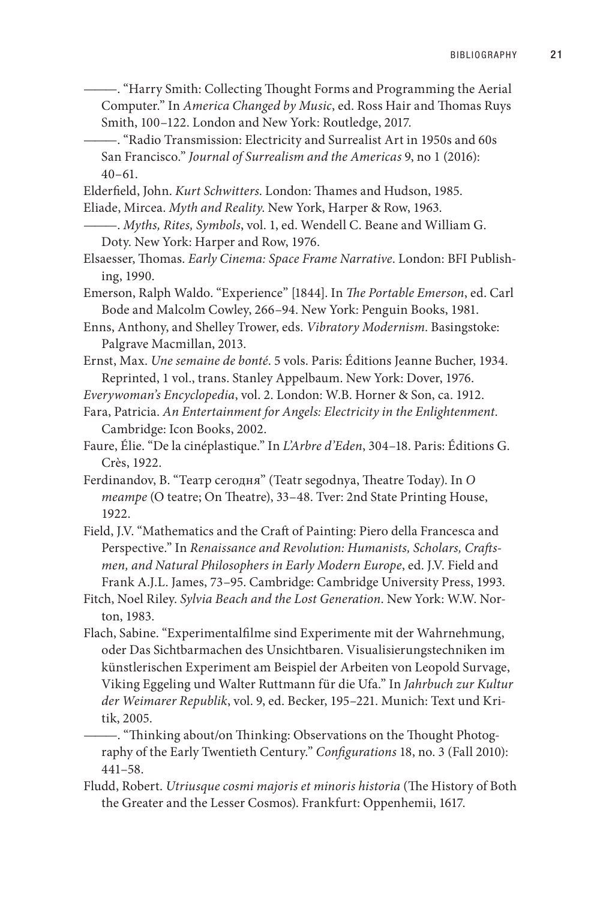———. "Harry Smith: Collecting Thought Forms and Programming the Aerial Computer." In *America Changed by Music*, ed. Ross Hair and Thomas Ruys Smith, 100–122. London and New York: Routledge, 2017.

———. "Radio Transmission: Electricity and Surrealist Art in 1950s and 60s San Francisco." *Journal of Surrealism and the Americas* 9, no 1 (2016): 40–61.

Elderfield, John. *Kurt Schwitters*. London: Thames and Hudson, 1985.

Eliade, Mircea. *Myth and Reality*. New York, Harper & Row, 1963.

———. *Myths, Rites, Symbols*, vol. 1, ed. Wendell C. Beane and William G. Doty. New York: Harper and Row, 1976.

Elsaesser, Thomas. *Early Cinema: Space Frame Narrative*. London: BFI Publishing, 1990.

Emerson, Ralph Waldo. "Experience" [1844]. In *The Portable Emerson*, ed. Carl Bode and Malcolm Cowley, 266–94. New York: Penguin Books, 1981.

Enns, Anthony, and Shelley Trower, eds. *Vibratory Modernism*. Basingstoke: Palgrave Macmillan, 2013.

Ernst, Max. *Une semaine de bonté*. 5 vols. Paris: Éditions Jeanne Bucher, 1934. Reprinted, 1 vol., trans. Stanley Appelbaum. New York: Dover, 1976.

*Everywoman's Encyclopedia*, vol. 2. London: W.B. Horner & Son, ca. 1912.

Fara, Patricia. *An Entertainment for Angels: Electricity in the Enlightenment*. Cambridge: Icon Books, 2002.

Faure, Élie. "De la cinéplastique." In *L'Arbre d'Eden*, 304–18. Paris: Éditions G. Crès, 1922.

Ferdinandov, B. "Театр сегодня" (Teatr segodnya, Theatre Today). In *О театре* (O teatre; On Theatre), 33–48. Tver: 2nd State Printing House, 1922.

Field, J.V. "Mathematics and the Craft of Painting: Piero della Francesca and Perspective." In *Renaissance and Revolution: Humanists, Scholars, Craftsmen, and Natural Philosophers in Early Modern Europe*, ed. J.V. Field and Frank A.J.L. James, 73–95. Cambridge: Cambridge University Press, 1993.

Fitch, Noel Riley. *Sylvia Beach and the Lost Generation*. New York: W.W. Norton, 1983.

Flach, Sabine. "Experimentalfilme sind Experimente mit der Wahrnehmung, oder Das Sichtbarmachen des Unsichtbaren. Visualisierungstechniken im künstlerischen Experiment am Beispiel der Arbeiten von Leopold Survage, Viking Eggeling und Walter Ruttmann für die Ufa." In *Jahrbuch zur Kultur der Weimarer Republik*, vol. 9, ed. Becker, 195–221. Munich: Text und Kritik, 2005.

———. "Thinking about/on Thinking: Observations on the Thought Photography of the Early Twentieth Century." *Configurations* 18, no. 3 (Fall 2010): 441–58.

Fludd, Robert. *Utriusque cosmi majoris et minoris historia* (The History of Both the Greater and the Lesser Cosmos). Frankfurt: Oppenhemii, 1617.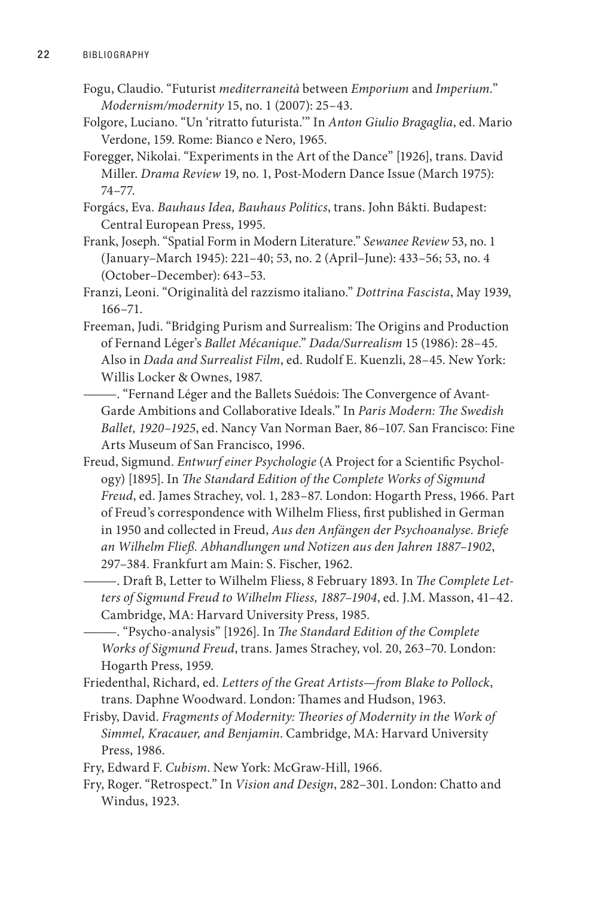Fogu, Claudio. “Futurist *mediterraneità* between *Emporium* and *Imperium*.” *Modernism/modernity* 15, no. 1 (2007): 25–43.

Folgore, Luciano. “Un ‘ritratto futurista.’” In *Anton Giulio Bragaglia*, ed. Mario Verdone, 159. Rome: Bianco e Nero, 1965.

Foregger, Nikolai. “Experiments in the Art of the Dance” [1926], trans. David Miller. *Drama Review* 19, no. 1, Post-Modern Dance Issue (March 1975): 74–77.

Forgács, Eva. *Bauhaus Idea, Bauhaus Politics*, trans. John Bákti. Budapest: Central European Press, 1995.

Frank, Joseph. “Spatial Form in Modern Literature.” *Sewanee Review* 53, no. 1 (January–March 1945): 221–40; 53, no. 2 (April–June): 433–56; 53, no. 4 (October–December): 643–53.

Franzi, Leoni. “Originalità del razzismo italiano.” *Dottrina Fascista*, May 1939, 166–71.

Freeman, Judi. “Bridging Purism and Surrealism: The Origins and Production of Fernand Léger’s *Ballet Mécanique*.” *Dada/Surrealism* 15 (1986): 28–45. Also in *Dada and Surrealist Film*, ed. Rudolf E. Kuenzli, 28–45. New York: Willis Locker & Ownes, 1987.

———. “Fernand Léger and the Ballets Suédois: The Convergence of Avant-Garde Ambitions and Collaborative Ideals.” In *Paris Modern: The Swedish Ballet, 1920–1925*, ed. Nancy Van Norman Baer, 86–107. San Francisco: Fine Arts Museum of San Francisco, 1996.

Freud, Sigmund. *Entwurf einer Psychologie* (A Project for a Scientific Psychology) [1895]. In *The Standard Edition of the Complete Works of Sigmund Freud*, ed. James Strachey, vol. 1, 283–87. London: Hogarth Press, 1966. Part of Freud’s correspondence with Wilhelm Fliess, first published in German in 1950 and collected in Freud, *Aus den Anfängen der Psychoanalyse. Briefe an Wilhelm Fließ. Abhandlungen und Notizen aus den Jahren 1887–1902*, 297–384. Frankfurt am Main: S. Fischer, 1962.

———. Draft B, Letter to Wilhelm Fliess, 8 February 1893. In *The Complete Letters of Sigmund Freud to Wilhelm Fliess, 1887–1904*, ed. J.M. Masson, 41–42. Cambridge, MA: Harvard University Press, 1985.

———. “Psycho-analysis” [1926]. In *The Standard Edition of the Complete Works of Sigmund Freud*, trans. James Strachey, vol. 20, 263–70. London: Hogarth Press, 1959.

Friedenthal, Richard, ed. *Letters of the Great Artists—from Blake to Pollock*, trans. Daphne Woodward. London: Thames and Hudson, 1963.

Frisby, David. *Fragments of Modernity: Theories of Modernity in the Work of Simmel, Kracauer, and Benjamin*. Cambridge, MA: Harvard University Press, 1986.

Fry, Edward F. *Cubism*. New York: McGraw-Hill, 1966.

Fry, Roger. “Retrospect.” In *Vision and Design*, 282–301. London: Chatto and Windus, 1923.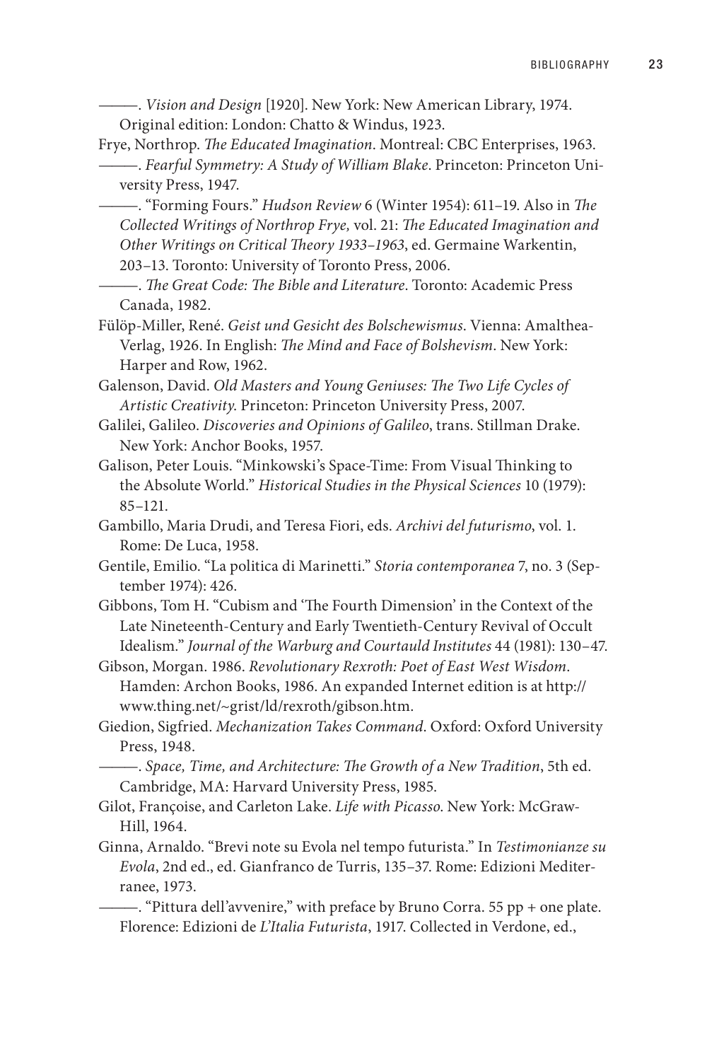———. *Vision and Design* [1920]. New York: New American Library, 1974. Original edition: London: Chatto & Windus, 1923.

Frye, Northrop. *The Educated Imagination*. Montreal: CBC Enterprises, 1963.

———. *Fearful Symmetry: A Study of William Blake*. Princeton: Princeton University Press, 1947.

———. "Forming Fours." *Hudson Review* 6 (Winter 1954): 611–19. Also in *The Collected Writings of Northrop Frye,* vol. 21: *The Educated Imagination and Other Writings on Critical Theory 1933–1963*, ed. Germaine Warkentin, 203–13. Toronto: University of Toronto Press, 2006.

———. *The Great Code: The Bible and Literature*. Toronto: Academic Press Canada, 1982.

Fülöp-Miller, René. *Geist und Gesicht des Bolschewismus*. Vienna: Amalthea-Verlag, 1926. In English: *The Mind and Face of Bolshevism*. New York: Harper and Row, 1962.

Galenson, David. *Old Masters and Young Geniuses: The Two Life Cycles of Artistic Creativity*. Princeton: Princeton University Press, 2007.

Galilei, Galileo. *Discoveries and Opinions of Galileo*, trans. Stillman Drake. New York: Anchor Books, 1957.

Galison, Peter Louis. "Minkowski's Space-Time: From Visual Thinking to the Absolute World." *Historical Studies in the Physical Sciences* 10 (1979): 85–121.

Gambillo, Maria Drudi, and Teresa Fiori, eds. *Archivi del futurismo*, vol. 1. Rome: De Luca, 1958.

Gentile, Emilio. "La politica di Marinetti." *Storia contemporanea* 7, no. 3 (September 1974): 426.

Gibbons, Tom H. "Cubism and 'The Fourth Dimension' in the Context of the Late Nineteenth-Century and Early Twentieth-Century Revival of Occult Idealism." *Journal of the Warburg and Courtauld Institutes* 44 (1981): 130–47.

Gibson, Morgan. 1986. *Revolutionary Rexroth: Poet of East West Wisdom*. Hamden: Archon Books, 1986. An expanded Internet edition is at http://www.thing.net/~grist/ld/rexroth/gibson.htm.

Giedion, Sigfried. *Mechanization Takes Command*. Oxford: Oxford University Press, 1948.

———. *Space, Time, and Architecture: The Growth of a New Tradition*, 5th ed. Cambridge, MA: Harvard University Press, 1985.

Gilot, Françoise, and Carleton Lake. *Life with Picasso*. New York: McGraw-Hill, 1964.

Ginna, Arnaldo. "Brevi note su Evola nel tempo futurista." In *Testimonianze su Evola*, 2nd ed., ed. Gianfranco de Turris, 135–37. Rome: Edizioni Mediterranee, 1973.

———. "Pittura dell'avvenire," with preface by Bruno Corra. 55 pp + one plate. Florence: Edizioni de *L'Italia Futurista*, 1917. Collected in Verdone, ed.,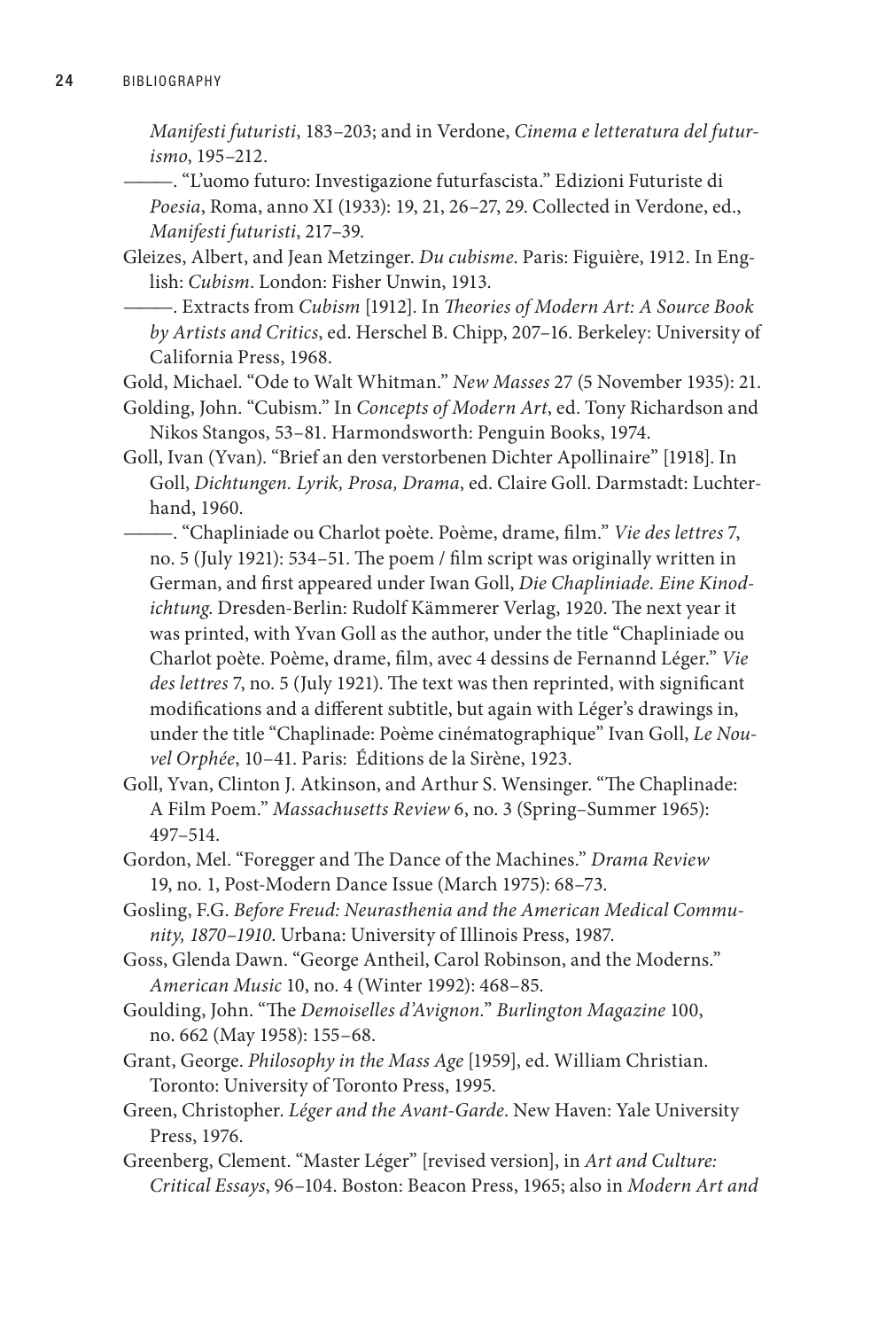*Manifesti futuristi*, 183–203; and in Verdone, *Cinema e letteratura del futurismo*, 195–212.

———. "L'uomo futuro: Investigazione futurfascista." Edizioni Futuriste di *Poesia*, Roma, anno XI (1933): 19, 21, 26–27, 29. Collected in Verdone, ed., *Manifesti futuristi*, 217–39.

Gleizes, Albert, and Jean Metzinger. *Du cubisme*. Paris: Figuière, 1912. In English: *Cubism*. London: Fisher Unwin, 1913.

———. Extracts from *Cubism* [1912]. In *Theories of Modern Art: A Source Book by Artists and Critics*, ed. Herschel B. Chipp, 207–16. Berkeley: University of California Press, 1968.

Gold, Michael. "Ode to Walt Whitman." *New Masses* 27 (5 November 1935): 21.

Golding, John. "Cubism." In *Concepts of Modern Art*, ed. Tony Richardson and Nikos Stangos, 53–81. Harmondsworth: Penguin Books, 1974.

Goll, Ivan (Yvan). "Brief an den verstorbenen Dichter Apollinaire" [1918]. In Goll, *Dichtungen. Lyrik, Prosa, Drama*, ed. Claire Goll. Darmstadt: Luchterhand, 1960.

———. "Chapliniade ou Charlot poète. Poème, drame, film." *Vie des lettres* 7, no. 5 (July 1921): 534–51. The poem / film script was originally written in German, and first appeared under Iwan Goll, *Die Chapliniade. Eine Kinodichtung*. Dresden-Berlin: Rudolf Kämmerer Verlag, 1920. The next year it was printed, with Yvan Goll as the author, under the title "Chapliniade ou Charlot poète. Poème, drame, film, avec 4 dessins de Fernannd Léger." *Vie des lettres* 7, no. 5 (July 1921). The text was then reprinted, with significant modifications and a different subtitle, but again with Léger's drawings in, under the title "Chaplinade: Poème cinématographique" Ivan Goll, *Le Nouvel Orphée*, 10–41. Paris: Éditions de la Sirène, 1923.

Goll, Yvan, Clinton J. Atkinson, and Arthur S. Wensinger. "The Chaplinade: A Film Poem." *Massachusetts Review* 6, no. 3 (Spring–Summer 1965): 497–514.

Gordon, Mel. "Foregger and The Dance of the Machines." *Drama Review* 19, no. 1, Post-Modern Dance Issue (March 1975): 68–73.

Gosling, F.G. *Before Freud: Neurasthenia and the American Medical Community, 1870–1910*. Urbana: University of Illinois Press, 1987.

Goss, Glenda Dawn. "George Antheil, Carol Robinson, and the Moderns." *American Music* 10, no. 4 (Winter 1992): 468–85.

Goulding, John. "The *Demoiselles d'Avignon*." *Burlington Magazine* 100, no. 662 (May 1958): 155–68.

Grant, George. *Philosophy in the Mass Age* [1959], ed. William Christian. Toronto: University of Toronto Press, 1995.

Green, Christopher. *Léger and the Avant-Garde*. New Haven: Yale University Press, 1976.

Greenberg, Clement. "Master Léger" [revised version], in *Art and Culture: Critical Essays*, 96–104. Boston: Beacon Press, 1965; also in *Modern Art and*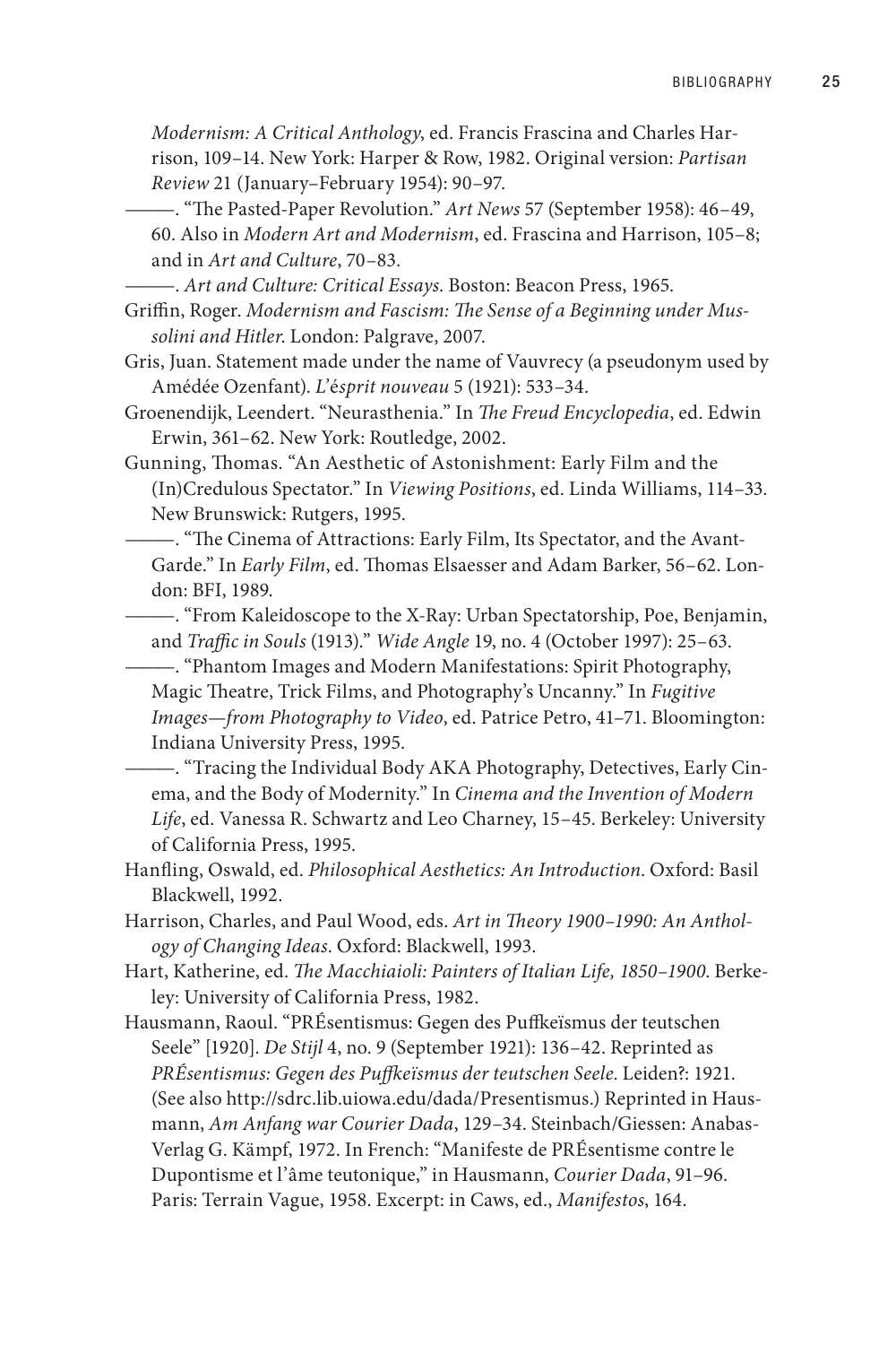*Modernism: A Critical Anthology*, ed. Francis Frascina and Charles Harrison, 109–14. New York: Harper & Row, 1982. Original version: *Partisan Review* 21 (January–February 1954): 90–97.

———. "The Pasted-Paper Revolution." *Art News* 57 (September 1958): 46–49, 60. Also in *Modern Art and Modernism*, ed. Frascina and Harrison, 105–8; and in *Art and Culture*, 70–83.

———. *Art and Culture: Critical Essays*. Boston: Beacon Press, 1965.

Griffin, Roger. *Modernism and Fascism: The Sense of a Beginning under Mussolini and Hitler*. London: Palgrave, 2007.

Gris, Juan. Statement made under the name of Vauvrecy (a pseudonym used by Amédée Ozenfant). *L'ésprit nouveau* 5 (1921): 533–34.

Groenendijk, Leendert. "Neurasthenia." In *The Freud Encyclopedia*, ed. Edwin Erwin, 361–62. New York: Routledge, 2002.

Gunning, Thomas. "An Aesthetic of Astonishment: Early Film and the (In)Credulous Spectator." In *Viewing Positions*, ed. Linda Williams, 114–33. New Brunswick: Rutgers, 1995.

———. "The Cinema of Attractions: Early Film, Its Spectator, and the Avant-Garde." In *Early Film*, ed. Thomas Elsaesser and Adam Barker, 56–62. London: BFI, 1989.

———. "From Kaleidoscope to the X-Ray: Urban Spectatorship, Poe, Benjamin, and *Traffic in Souls* (1913)." *Wide Angle* 19, no. 4 (October 1997): 25–63.

———. "Phantom Images and Modern Manifestations: Spirit Photography, Magic Theatre, Trick Films, and Photography's Uncanny." In *Fugitive Images—from Photography to Video*, ed. Patrice Petro, 41–71. Bloomington: Indiana University Press, 1995.

———. "Tracing the Individual Body AKA Photography, Detectives, Early Cinema, and the Body of Modernity." In *Cinema and the Invention of Modern Life*, ed. Vanessa R. Schwartz and Leo Charney, 15–45. Berkeley: University of California Press, 1995.

Hanfling, Oswald, ed. *Philosophical Aesthetics: An Introduction*. Oxford: Basil Blackwell, 1992.

Harrison, Charles, and Paul Wood, eds. *Art in Theory 1900–1990: An Anthology of Changing Ideas*. Oxford: Blackwell, 1993.

Hart, Katherine, ed. *The Macchiaioli: Painters of Italian Life, 1850–1900*. Berkeley: University of California Press, 1982.

Hausmann, Raoul. "PRÉsentismus: Gegen des Puffkeïsmus der teutschen Seele" [1920]. *De Stijl* 4, no. 9 (September 1921): 136–42. Reprinted as *PRÉsentismus: Gegen des Puffkeïsmus der teutschen Seele*. Leiden?: 1921. (See also http://sdrc.lib.uiowa.edu/dada/Presentismus.) Reprinted in Hausmann, *Am Anfang war Courier Dada*, 129–34. Steinbach/Giessen: Anabas-Verlag G. Kämpf, 1972. In French: "Manifeste de PRÉsentisme contre le Dupontisme et l'âme teutonique," in Hausmann, *Courier Dada*, 91–96. Paris: Terrain Vague, 1958. Excerpt: in Caws, ed., *Manifestos*, 164.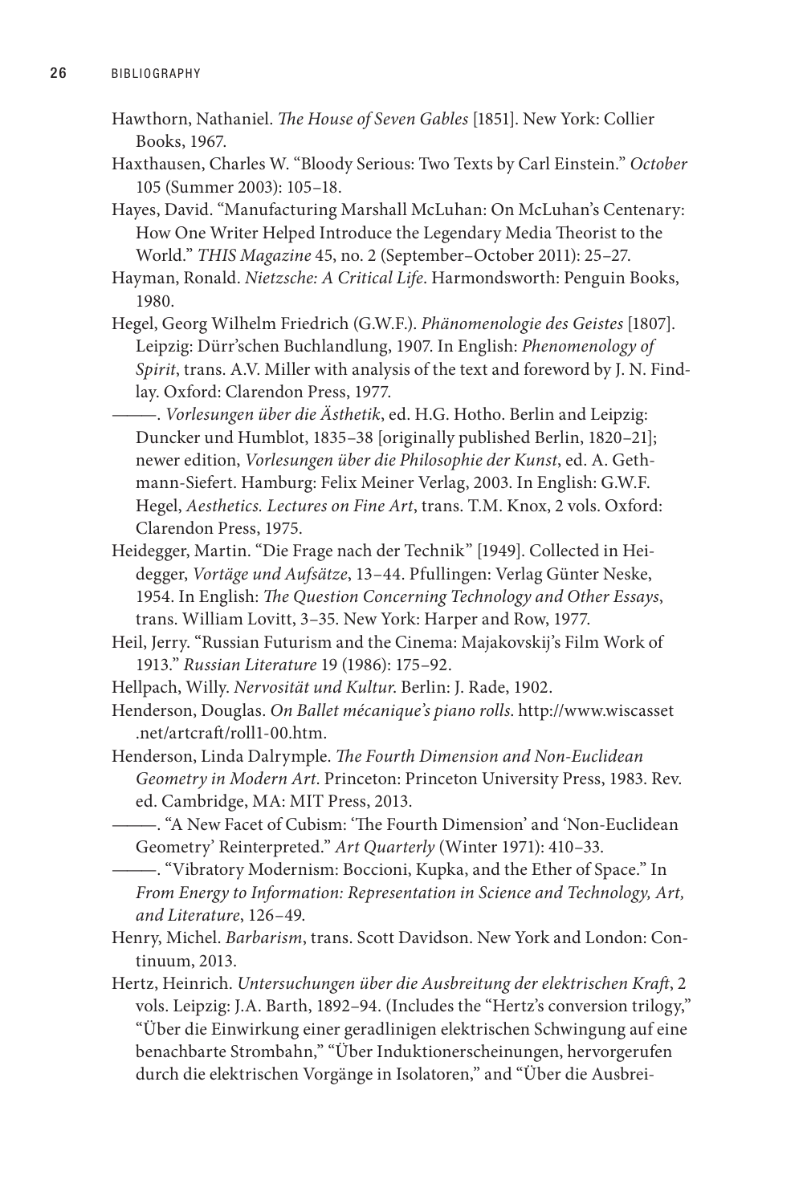Hawthorn, Nathaniel. *The House of Seven Gables* [1851]. New York: Collier Books, 1967.

Haxthausen, Charles W. "Bloody Serious: Two Texts by Carl Einstein." *October* 105 (Summer 2003): 105–18.

Hayes, David. "Manufacturing Marshall McLuhan: On McLuhan's Centenary: How One Writer Helped Introduce the Legendary Media Theorist to the World." *THIS Magazine* 45, no. 2 (September–October 2011): 25–27.

Hayman, Ronald. *Nietzsche: A Critical Life*. Harmondsworth: Penguin Books, 1980.

Hegel, Georg Wilhelm Friedrich (G.W.F.). *Phänomenologie des Geistes* [1807]. Leipzig: Dürr'schen Buchlandlung, 1907. In English: *Phenomenology of Spirit*, trans. A.V. Miller with analysis of the text and foreword by J. N. Findlay. Oxford: Clarendon Press, 1977.

———. *Vorlesungen über die Ästhetik*, ed. H.G. Hotho. Berlin and Leipzig: Duncker und Humblot, 1835–38 [originally published Berlin, 1820–21]; newer edition, *Vorlesungen über die Philosophie der Kunst*, ed. A. Gethmann-Siefert. Hamburg: Felix Meiner Verlag, 2003. In English: G.W.F. Hegel, *Aesthetics. Lectures on Fine Art*, trans. T.M. Knox, 2 vols. Oxford: Clarendon Press, 1975.

Heidegger, Martin. "Die Frage nach der Technik" [1949]. Collected in Heidegger, *Vortäge und Aufsätze*, 13–44. Pfullingen: Verlag Günter Neske, 1954. In English: *The Question Concerning Technology and Other Essays*, trans. William Lovitt, 3–35. New York: Harper and Row, 1977.

Heil, Jerry. "Russian Futurism and the Cinema: Majakovskij's Film Work of 1913." *Russian Literature* 19 (1986): 175–92.

Hellpach, Willy. *Nervosität und Kultur*. Berlin: J. Rade, 1902.

Henderson, Douglas. *On Ballet mécanique's piano rolls*. http://www.wiscasset.net/artcraft/roll1-00.htm.

Henderson, Linda Dalrymple. *The Fourth Dimension and Non-Euclidean Geometry in Modern Art*. Princeton: Princeton University Press, 1983. Rev. ed. Cambridge, MA: MIT Press, 2013.

———. "A New Facet of Cubism: 'The Fourth Dimension' and 'Non-Euclidean Geometry' Reinterpreted." *Art Quarterly* (Winter 1971): 410–33.

———. "Vibratory Modernism: Boccioni, Kupka, and the Ether of Space." In *From Energy to Information: Representation in Science and Technology, Art, and Literature*, 126–49.

Henry, Michel. *Barbarism*, trans. Scott Davidson. New York and London: Continuum, 2013.

Hertz, Heinrich. *Untersuchungen über die Ausbreitung der elektrischen Kraft*, 2 vols. Leipzig: J.A. Barth, 1892–94. (Includes the "Hertz's conversion trilogy," "Über die Einwirkung einer geradlinigen elektrischen Schwingung auf eine benachbarte Strombahn," "Über Induktionerscheinungen, hervorgerufen durch die elektrischen Vorgänge in Isolatoren," and "Über die Ausbrei-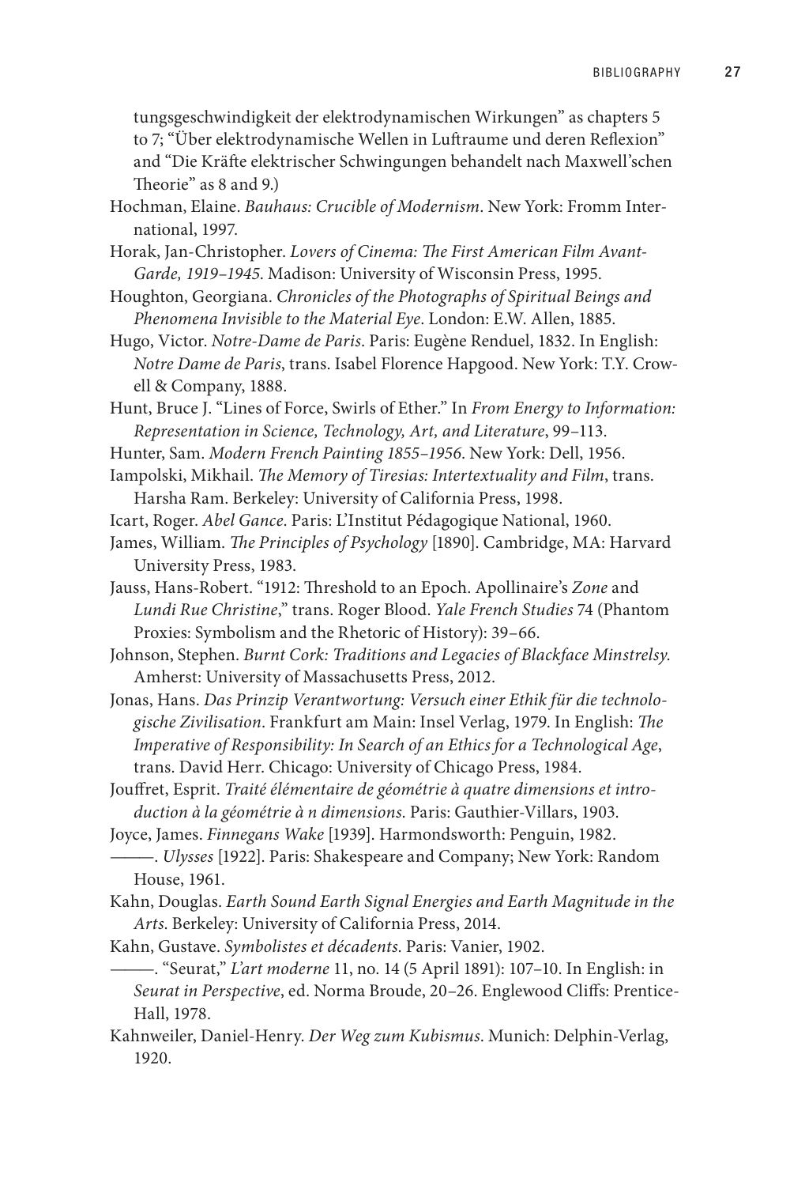tungsgeschwindigkeit der elektrodynamischen Wirkungen" as chapters 5 to 7; "Über elektrodynamische Wellen in Luftraume und deren Reflexion" and "Die Kräfte elektrischer Schwingungen behandelt nach Maxwell'schen Theorie" as 8 and 9.)

Hochman, Elaine. *Bauhaus: Crucible of Modernism*. New York: Fromm International, 1997.

Horak, Jan-Christopher. *Lovers of Cinema: The First American Film Avant-Garde, 1919–1945*. Madison: University of Wisconsin Press, 1995.

Houghton, Georgiana. *Chronicles of the Photographs of Spiritual Beings and Phenomena Invisible to the Material Eye*. London: E.W. Allen, 1885.

Hugo, Victor. *Notre-Dame de Paris*. Paris: Eugène Renduel, 1832. In English: *Notre Dame de Paris*, trans. Isabel Florence Hapgood. New York: T.Y. Crowell & Company, 1888.

Hunt, Bruce J. "Lines of Force, Swirls of Ether." In *From Energy to Information: Representation in Science, Technology, Art, and Literature*, 99–113.

Hunter, Sam. *Modern French Painting 1855–1956*. New York: Dell, 1956.

Iampolski, Mikhail. *The Memory of Tiresias: Intertextuality and Film*, trans. Harsha Ram. Berkeley: University of California Press, 1998.

Icart, Roger. *Abel Gance*. Paris: L'Institut Pédagogique National, 1960.

James, William. *The Principles of Psychology* [1890]. Cambridge, MA: Harvard University Press, 1983.

Jauss, Hans-Robert. "1912: Threshold to an Epoch. Apollinaire's *Zone* and *Lundi Rue Christine*," trans. Roger Blood. *Yale French Studies* 74 (Phantom Proxies: Symbolism and the Rhetoric of History): 39–66.

Johnson, Stephen. *Burnt Cork: Traditions and Legacies of Blackface Minstrelsy*. Amherst: University of Massachusetts Press, 2012.

Jonas, Hans. *Das Prinzip Verantwortung: Versuch einer Ethik für die technologische Zivilisation*. Frankfurt am Main: Insel Verlag, 1979. In English: *The Imperative of Responsibility: In Search of an Ethics for a Technological Age*, trans. David Herr. Chicago: University of Chicago Press, 1984.

Jouffret, Esprit. *Traité élémentaire de géométrie à quatre dimensions et introduction à la géométrie à n dimensions*. Paris: Gauthier-Villars, 1903.

Joyce, James. *Finnegans Wake* [1939]. Harmondsworth: Penguin, 1982.

———. *Ulysses* [1922]. Paris: Shakespeare and Company; New York: Random House, 1961.

Kahn, Douglas. *Earth Sound Earth Signal Energies and Earth Magnitude in the Arts*. Berkeley: University of California Press, 2014.

Kahn, Gustave. *Symbolistes et décadents*. Paris: Vanier, 1902.

———. "Seurat," *L'art moderne* 11, no. 14 (5 April 1891): 107–10. In English: in *Seurat in Perspective*, ed. Norma Broude, 20–26. Englewood Cliffs: Prentice-Hall, 1978.

Kahnweiler, Daniel-Henry. *Der Weg zum Kubismus*. Munich: Delphin-Verlag, 1920.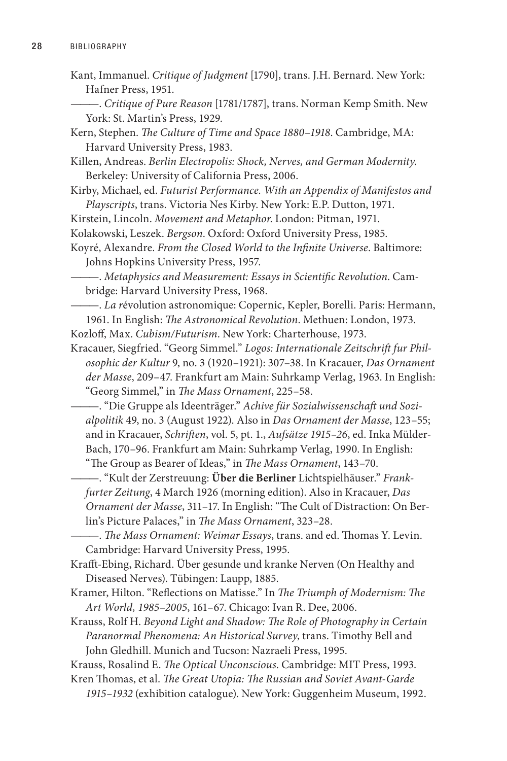Kant, Immanuel. *Critique of Judgment* [1790], trans. J.H. Bernard. New York: Hafner Press, 1951.

———. *Critique of Pure Reason* [1781/1787], trans. Norman Kemp Smith. New York: St. Martin's Press, 1929.

Kern, Stephen. *The Culture of Time and Space 1880–1918*. Cambridge, MA: Harvard University Press, 1983.

Killen, Andreas. *Berlin Electropolis: Shock, Nerves, and German Modernity*. Berkeley: University of California Press, 2006.

Kirby, Michael, ed. *Futurist Performance. With an Appendix of Manifestos and Playscripts*, trans. Victoria Nes Kirby. New York: E.P. Dutton, 1971.

Kirstein, Lincoln. *Movement and Metaphor*. London: Pitman, 1971.

Kolakowski, Leszek. *Bergson*. Oxford: Oxford University Press, 1985.

Koyré, Alexandre. *From the Closed World to the Infinite Universe*. Baltimore: Johns Hopkins University Press, 1957.

———. *Metaphysics and Measurement: Essays in Scientific Revolution*. Cambridge: Harvard University Press, 1968.

———. *La r*évolution astronomique: Copernic, Kepler, Borelli. Paris: Hermann, 1961. In English: *The Astronomical Revolution*. Methuen: London, 1973.

Kozloff, Max. *Cubism/Futurism*. New York: Charterhouse, 1973.

Kracauer, Siegfried. "Georg Simmel." *Logos: Internationale Zeitschrift fur Philosophic der Kultur* 9, no. 3 (1920–1921): 307–38. In Kracauer, *Das Ornament der Masse*, 209–47. Frankfurt am Main: Suhrkamp Verlag, 1963. In English: "Georg Simmel," in *The Mass Ornament*, 225–58.

———. "Die Gruppe als Ideenträger." *Achive für Sozialwissenschaft und Sozialpolitik* 49, no. 3 (August 1922). Also in *Das Ornament der Masse*, 123–55; and in Kracauer, *Schriften*, vol. 5, pt. 1., *Aufsätze 1915–26*, ed. Inka Mülder-Bach, 170–96. Frankfurt am Main: Suhrkamp Verlag, 1990. In English: "The Group as Bearer of Ideas," in *The Mass Ornament*, 143–70.

———. "Kult der Zerstreuung: **Über die Berliner** Lichtspielhäuser." *Frankfurter Zeitung*, 4 March 1926 (morning edition). Also in Kracauer, *Das Ornament der Masse*, 311–17. In English: "The Cult of Distraction: On Berlin's Picture Palaces," in *The Mass Ornament*, 323–28.

———. *The Mass Ornament: Weimar Essays*, trans. and ed. Thomas Y. Levin. Cambridge: Harvard University Press, 1995.

Krafft-Ebing, Richard. Über gesunde und kranke Nerven (On Healthy and Diseased Nerves). Tübingen: Laupp, 1885.

Kramer, Hilton. "Reflections on Matisse." In *The Triumph of Modernism: The Art World, 1985–2005*, 161–67. Chicago: Ivan R. Dee, 2006.

Krauss, Rolf H. *Beyond Light and Shadow: The Role of Photography in Certain Paranormal Phenomena: An Historical Survey*, trans. Timothy Bell and John Gledhill. Munich and Tucson: Nazraeli Press, 1995.

Krauss, Rosalind E. *The Optical Unconscious*. Cambridge: MIT Press, 1993.

Kren Thomas, et al. *The Great Utopia: The Russian and Soviet Avant-Garde 1915–1932* (exhibition catalogue). New York: Guggenheim Museum, 1992.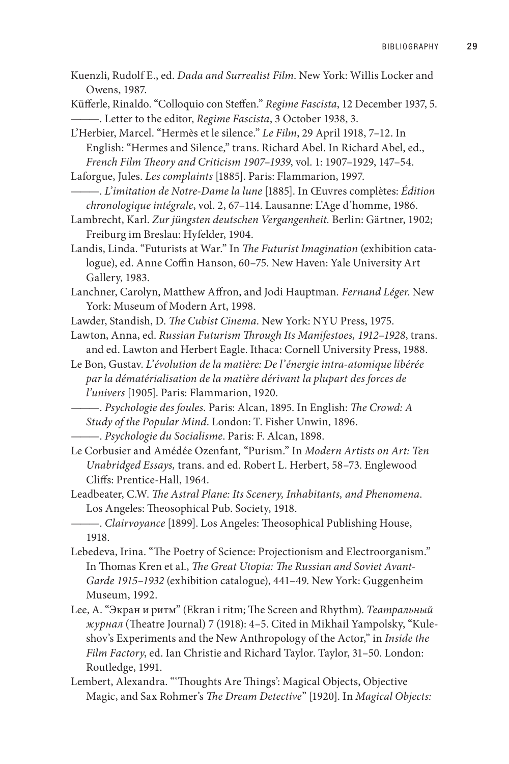Kuenzli, Rudolf E., ed. *Dada and Surrealist Film.* New York: Willis Locker and Owens, 1987.

Küfferle, Rinaldo. "Colloquio con Steffen." *Regime Fascista*, 12 December 1937, 5.

———. Letter to the editor, *Regime Fascista*, 3 October 1938, 3.

L'Herbier, Marcel. "Hermès et le silence." *Le Film*, 29 April 1918, 7–12. In English: "Hermes and Silence," trans. Richard Abel. In Richard Abel, ed., *French Film Theory and Criticism 1907–1939*, vol. 1: 1907–1929, 147–54.

Laforgue, Jules. *Les complaints* [1885]. Paris: Flammarion, 1997.

———. *L'imitation de Notre-Dame la lune* [1885]. In Œuvres complètes: *Édition chronologique intégrale*, vol. 2, 67–114. Lausanne: L'Age d'homme, 1986.

Lambrecht, Karl. *Zur jüngsten deutschen Vergangenheit.* Berlin: Gärtner, 1902; Freiburg im Breslau: Hyfelder, 1904.

Landis, Linda. "Futurists at War." In *The Futurist Imagination* (exhibition catalogue), ed. Anne Coffin Hanson, 60–75. New Haven: Yale University Art Gallery, 1983.

Lanchner, Carolyn, Matthew Affron, and Jodi Hauptman. *Fernand Léger.* New York: Museum of Modern Art, 1998.

Lawder, Standish, D. *The Cubist Cinema.* New York: NYU Press, 1975.

Lawton, Anna, ed. *Russian Futurism Through Its Manifestoes, 1912–1928*, trans. and ed. Lawton and Herbert Eagle. Ithaca: Cornell University Press, 1988.

Le Bon, Gustav. *L'évolution de la matière: De l'énergie intra-atomique libérée par la dématérialisation de la matière dérivant la plupart des forces de l'univers* [1905]. Paris: Flammarion, 1920.

———. *Psychologie des foules.* Paris: Alcan, 1895. In English: *The Crowd: A Study of the Popular Mind*. London: T. Fisher Unwin, 1896.

———. *Psychologie du Socialisme*. Paris: F. Alcan, 1898.

Le Corbusier and Amédée Ozenfant, "Purism." In *Modern Artists on Art: Ten Unabridged Essays,* trans. and ed. Robert L. Herbert, 58–73. Englewood Cliffs: Prentice-Hall, 1964.

Leadbeater, C.W. *The Astral Plane: Its Scenery, Inhabitants, and Phenomena*. Los Angeles: Theosophical Pub. Society, 1918.

———. *Clairvoyance* [1899]. Los Angeles: Theosophical Publishing House, 1918.

Lebedeva, Irina. "The Poetry of Science: Projectionism and Electroorganism." In Thomas Kren et al., *The Great Utopia: The Russian and Soviet Avant-Garde 1915–1932* (exhibition catalogue), 441–49. New York: Guggenheim Museum, 1992.

Lee, A. "Экран и ритм" (Ekran i ritm; The Screen and Rhythm). *Театральный журнал* (Theatre Journal) 7 (1918): 4–5. Cited in Mikhail Yampolsky, "Kuleshov's Experiments and the New Anthropology of the Actor," in *Inside the Film Factory*, ed. Ian Christie and Richard Taylor. Taylor, 31–50. London: Routledge, 1991.

Lembert, Alexandra. "'Thoughts Are Things': Magical Objects, Objective Magic, and Sax Rohmer's *The Dream Detective*" [1920]. In *Magical Objects:*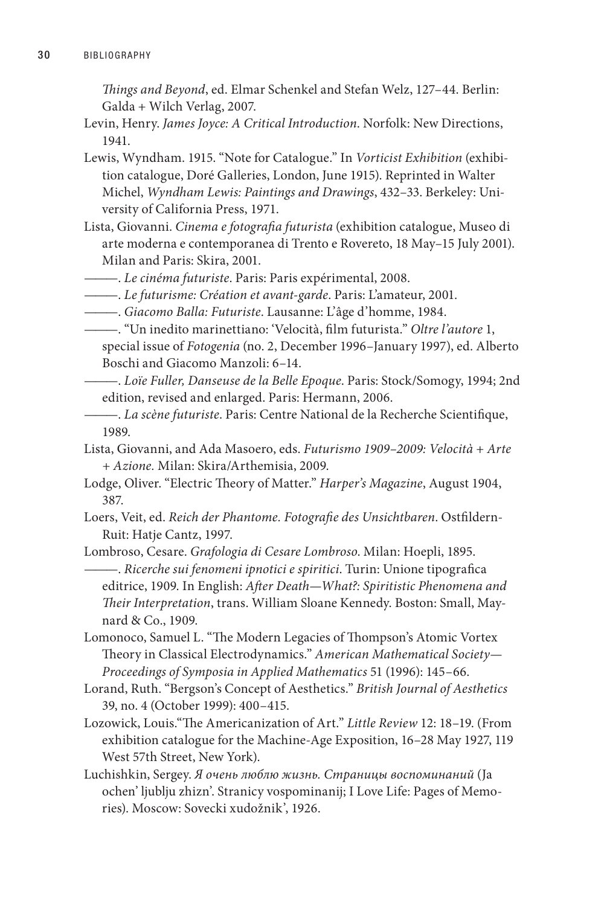*Things and Beyond*, ed. Elmar Schenkel and Stefan Welz, 127–44. Berlin: Galda + Wilch Verlag, 2007.

Levin, Henry. *James Joyce: A Critical Introduction*. Norfolk: New Directions, 1941.

Lewis, Wyndham. 1915. "Note for Catalogue." In *Vorticist Exhibition* (exhibition catalogue, Doré Galleries, London, June 1915). Reprinted in Walter Michel, *Wyndham Lewis: Paintings and Drawings*, 432–33. Berkeley: University of California Press, 1971.

Lista, Giovanni. *Cinema e fotografia futurista* (exhibition catalogue, Museo di arte moderna e contemporanea di Trento e Rovereto, 18 May–15 July 2001). Milan and Paris: Skira, 2001.

———. *Le cinéma futuriste*. Paris: Paris expérimental, 2008.

———. *Le futurisme: Création et avant-garde*. Paris: L'amateur, 2001.

———. *Giacomo Balla: Futuriste*. Lausanne: L'âge d'homme, 1984.

———. "Un inedito marinettiano: 'Velocità, film futurista." *Oltre l'autore* 1, special issue of *Fotogenia* (no. 2, December 1996–January 1997), ed. Alberto Boschi and Giacomo Manzoli: 6–14.

———. *Loïe Fuller, Danseuse de la Belle Epoque*. Paris: Stock/Somogy, 1994; 2nd edition, revised and enlarged. Paris: Hermann, 2006.

———. *La scène futuriste*. Paris: Centre National de la Recherche Scientifique, 1989.

Lista, Giovanni, and Ada Masoero, eds. *Futurismo 1909–2009: Velocità + Arte + Azione.* Milan: Skira/Arthemisia, 2009.

Lodge, Oliver. "Electric Theory of Matter." *Harper's Magazine*, August 1904, 387.

Loers, Veit, ed. *Reich der Phantome. Fotografie des Unsichtbaren*. Ostfildern-Ruit: Hatje Cantz, 1997.

Lombroso, Cesare. *Grafologia di Cesare Lombroso*. Milan: Hoepli, 1895.

———. *Ricerche sui fenomeni ipnotici e spiritici*. Turin: Unione tipografica editrice, 1909. In English: *After Death—What?: Spiritistic Phenomena and Their Interpretation*, trans. William Sloane Kennedy. Boston: Small, Maynard & Co., 1909.

Lomonoco, Samuel L. "The Modern Legacies of Thompson's Atomic Vortex Theory in Classical Electrodynamics." *American Mathematical Society—Proceedings of Symposia in Applied Mathematics* 51 (1996): 145–66.

Lorand, Ruth. "Bergson's Concept of Aesthetics." *British Journal of Aesthetics* 39, no. 4 (October 1999): 400–415.

Lozowick, Louis."The Americanization of Art." *Little Review* 12: 18–19. (From exhibition catalogue for the Machine-Age Exposition, 16–28 May 1927, 119 West 57th Street, New York).

Luchishkin, Sergey. *Я очень люблю жизнь. Страницы воспоминаний* (Ja ochen' ljublju zhizn'. Stranicy vospominanij; I Love Life: Pages of Memories). Moscow: Sovecki xudožnik', 1926.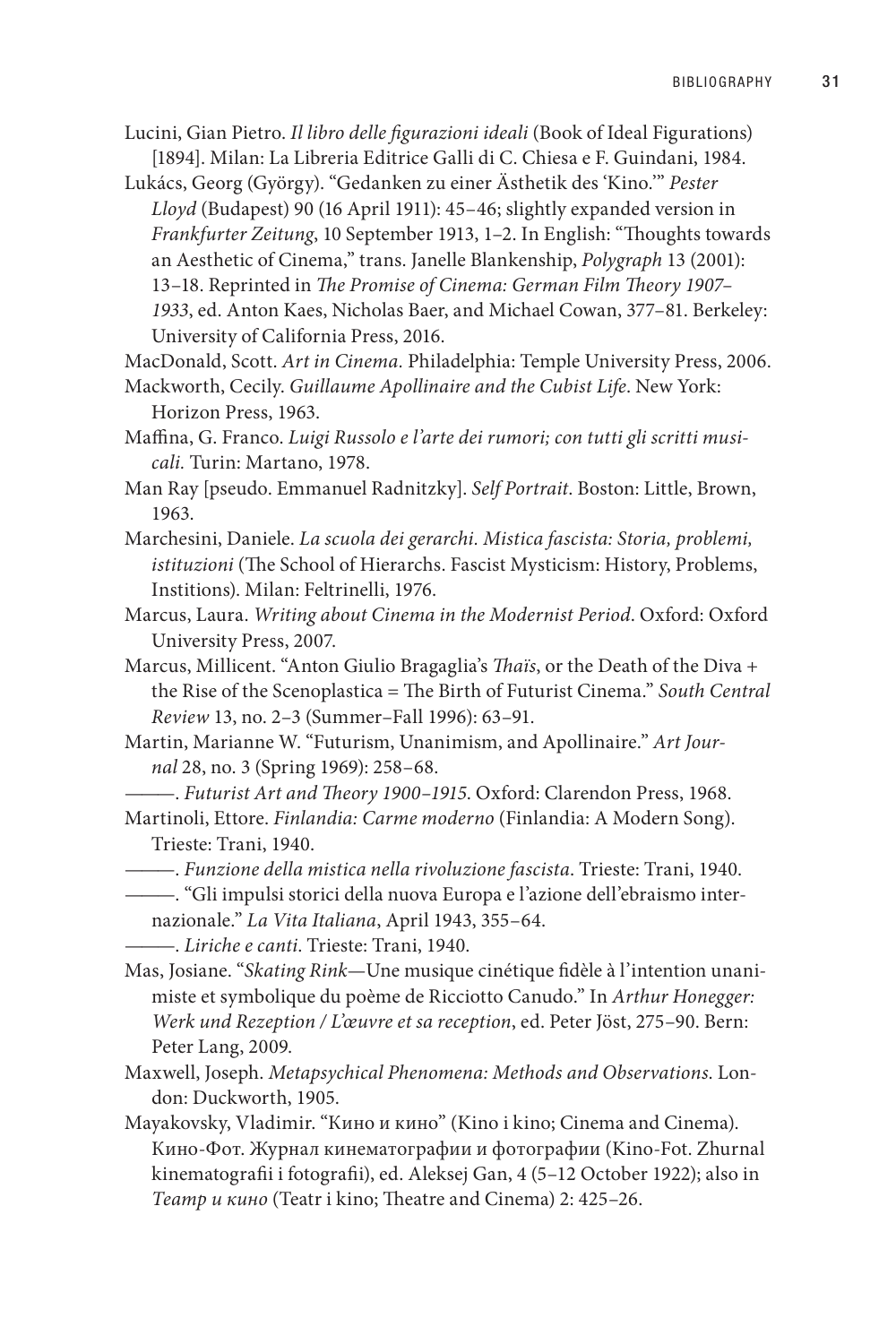Lucini, Gian Pietro. *Il libro delle figurazioni ideali* (Book of Ideal Figurations) [1894]. Milan: La Libreria Editrice Galli di C. Chiesa e F. Guindani, 1984.

Lukács, Georg (György). "Gedanken zu einer Ästhetik des 'Kino.'" *Pester Lloyd* (Budapest) 90 (16 April 1911): 45–46; slightly expanded version in *Frankfurter Zeitung*, 10 September 1913, 1–2. In English: "Thoughts towards an Aesthetic of Cinema," trans. Janelle Blankenship, *Polygraph* 13 (2001): 13–18. Reprinted in *The Promise of Cinema: German Film Theory 1907–1933*, ed. Anton Kaes, Nicholas Baer, and Michael Cowan, 377–81. Berkeley: University of California Press, 2016.

MacDonald, Scott. *Art in Cinema*. Philadelphia: Temple University Press, 2006.

Mackworth, Cecily. *Guillaume Apollinaire and the Cubist Life*. New York: Horizon Press, 1963.

Maffina, G. Franco. *Luigi Russolo e l'arte dei rumori; con tutti gli scritti musicali.* Turin: Martano, 1978.

Man Ray [pseudo. Emmanuel Radnitzky]. *Self Portrait*. Boston: Little, Brown, 1963.

Marchesini, Daniele. *La scuola dei gerarchi. Mistica fascista: Storia, problemi, istituzioni* (The School of Hierarchs. Fascist Mysticism: History, Problems, Institions). Milan: Feltrinelli, 1976.

Marcus, Laura. *Writing about Cinema in the Modernist Period*. Oxford: Oxford University Press, 2007.

Marcus, Millicent. "Anton Giulio Bragaglia's *Thaïs*, or the Death of the Diva + the Rise of the Scenoplastica = The Birth of Futurist Cinema." *South Central Review* 13, no. 2–3 (Summer–Fall 1996): 63–91.

Martin, Marianne W. "Futurism, Unanimism, and Apollinaire." *Art Journal* 28, no. 3 (Spring 1969): 258–68.

———. *Futurist Art and Theory 1900–1915*. Oxford: Clarendon Press, 1968.

Martinoli, Ettore. *Finlandia: Carme moderno* (Finlandia: A Modern Song). Trieste: Trani, 1940.

———. *Funzione della mistica nella rivoluzione fascista*. Trieste: Trani, 1940.

———. "Gli impulsi storici della nuova Europa e l'azione dell'ebraismo internazionale." *La Vita Italiana*, April 1943, 355–64.

———. *Liriche e canti*. Trieste: Trani, 1940.

Mas, Josiane. "*Skating Rink*—Une musique cinétique fidèle à l'intention unanimiste et symbolique du poème de Ricciotto Canudo." In *Arthur Honegger: Werk und Rezeption / L'œuvre et sa reception*, ed. Peter Jöst, 275–90. Bern: Peter Lang, 2009.

Maxwell, Joseph. *Metapsychical Phenomena: Methods and Observations*. London: Duckworth, 1905.

Mayakovsky, Vladimir. "Кино и кино" (Kino i kino; Cinema and Cinema). Кино-Фот. Журнал кинематографии и фотографии (Kino-Fot. Zhurnal kinematografii i fotografii), ed. Aleksej Gan, 4 (5–12 October 1922); also in *Театр и кино* (Teatr i kino; Theatre and Cinema) 2: 425–26.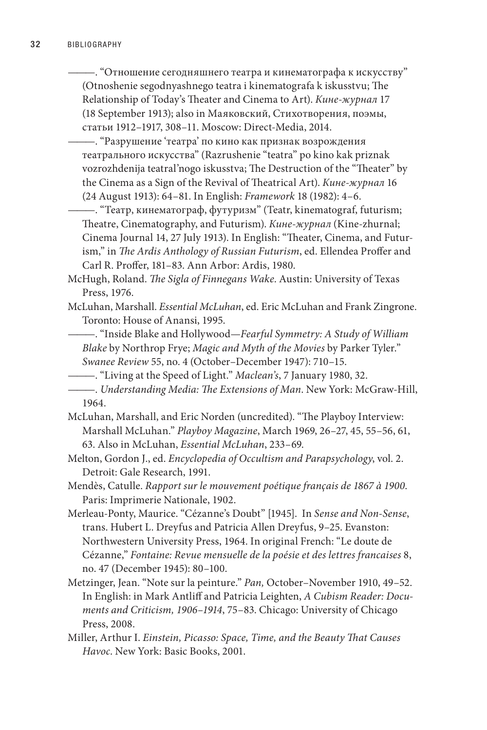———. “Отношение сегодняшнего театра и кинематографа к искусству” (Otnoshenie segodnyashnego teatra i kinematografa k iskusstvu; The Relationship of Today’s Theater and Cinema to Art). *Кине-журнал* 17 (18 September 1913); also in Маяковский, Стихотворения, поэмы, статьи 1912–1917, 308–11. Moscow: Direct-Media, 2014.

———. “Разрушение ‘театра’ по кино как признак возрождения театрального искусства” (Razrushenie “teatra” po kino kak priznak vozrozhdenija teatral’nogo iskusstva; The Destruction of the “Theater” by the Cinema as a Sign of the Revival of Theatrical Art). *Кине-журнал* 16 (24 August 1913): 64–81. In English: *Framework* 18 (1982): 4–6.

———. “Театр, кинематограф, футуризм” (Teatr, kinematograf, futurism; Theatre, Cinematography, and Futurism). *Кине-журнал* (Kine-zhurnal; Cinema Journal 14, 27 July 1913). In English: “Theater, Cinema, and Futurism,” in *The Ardis Anthology of Russian Futurism*, ed. Ellendea Proffer and Carl R. Proffer, 181–83. Ann Arbor: Ardis, 1980.

McHugh, Roland. *The Sigla of Finnegans Wake*. Austin: University of Texas Press, 1976.

McLuhan, Marshall. *Essential McLuhan*, ed. Eric McLuhan and Frank Zingrone. Toronto: House of Anansi, 1995.

———. “Inside Blake and Hollywood—*Fearful Symmetry: A Study of William Blake* by Northrop Frye; *Magic and Myth of the Movies* by Parker Tyler.” *Swanee Review* 55, no. 4 (October–December 1947): 710–15.

———. “Living at the Speed of Light.” *Maclean’s*, 7 January 1980, 32.

———. *Understanding Media: The Extensions of Man*. New York: McGraw-Hill, 1964.

McLuhan, Marshall, and Eric Norden (uncredited). “The Playboy Interview: Marshall McLuhan.” *Playboy Magazine*, March 1969, 26–27, 45, 55–56, 61, 63. Also in McLuhan, *Essential McLuhan*, 233–69.

Melton, Gordon J., ed. *Encyclopedia of Occultism and Parapsychology*, vol. 2. Detroit: Gale Research, 1991.

Mendès, Catulle. *Rapport sur le mouvement poétique français de 1867 à 1900*. Paris: Imprimerie Nationale, 1902.

Merleau-Ponty, Maurice. “Cézanne’s Doubt” [1945]. In *Sense and Non-Sense*, trans. Hubert L. Dreyfus and Patricia Allen Dreyfus, 9–25. Evanston: Northwestern University Press, 1964. In original French: “Le doute de Cézanne,” *Fontaine: Revue mensuelle de la poésie et des lettres francaises* 8, no. 47 (December 1945): 80–100.

Metzinger, Jean. “Note sur la peinture.” *Pan,* October–November 1910, 49–52. In English: in Mark Antliff and Patricia Leighten, *A Cubism Reader: Documents and Criticism, 1906–1914*, 75–83. Chicago: University of Chicago Press, 2008.

Miller, Arthur I. *Einstein, Picasso: Space, Time, and the Beauty That Causes Havoc*. New York: Basic Books, 2001.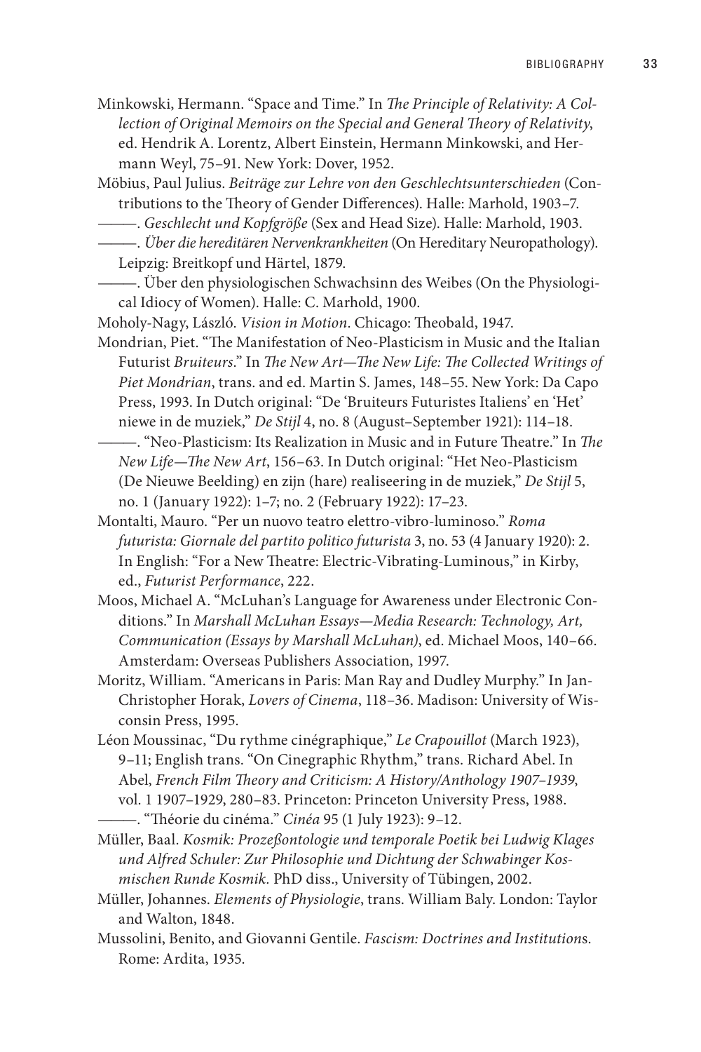Minkowski, Hermann. "Space and Time." In *The Principle of Relativity: A Collection of Original Memoirs on the Special and General Theory of Relativity*, ed. Hendrik A. Lorentz, Albert Einstein, Hermann Minkowski, and Hermann Weyl, 75–91. New York: Dover, 1952.

Möbius, Paul Julius. *Beiträge zur Lehre von den Geschlechtsunterschieden* (Contributions to the Theory of Gender Differences). Halle: Marhold, 1903–7.

———. *Geschlecht und Kopfgröße* (Sex and Head Size). Halle: Marhold, 1903.

———. *Über die hereditären Nervenkrankheiten* (On Hereditary Neuropathology). Leipzig: Breitkopf und Härtel, 1879.

———. Über den physiologischen Schwachsinn des Weibes (On the Physiological Idiocy of Women). Halle: C. Marhold, 1900.

Moholy-Nagy, László. *Vision in Motion*. Chicago: Theobald, 1947.

Mondrian, Piet. "The Manifestation of Neo-Plasticism in Music and the Italian Futurist *Bruiteurs*." In *The New Art—The New Life: The Collected Writings of Piet Mondrian*, trans. and ed. Martin S. James, 148–55. New York: Da Capo Press, 1993. In Dutch original: "De 'Bruiteurs Futuristes Italiens' en 'Het' niewe in de muziek," *De Stijl* 4, no. 8 (August–September 1921): 114–18.

———. "Neo-Plasticism: Its Realization in Music and in Future Theatre." In *The New Life—The New Art*, 156–63. In Dutch original: "Het Neo-Plasticism (De Nieuwe Beelding) en zijn (hare) realiseering in de muziek," *De Stijl* 5, no. 1 (January 1922): 1–7; no. 2 (February 1922): 17–23.

Montalti, Mauro. "Per un nuovo teatro elettro-vibro-luminoso." *Roma futurista: Giornale del partito politico futurista* 3, no. 53 (4 January 1920): 2. In English: "For a New Theatre: Electric-Vibrating-Luminous," in Kirby, ed., *Futurist Performance*, 222.

Moos, Michael A. "McLuhan's Language for Awareness under Electronic Conditions." In *Marshall McLuhan Essays—Media Research: Technology, Art, Communication (Essays by Marshall McLuhan)*, ed. Michael Moos, 140–66. Amsterdam: Overseas Publishers Association, 1997.

Moritz, William. "Americans in Paris: Man Ray and Dudley Murphy." In Jan-Christopher Horak, *Lovers of Cinema*, 118–36. Madison: University of Wisconsin Press, 1995.

Léon Moussinac, "Du rythme cinégraphique," *Le Crapouillot* (March 1923), 9–11; English trans. "On Cinegraphic Rhythm," trans. Richard Abel. In Abel, *French Film Theory and Criticism: A History/Anthology 1907–1939*, vol. 1 1907–1929, 280–83. Princeton: Princeton University Press, 1988.

———. "Théorie du cinéma." *Cinéa* 95 (1 July 1923): 9–12.

Müller, Baal. *Kosmik: Prozeßontologie und temporale Poetik bei Ludwig Klages und Alfred Schuler: Zur Philosophie und Dichtung der Schwabinger Kosmischen Runde Kosmik.* PhD diss., University of Tübingen, 2002.

Müller, Johannes. *Elements of Physiologie*, trans. William Baly. London: Taylor and Walton, 1848.

Mussolini, Benito, and Giovanni Gentile. *Fascism: Doctrines and Institution*s. Rome: Ardita, 1935.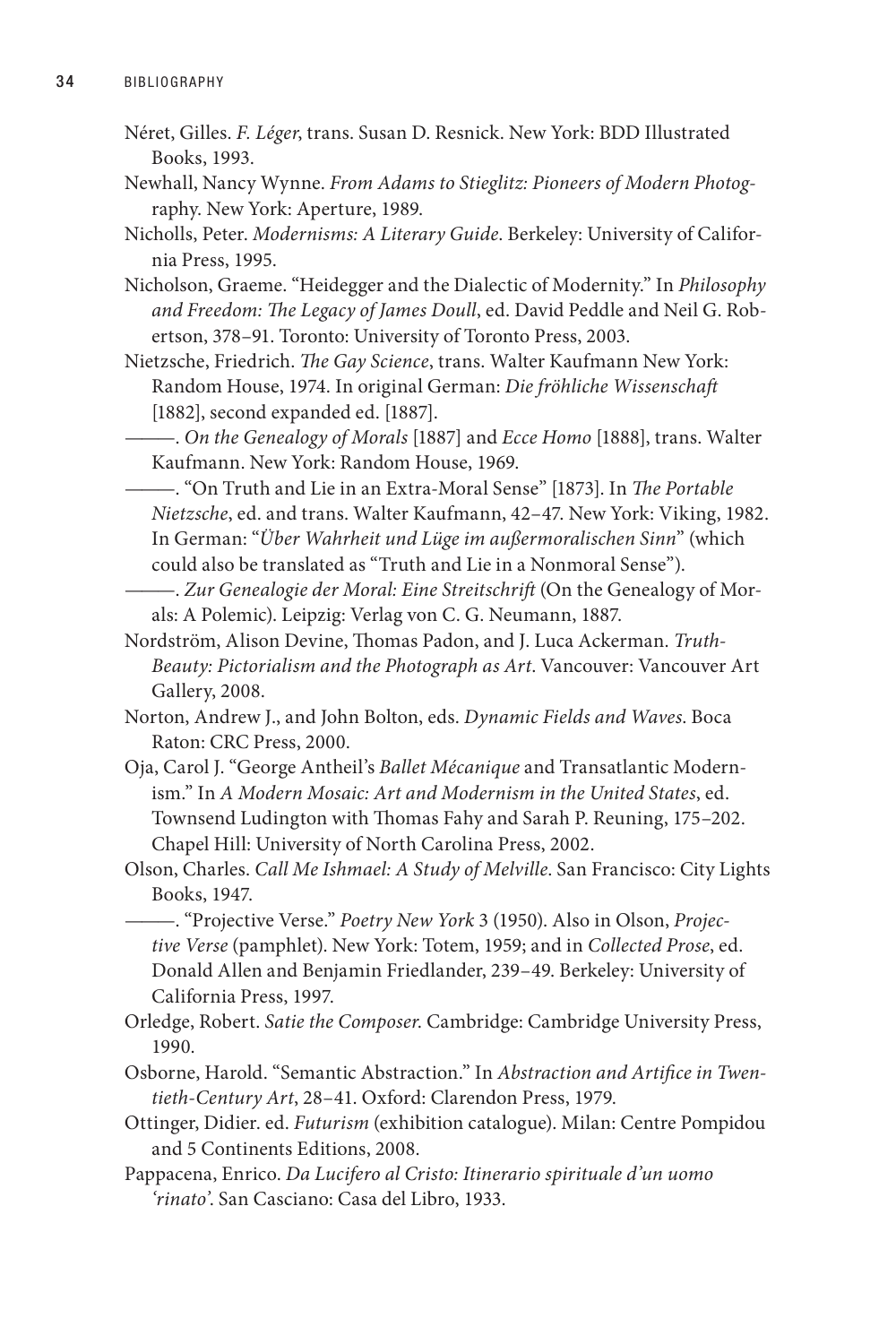Néret, Gilles. *F. Léger*, trans. Susan D. Resnick. New York: BDD Illustrated Books, 1993.

Newhall, Nancy Wynne. *From Adams to Stieglitz: Pioneers of Modern Photography*. New York: Aperture, 1989.

Nicholls, Peter. *Modernisms: A Literary Guide*. Berkeley: University of California Press, 1995.

Nicholson, Graeme. "Heidegger and the Dialectic of Modernity." In *Philosophy and Freedom: The Legacy of James Doull*, ed. David Peddle and Neil G. Robertson, 378–91. Toronto: University of Toronto Press, 2003.

Nietzsche, Friedrich. *The Gay Science*, trans. Walter Kaufmann New York: Random House, 1974. In original German: *Die fröhliche Wissenschaft* [1882], second expanded ed. [1887].

———. *On the Genealogy of Morals* [1887] and *Ecce Homo* [1888], trans. Walter Kaufmann. New York: Random House, 1969.

———. "On Truth and Lie in an Extra-Moral Sense" [1873]. In *The Portable Nietzsche*, ed. and trans. Walter Kaufmann, 42–47. New York: Viking, 1982. In German: "*Über Wahrheit und Lüge im außermoralischen Sinn*" (which could also be translated as "Truth and Lie in a Nonmoral Sense").

———. *Zur Genealogie der Moral: Eine Streitschrift* (On the Genealogy of Morals: A Polemic). Leipzig: Verlag von C. G. Neumann, 1887.

Nordström, Alison Devine, Thomas Padon, and J. Luca Ackerman. *Truth-Beauty: Pictorialism and the Photograph as Art*. Vancouver: Vancouver Art Gallery, 2008.

Norton, Andrew J., and John Bolton, eds. *Dynamic Fields and Waves*. Boca Raton: CRC Press, 2000.

Oja, Carol J. "George Antheil's *Ballet Mécanique* and Transatlantic Modernism." In *A Modern Mosaic: Art and Modernism in the United States*, ed. Townsend Ludington with Thomas Fahy and Sarah P. Reuning, 175–202. Chapel Hill: University of North Carolina Press, 2002.

Olson, Charles. *Call Me Ishmael: A Study of Melville*. San Francisco: City Lights Books, 1947.

———. "Projective Verse." *Poetry New York* 3 (1950). Also in Olson, *Projective Verse* (pamphlet). New York: Totem, 1959; and in *Collected Prose*, ed. Donald Allen and Benjamin Friedlander, 239–49. Berkeley: University of California Press, 1997.

Orledge, Robert. *Satie the Composer*. Cambridge: Cambridge University Press, 1990.

Osborne, Harold. "Semantic Abstraction." In *Abstraction and Artifice in Twentieth-Century Art*, 28–41. Oxford: Clarendon Press, 1979.

Ottinger, Didier. ed. *Futurism* (exhibition catalogue). Milan: Centre Pompidou and 5 Continents Editions, 2008.

Pappacena, Enrico. *Da Lucifero al Cristo: Itinerario spirituale d'un uomo 'rinato'*. San Casciano: Casa del Libro, 1933.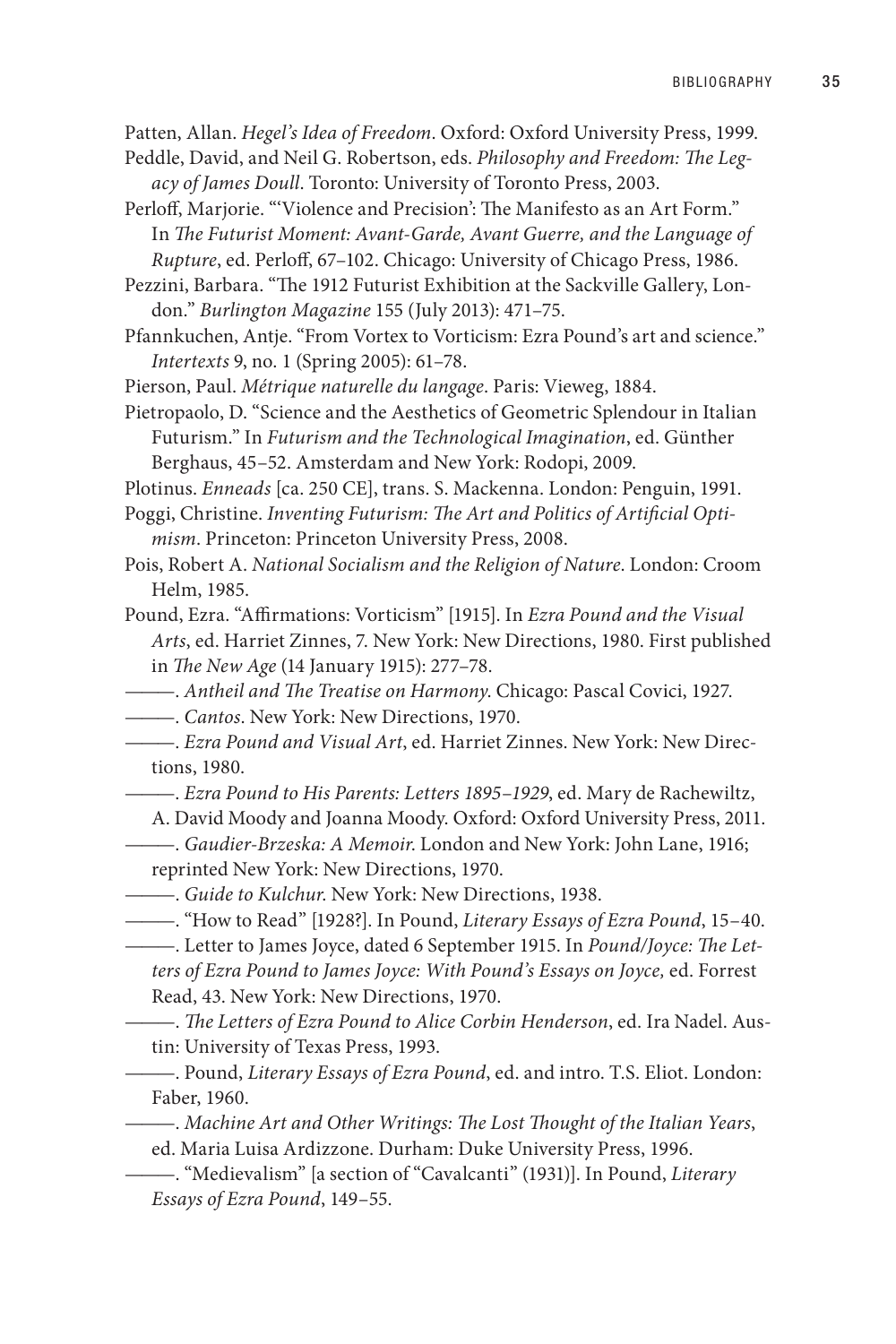Patten, Allan. *Hegel's Idea of Freedom*. Oxford: Oxford University Press, 1999.

Peddle, David, and Neil G. Robertson, eds. *Philosophy and Freedom: The Legacy of James Doull*. Toronto: University of Toronto Press, 2003.

Perloff, Marjorie. "'Violence and Precision': The Manifesto as an Art Form." In *The Futurist Moment: Avant-Garde, Avant Guerre, and the Language of Rupture*, ed. Perloff, 67–102. Chicago: University of Chicago Press, 1986.

Pezzini, Barbara. "The 1912 Futurist Exhibition at the Sackville Gallery, London." *Burlington Magazine* 155 (July 2013): 471–75.

Pfannkuchen, Antje. "From Vortex to Vorticism: Ezra Pound's art and science." *Intertexts* 9, no. 1 (Spring 2005): 61–78.

Pierson, Paul. *Métrique naturelle du langage*. Paris: Vieweg, 1884.

Pietropaolo, D. "Science and the Aesthetics of Geometric Splendour in Italian Futurism." In *Futurism and the Technological Imagination*, ed. Günther Berghaus, 45–52. Amsterdam and New York: Rodopi, 2009.

Plotinus. *Enneads* [ca. 250 CE], trans. S. Mackenna. London: Penguin, 1991.

Poggi, Christine. *Inventing Futurism: The Art and Politics of Artificial Optimism*. Princeton: Princeton University Press, 2008.

Pois, Robert A. *National Socialism and the Religion of Nature*. London: Croom Helm, 1985.

Pound, Ezra. "Affirmations: Vorticism" [1915]. In *Ezra Pound and the Visual Arts*, ed. Harriet Zinnes, 7. New York: New Directions, 1980. First published in *The New Age* (14 January 1915): 277–78.

———. *Antheil and The Treatise on Harmony*. Chicago: Pascal Covici, 1927.

———. *Cantos*. New York: New Directions, 1970.

———. *Ezra Pound and Visual Art*, ed. Harriet Zinnes. New York: New Directions, 1980.

———. *Ezra Pound to His Parents: Letters 1895–1929*, ed. Mary de Rachewiltz, A. David Moody and Joanna Moody. Oxford: Oxford University Press, 2011.

———. *Gaudier-Brzeska: A Memoir*. London and New York: John Lane, 1916; reprinted New York: New Directions, 1970.

———. *Guide to Kulchur*. New York: New Directions, 1938.

———. "How to Read" [1928?]. In Pound, *Literary Essays of Ezra Pound*, 15–40.

———. Letter to James Joyce, dated 6 September 1915. In *Pound/Joyce: The Letters of Ezra Pound to James Joyce: With Pound's Essays on Joyce,* ed. Forrest Read, 43. New York: New Directions, 1970.

———. *The Letters of Ezra Pound to Alice Corbin Henderson*, ed. Ira Nadel. Austin: University of Texas Press, 1993.

———. Pound, *Literary Essays of Ezra Pound*, ed. and intro. T.S. Eliot. London: Faber, 1960.

———. *Machine Art and Other Writings: The Lost Thought of the Italian Years*, ed. Maria Luisa Ardizzone. Durham: Duke University Press, 1996.

———. "Medievalism" [a section of "Cavalcanti" (1931)]. In Pound, *Literary Essays of Ezra Pound*, 149–55.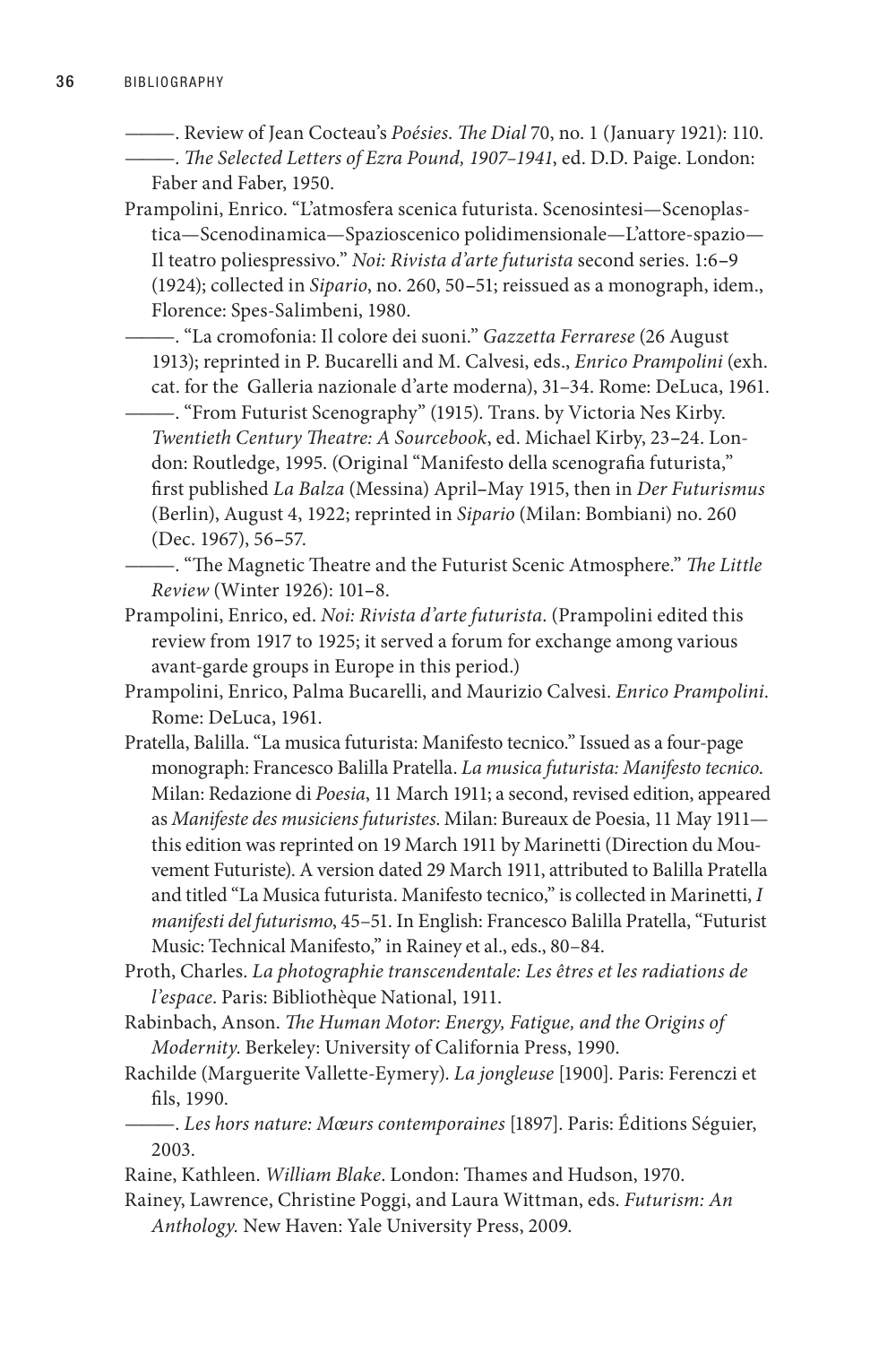———. Review of Jean Cocteau's *Poésies*. *The Dial* 70, no. 1 (January 1921): 110.

———. *The Selected Letters of Ezra Pound, 1907–1941*, ed. D.D. Paige. London: Faber and Faber, 1950.

Prampolini, Enrico. "L'atmosfera scenica futurista. Scenosintesi—Scenoplastica—Scenodinamica—Spazioscenico polidimensionale—L'attore-spazio—Il teatro poliespressivo." *Noi: Rivista d'arte futurista* second series. 1:6–9 (1924); collected in *Sipario*, no. 260, 50–51; reissued as a monograph, idem., Florence: Spes-Salimbeni, 1980.

———. "La cromofonia: Il colore dei suoni." *Gazzetta Ferrarese* (26 August 1913); reprinted in P. Bucarelli and M. Calvesi, eds., *Enrico Prampolini* (exh. cat. for the Galleria nazionale d'arte moderna), 31–34. Rome: DeLuca, 1961.

———. "From Futurist Scenography" (1915). Trans. by Victoria Nes Kirby. *Twentieth Century Theatre: A Sourcebook*, ed. Michael Kirby, 23–24. London: Routledge, 1995. (Original "Manifesto della scenografia futurista," first published *La Balza* (Messina) April–May 1915, then in *Der Futurismus* (Berlin), August 4, 1922; reprinted in *Sipario* (Milan: Bombiani) no. 260 (Dec. 1967), 56–57.

———. "The Magnetic Theatre and the Futurist Scenic Atmosphere." *The Little Review* (Winter 1926): 101–8.

Prampolini, Enrico, ed. *Noi: Rivista d'arte futurista*. (Prampolini edited this review from 1917 to 1925; it served a forum for exchange among various avant-garde groups in Europe in this period.)

Prampolini, Enrico, Palma Bucarelli, and Maurizio Calvesi. *Enrico Prampolini*. Rome: DeLuca, 1961.

Pratella, Balilla. "La musica futurista: Manifesto tecnico." Issued as a four-page monograph: Francesco Balilla Pratella. *La musica futurista: Manifesto tecnico*. Milan: Redazione di *Poesia*, 11 March 1911; a second, revised edition, appeared as *Manifeste des musiciens futuristes*. Milan: Bureaux de Poesia, 11 May 1911—this edition was reprinted on 19 March 1911 by Marinetti (Direction du Mouvement Futuriste). A version dated 29 March 1911, attributed to Balilla Pratella and titled "La Musica futurista. Manifesto tecnico," is collected in Marinetti, *I manifesti del futurismo*, 45–51. In English: Francesco Balilla Pratella, "Futurist Music: Technical Manifesto," in Rainey et al., eds., 80–84.

Proth, Charles. *La photographie transcendentale: Les êtres et les radiations de l'espace*. Paris: Bibliothèque National, 1911.

Rabinbach, Anson. *The Human Motor: Energy, Fatigue, and the Origins of Modernity*. Berkeley: University of California Press, 1990.

Rachilde (Marguerite Vallette-Eymery). *La jongleuse* [1900]. Paris: Ferenczi et fils, 1990.

———. *Les hors nature: Mœurs contemporaines* [1897]. Paris: Éditions Séguier, 2003.

Raine, Kathleen. *William Blake*. London: Thames and Hudson, 1970.

Rainey, Lawrence, Christine Poggi, and Laura Wittman, eds. *Futurism: An Anthology*. New Haven: Yale University Press, 2009.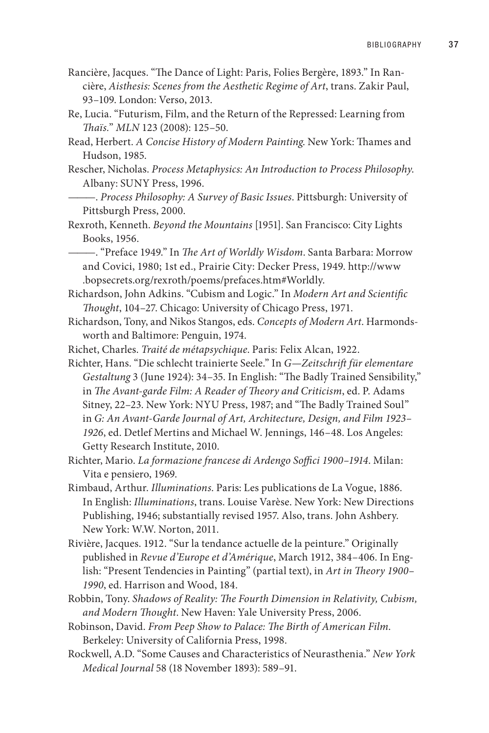Rancière, Jacques. "The Dance of Light: Paris, Folies Bergère, 1893." In Rancière, *Aisthesis: Scenes from the Aesthetic Regime of Art*, trans. Zakir Paul, 93–109. London: Verso, 2013.

Re, Lucia. "Futurism, Film, and the Return of the Repressed: Learning from *Thaïs*." *MLN* 123 (2008): 125–50.

Read, Herbert. *A Concise History of Modern Painting*. New York: Thames and Hudson, 1985.

Rescher, Nicholas. *Process Metaphysics: An Introduction to Process Philosophy*. Albany: SUNY Press, 1996.

———. *Process Philosophy: A Survey of Basic Issues*. Pittsburgh: University of Pittsburgh Press, 2000.

Rexroth, Kenneth. *Beyond the Mountains* [1951]. San Francisco: City Lights Books, 1956.

———. "Preface 1949." In *The Art of Worldly Wisdom*. Santa Barbara: Morrow and Covici, 1980; 1st ed., Prairie City: Decker Press, 1949. http://www.bopsecrets.org/rexroth/poems/prefaces.htm#Worldly.

Richardson, John Adkins. "Cubism and Logic." In *Modern Art and Scientific Thought*, 104–27. Chicago: University of Chicago Press, 1971.

Richardson, Tony, and Nikos Stangos, eds. *Concepts of Modern Art*. Harmondsworth and Baltimore: Penguin, 1974.

Richet, Charles. *Traité de métapsychique*. Paris: Felix Alcan, 1922.

Richter, Hans. "Die schlecht trainierte Seele." In *G—Zeitschrift für elementare Gestaltung* 3 (June 1924): 34–35. In English: "The Badly Trained Sensibility," in *The Avant-garde Film: A Reader of Theory and Criticism*, ed. P. Adams Sitney, 22–23. New York: NYU Press, 1987; and "The Badly Trained Soul" in *G: An Avant-Garde Journal of Art, Architecture, Design, and Film 1923–1926*, ed. Detlef Mertins and Michael W. Jennings, 146–48. Los Angeles: Getty Research Institute, 2010.

Richter, Mario. *La formazione francese di Ardengo Soffici 1900–1914*. Milan: Vita e pensiero, 1969.

Rimbaud, Arthur. *Illuminations*. Paris: Les publications de La Vogue, 1886. In English: *Illuminations*, trans. Louise Varèse. New York: New Directions Publishing, 1946; substantially revised 1957. Also, trans. John Ashbery. New York: W.W. Norton, 2011.

Rivière, Jacques. 1912. "Sur la tendance actuelle de la peinture." Originally published in *Revue d'Europe et d'Amérique*, March 1912, 384–406. In English: "Present Tendencies in Painting" (partial text), in *Art in Theory 1900–1990*, ed. Harrison and Wood, 184.

Robbin, Tony. *Shadows of Reality: The Fourth Dimension in Relativity, Cubism, and Modern Thought*. New Haven: Yale University Press, 2006.

Robinson, David. *From Peep Show to Palace: The Birth of American Film*. Berkeley: University of California Press, 1998.

Rockwell, A.D. "Some Causes and Characteristics of Neurasthenia." *New York Medical Journal* 58 (18 November 1893): 589–91.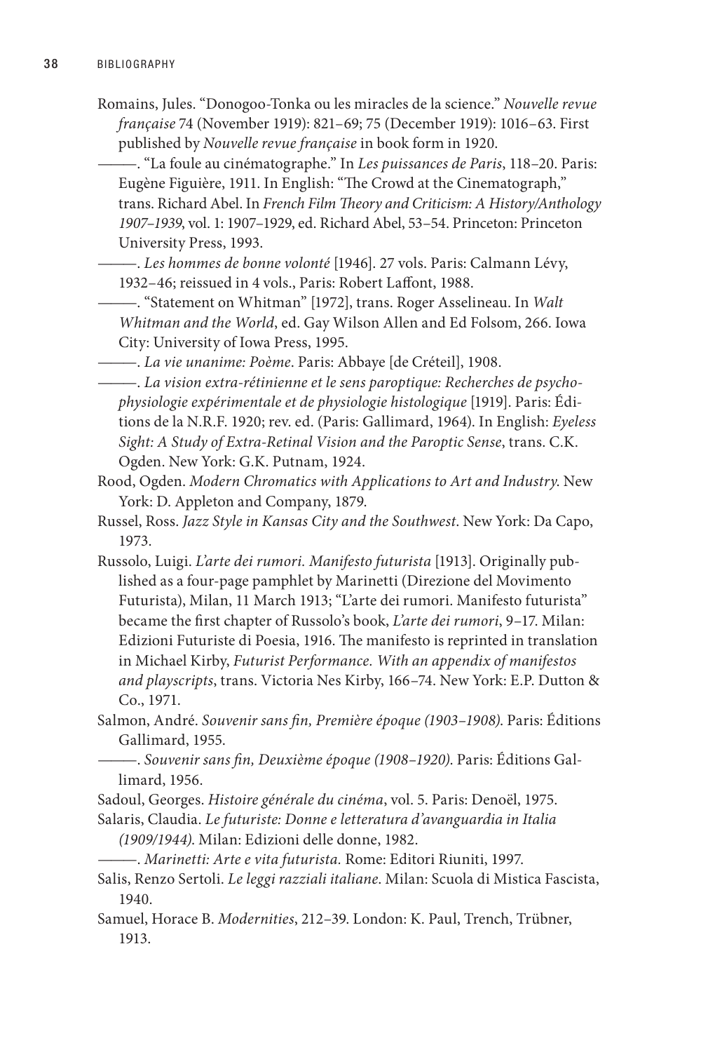Romains, Jules. "Donogoo-Tonka ou les miracles de la science." *Nouvelle revue française* 74 (November 1919): 821–69; 75 (December 1919): 1016–63. First published by *Nouvelle revue française* in book form in 1920.

———. "La foule au cinématographe." In *Les puissances de Paris*, 118–20. Paris: Eugène Figuière, 1911. In English: "The Crowd at the Cinematograph," trans. Richard Abel. In *French Film Theory and Criticism: A History/Anthology 1907–1939*, vol. 1: 1907–1929, ed. Richard Abel, 53–54. Princeton: Princeton University Press, 1993.

———. *Les hommes de bonne volonté* [1946]. 27 vols. Paris: Calmann Lévy, 1932–46; reissued in 4 vols., Paris: Robert Laffont, 1988.

———. "Statement on Whitman" [1972], trans. Roger Asselineau. In *Walt Whitman and the World*, ed. Gay Wilson Allen and Ed Folsom, 266. Iowa City: University of Iowa Press, 1995.

———. *La vie unanime: Poème*. Paris: Abbaye [de Créteil], 1908.

———. *La vision extra-rétinienne et le sens paroptique: Recherches de psycho-physiologie expérimentale et de physiologie histologique* [1919]. Paris: Éditions de la N.R.F. 1920; rev. ed. (Paris: Gallimard, 1964). In English: *Eyeless Sight: A Study of Extra-Retinal Vision and the Paroptic Sense*, trans. C.K. Ogden. New York: G.K. Putnam, 1924.

Rood, Ogden. *Modern Chromatics with Applications to Art and Industry*. New York: D. Appleton and Company, 1879.

Russel, Ross. *Jazz Style in Kansas City and the Southwest*. New York: Da Capo, 1973.

Russolo, Luigi. *L'arte dei rumori. Manifesto futurista* [1913]. Originally published as a four-page pamphlet by Marinetti (Direzione del Movimento Futurista), Milan, 11 March 1913; "L'arte dei rumori. Manifesto futurista" became the first chapter of Russolo's book, *L'arte dei rumori*, 9–17. Milan: Edizioni Futuriste di Poesia, 1916. The manifesto is reprinted in translation in Michael Kirby, *Futurist Performance. With an appendix of manifestos and playscripts*, trans. Victoria Nes Kirby, 166–74. New York: E.P. Dutton & Co., 1971.

Salmon, André. *Souvenir sans fin, Première époque (1903–1908)*. Paris: Éditions Gallimard, 1955.

———. *Souvenir sans fin, Deuxième époque (1908–1920)*. Paris: Éditions Gallimard, 1956.

Sadoul, Georges. *Histoire générale du cinéma*, vol. 5. Paris: Denoël, 1975.

Salaris, Claudia. *Le futuriste: Donne e letteratura d'avanguardia in Italia (1909/1944)*. Milan: Edizioni delle donne, 1982.

———. *Marinetti: Arte e vita futurista*. Rome: Editori Riuniti, 1997.

Salis, Renzo Sertoli. *Le leggi razziali italiane*. Milan: Scuola di Mistica Fascista, 1940.

Samuel, Horace B. *Modernities*, 212–39. London: K. Paul, Trench, Trübner, 1913.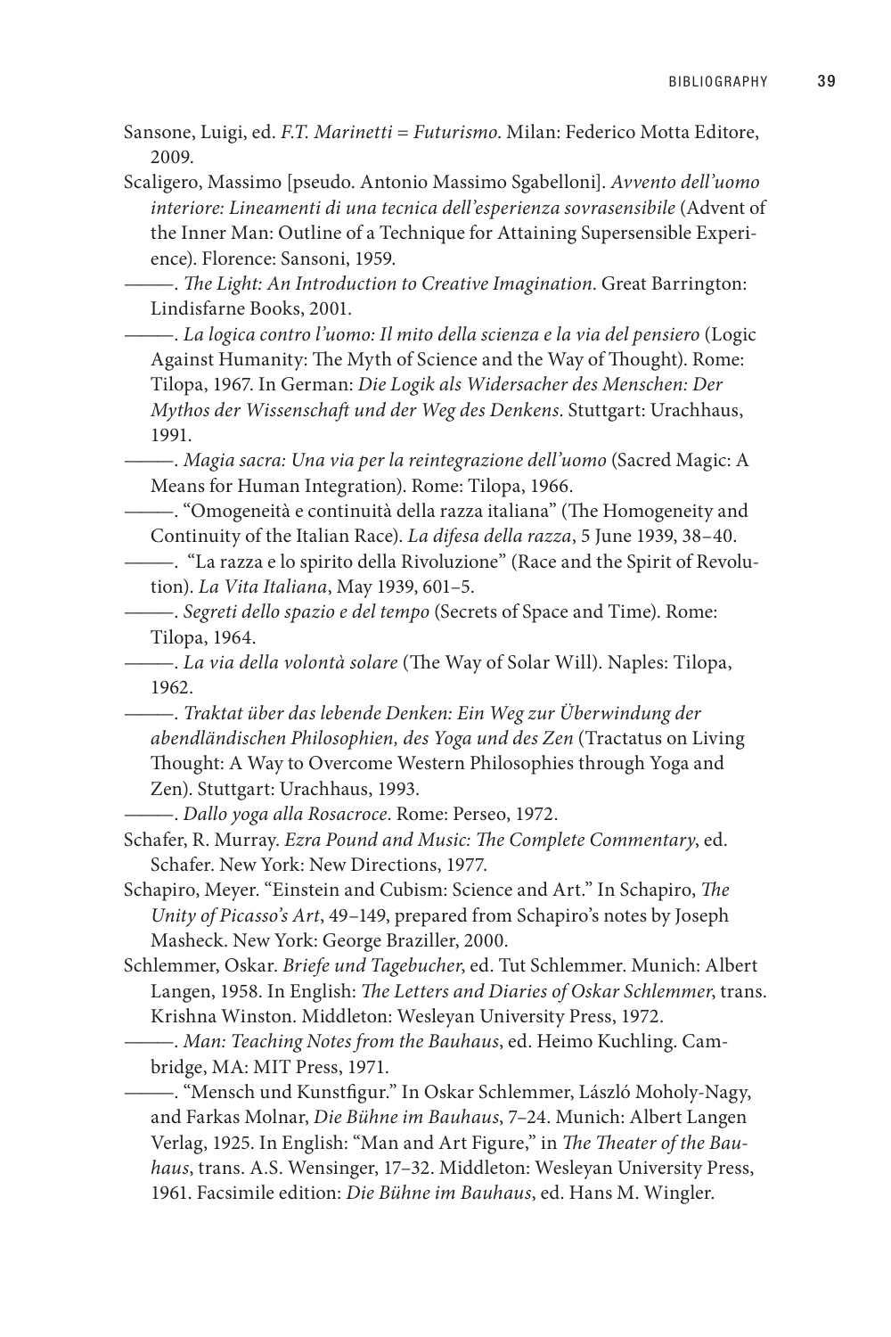Sansone, Luigi, ed. *F.T. Marinetti = Futurismo*. Milan: Federico Motta Editore, 2009.

Scaligero, Massimo [pseudo. Antonio Massimo Sgabelloni]. *Avvento dell'uomo interiore: Lineamenti di una tecnica dell'esperienza sovrasensibile* (Advent of the Inner Man: Outline of a Technique for Attaining Supersensible Experience). Florence: Sansoni, 1959.

———. *The Light: An Introduction to Creative Imagination*. Great Barrington: Lindisfarne Books, 2001.

———. *La logica contro l'uomo: Il mito della scienza e la via del pensiero* (Logic Against Humanity: The Myth of Science and the Way of Thought). Rome: Tilopa, 1967. In German: *Die Logik als Widersacher des Menschen: Der Mythos der Wissenschaft und der Weg des Denkens*. Stuttgart: Urachhaus, 1991.

———. *Magia sacra: Una via per la reintegrazione dell'uomo* (Sacred Magic: A Means for Human Integration). Rome: Tilopa, 1966.

———. "Omogeneità e continuità della razza italiana" (The Homogeneity and Continuity of the Italian Race). *La difesa della razza*, 5 June 1939, 38–40.

———. "La razza e lo spirito della Rivoluzione" (Race and the Spirit of Revolution). *La Vita Italiana*, May 1939, 601–5.

———. *Segreti dello spazio e del tempo* (Secrets of Space and Time). Rome: Tilopa, 1964.

———. *La via della volontà solare* (The Way of Solar Will). Naples: Tilopa, 1962.

———. *Traktat über das lebende Denken: Ein Weg zur Überwindung der abendländischen Philosophien, des Yoga und des Zen* (Tractatus on Living Thought: A Way to Overcome Western Philosophies through Yoga and Zen). Stuttgart: Urachhaus, 1993.

———. *Dallo yoga alla Rosacroce*. Rome: Perseo, 1972.

Schafer, R. Murray. *Ezra Pound and Music: The Complete Commentary*, ed. Schafer. New York: New Directions, 1977.

Schapiro, Meyer. "Einstein and Cubism: Science and Art." In Schapiro, *The Unity of Picasso's Art*, 49–149, prepared from Schapiro's notes by Joseph Masheck. New York: George Braziller, 2000.

Schlemmer, Oskar. *Briefe und Tagebucher*, ed. Tut Schlemmer. Munich: Albert Langen, 1958. In English: *The Letters and Diaries of Oskar Schlemmer*, trans. Krishna Winston. Middleton: Wesleyan University Press, 1972.

———. *Man: Teaching Notes from the Bauhaus*, ed. Heimo Kuchling. Cambridge, MA: MIT Press, 1971.

———. "Mensch und Kunstfigur." In Oskar Schlemmer, László Moholy-Nagy, and Farkas Molnar, *Die Bühne im Bauhaus*, 7–24. Munich: Albert Langen Verlag, 1925. In English: "Man and Art Figure," in *The Theater of the Bauhaus*, trans. A.S. Wensinger, 17–32. Middleton: Wesleyan University Press, 1961. Facsimile edition: *Die Bühne im Bauhaus*, ed. Hans M. Wingler.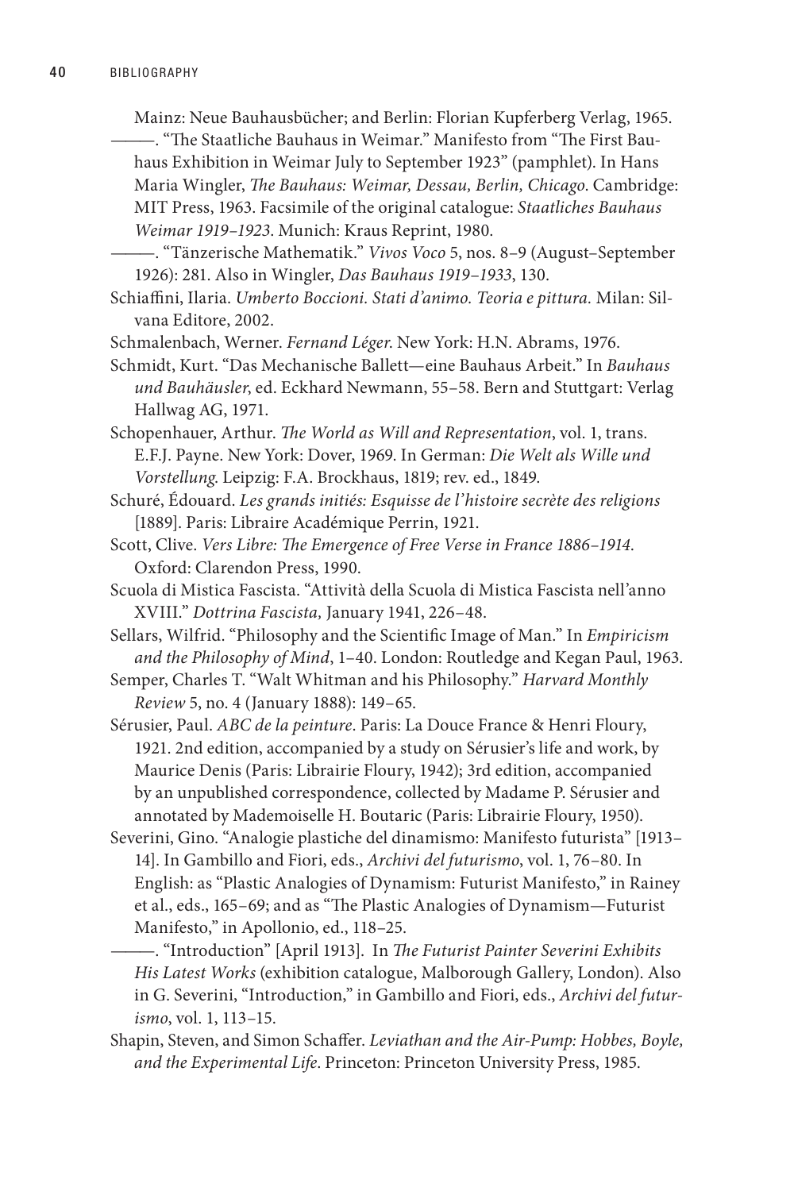Mainz: Neue Bauhausbücher; and Berlin: Florian Kupferberg Verlag, 1965.

———. "The Staatliche Bauhaus in Weimar." Manifesto from "The First Bauhaus Exhibition in Weimar July to September 1923" (pamphlet). In Hans Maria Wingler, *The Bauhaus: Weimar, Dessau, Berlin, Chicago*. Cambridge: MIT Press, 1963. Facsimile of the original catalogue: *Staatliches Bauhaus Weimar 1919–1923*. Munich: Kraus Reprint, 1980.

———. "Tänzerische Mathematik." *Vivos Voco* 5, nos. 8–9 (August–September 1926): 281. Also in Wingler, *Das Bauhaus 1919–1933*, 130.

Schiaffini, Ilaria. *Umberto Boccioni. Stati d'animo. Teoria e pittura.* Milan: Silvana Editore, 2002.

Schmalenbach, Werner. *Fernand Léger*. New York: H.N. Abrams, 1976.

Schmidt, Kurt. "Das Mechanische Ballett—eine Bauhaus Arbeit." In *Bauhaus und Bauhäusler*, ed. Eckhard Newmann, 55–58. Bern and Stuttgart: Verlag Hallwag AG, 1971.

Schopenhauer, Arthur. *The World as Will and Representation*, vol. 1, trans. E.F.J. Payne. New York: Dover, 1969. In German: *Die Welt als Wille und Vorstellung.* Leipzig: F.A. Brockhaus, 1819; rev. ed., 1849.

Schuré, Édouard. *Les grands initiés: Esquisse de l'histoire secrète des religions* [1889]. Paris: Libraire Académique Perrin, 1921.

Scott, Clive. *Vers Libre: The Emergence of Free Verse in France 1886–1914*. Oxford: Clarendon Press, 1990.

Scuola di Mistica Fascista. "Attività della Scuola di Mistica Fascista nell'anno XVIII." *Dottrina Fascista,* January 1941, 226–48.

Sellars, Wilfrid. "Philosophy and the Scientific Image of Man." In *Empiricism and the Philosophy of Mind*, 1–40. London: Routledge and Kegan Paul, 1963.

Semper, Charles T. "Walt Whitman and his Philosophy." *Harvard Monthly Review* 5, no. 4 (January 1888): 149–65.

Sérusier, Paul. *ABC de la peinture*. Paris: La Douce France & Henri Floury, 1921. 2nd edition, accompanied by a study on Sérusier's life and work, by Maurice Denis (Paris: Librairie Floury, 1942); 3rd edition, accompanied by an unpublished correspondence, collected by Madame P. Sérusier and annotated by Mademoiselle H. Boutaric (Paris: Librairie Floury, 1950).

Severini, Gino. "Analogie plastiche del dinamismo: Manifesto futurista" [1913–14]. In Gambillo and Fiori, eds., *Archivi del futurismo*, vol. 1, 76–80. In English: as "Plastic Analogies of Dynamism: Futurist Manifesto," in Rainey et al., eds., 165–69; and as "The Plastic Analogies of Dynamism—Futurist Manifesto," in Apollonio, ed., 118–25.

———. "Introduction" [April 1913]. In *The Futurist Painter Severini Exhibits His Latest Works* (exhibition catalogue, Malborough Gallery, London). Also in G. Severini, "Introduction," in Gambillo and Fiori, eds., *Archivi del futurismo*, vol. 1, 113–15.

Shapin, Steven, and Simon Schaffer. *Leviathan and the Air-Pump: Hobbes, Boyle, and the Experimental Life*. Princeton: Princeton University Press, 1985.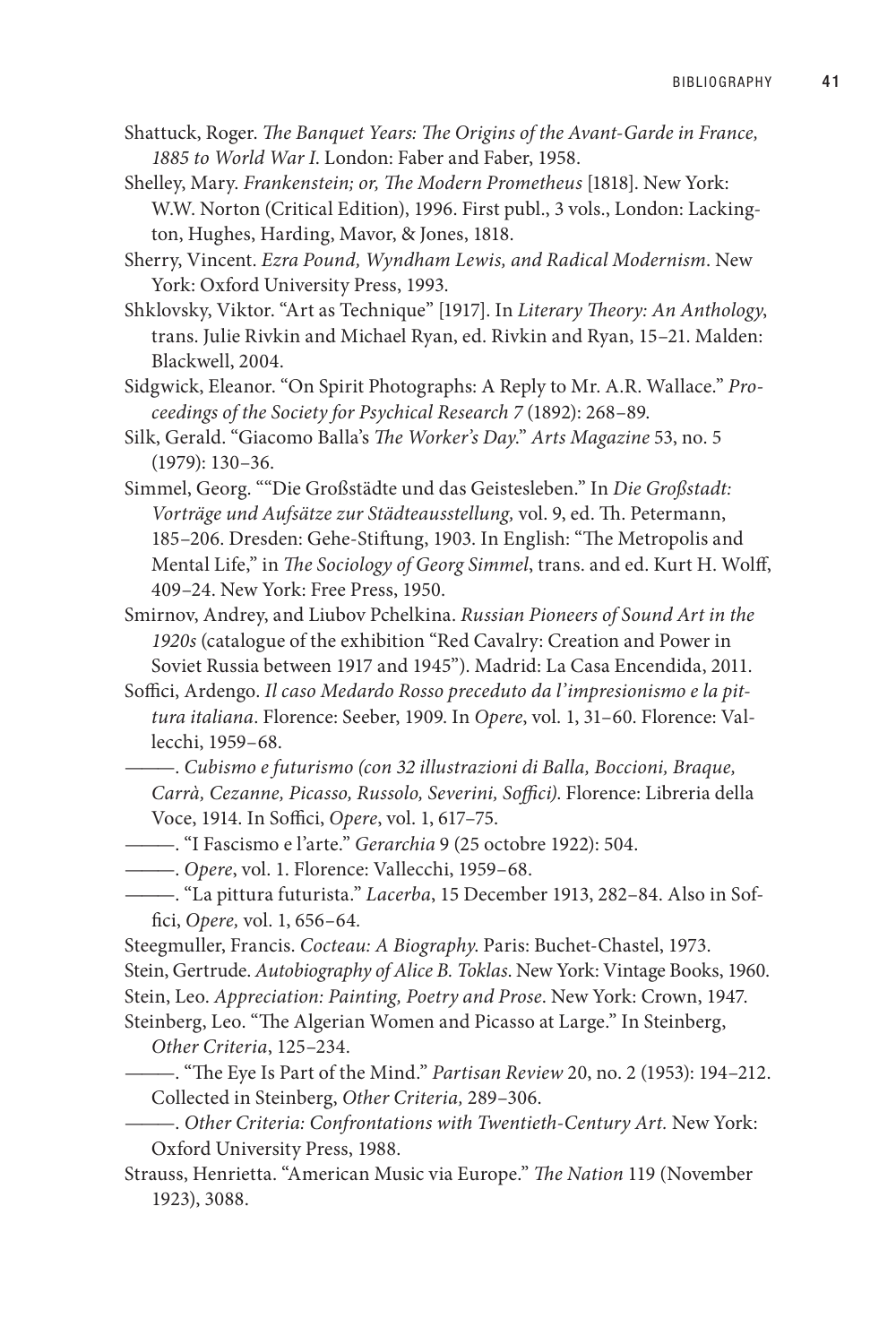Shattuck, Roger. *The Banquet Years: The Origins of the Avant-Garde in France, 1885 to World War I*. London: Faber and Faber, 1958.

Shelley, Mary. *Frankenstein; or, The Modern Prometheus* [1818]. New York: W.W. Norton (Critical Edition), 1996. First publ., 3 vols., London: Lackington, Hughes, Harding, Mavor, & Jones, 1818.

Sherry, Vincent. *Ezra Pound, Wyndham Lewis, and Radical Modernism*. New York: Oxford University Press, 1993.

Shklovsky, Viktor. "Art as Technique" [1917]. In *Literary Theory: An Anthology*, trans. Julie Rivkin and Michael Ryan, ed. Rivkin and Ryan, 15–21. Malden: Blackwell, 2004.

Sidgwick, Eleanor. "On Spirit Photographs: A Reply to Mr. A.R. Wallace." *Proceedings of the Society for Psychical Research 7* (1892): 268–89.

Silk, Gerald. "Giacomo Balla's *The Worker's Day*." *Arts Magazine* 53, no. 5 (1979): 130–36.

Simmel, Georg. ""Die Großstädte und das Geistesleben." In *Die Großstadt: Vorträge und Aufsätze zur Städteausstellung,* vol. 9, ed. Th. Petermann, 185–206. Dresden: Gehe-Stiftung, 1903. In English: "The Metropolis and Mental Life," in *The Sociology of Georg Simmel*, trans. and ed. Kurt H. Wolff, 409–24. New York: Free Press, 1950.

Smirnov, Andrey, and Liubov Pchelkina. *Russian Pioneers of Sound Art in the 1920s* (catalogue of the exhibition "Red Cavalry: Creation and Power in Soviet Russia between 1917 and 1945"). Madrid: La Casa Encendida, 2011.

Soffici, Ardengo. *Il caso Medardo Rosso preceduto da l'impresionismo e la pittura italiana*. Florence: Seeber, 1909. In *Opere*, vol. 1, 31–60. Florence: Vallecchi, 1959–68.

———. *Cubismo e futurismo (con 32 illustrazioni di Balla, Boccioni, Braque, Carrà, Cezanne, Picasso, Russolo, Severini, Soffici)*. Florence: Libreria della Voce, 1914. In Soffici, *Opere*, vol. 1, 617–75.

———. "I Fascismo e l'arte." *Gerarchia* 9 (25 octobre 1922): 504.

———. *Opere*, vol. 1. Florence: Vallecchi, 1959–68.

———. "La pittura futurista." *Lacerba*, 15 December 1913, 282–84. Also in Soffici, *Opere,* vol. 1, 656–64.

Steegmuller, Francis. *Cocteau: A Biography*. Paris: Buchet-Chastel, 1973.

Stein, Gertrude. *Autobiography of Alice B. Toklas*. New York: Vintage Books, 1960.

Stein, Leo. *Appreciation: Painting, Poetry and Prose*. New York: Crown, 1947.

Steinberg, Leo. "The Algerian Women and Picasso at Large." In Steinberg, *Other Criteria*, 125–234.

———. "The Eye Is Part of the Mind." *Partisan Review* 20, no. 2 (1953): 194–212. Collected in Steinberg, *Other Criteria,* 289–306.

———. *Other Criteria: Confrontations with Twentieth-Century Art.* New York: Oxford University Press, 1988.

Strauss, Henrietta. "American Music via Europe." *The Nation* 119 (November 1923), 3088.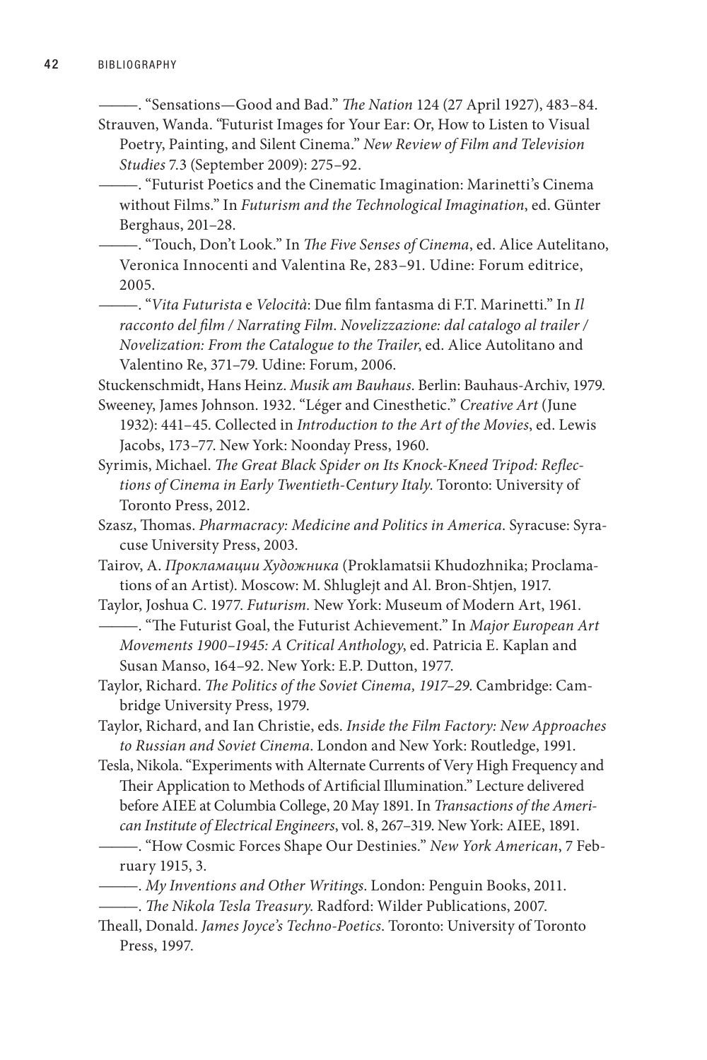———. "Sensations—Good and Bad." *The Nation* 124 (27 April 1927), 483–84.

Strauven, Wanda. "Futurist Images for Your Ear: Or, How to Listen to Visual Poetry, Painting, and Silent Cinema." *New Review of Film and Television Studies* 7.3 (September 2009): 275–92.

———. "Futurist Poetics and the Cinematic Imagination: Marinetti's Cinema without Films." In *Futurism and the Technological Imagination*, ed. Günter Berghaus, 201–28.

———. "Touch, Don't Look." In *The Five Senses of Cinema*, ed. Alice Autelitano, Veronica Innocenti and Valentina Re, 283–91. Udine: Forum editrice, 2005.

———. "*Vita Futurista* e *Velocità*: Due film fantasma di F.T. Marinetti." In *Il racconto del film / Narrating Film. Novelizzazione: dal catalogo al trailer / Novelization: From the Catalogue to the Trailer*, ed. Alice Autolitano and Valentino Re, 371–79. Udine: Forum, 2006.

Stuckenschmidt, Hans Heinz. *Musik am Bauhaus*. Berlin: Bauhaus-Archiv, 1979.

Sweeney, James Johnson. 1932. "Léger and Cinesthetic." *Creative Art* (June 1932): 441–45. Collected in *Introduction to the Art of the Movies*, ed. Lewis Jacobs, 173–77. New York: Noonday Press, 1960.

Syrimis, Michael. *The Great Black Spider on Its Knock-Kneed Tripod: Reflections of Cinema in Early Twentieth-Century Italy*. Toronto: University of Toronto Press, 2012.

Szasz, Thomas. *Pharmacracy: Medicine and Politics in America*. Syracuse: Syracuse University Press, 2003.

Tairov, A. *Прокламации Художника* (Proklamatsii Khudozhnika; Proclamations of an Artist). Moscow: M. Shluglejt and Al. Bron-Shtjen, 1917.

Taylor, Joshua C. 1977. *Futurism.* New York: Museum of Modern Art, 1961.

———. "The Futurist Goal, the Futurist Achievement." In *Major European Art Movements 1900–1945: A Critical Anthology*, ed. Patricia E. Kaplan and Susan Manso, 164–92. New York: E.P. Dutton, 1977.

Taylor, Richard. *The Politics of the Soviet Cinema, 1917–29*. Cambridge: Cambridge University Press, 1979.

Taylor, Richard, and Ian Christie, eds. *Inside the Film Factory: New Approaches to Russian and Soviet Cinema*. London and New York: Routledge, 1991.

Tesla, Nikola. "Experiments with Alternate Currents of Very High Frequency and Their Application to Methods of Artificial Illumination." Lecture delivered before AIEE at Columbia College, 20 May 1891. In *Transactions of the American Institute of Electrical Engineers*, vol. 8, 267–319. New York: AIEE, 1891.

———. "How Cosmic Forces Shape Our Destinies." *New York American*, 7 February 1915, 3.

———. *My Inventions and Other Writings*. London: Penguin Books, 2011.

———. *The Nikola Tesla Treasury.* Radford: Wilder Publications, 2007.

Theall, Donald. *James Joyce's Techno-Poetics*. Toronto: University of Toronto Press, 1997.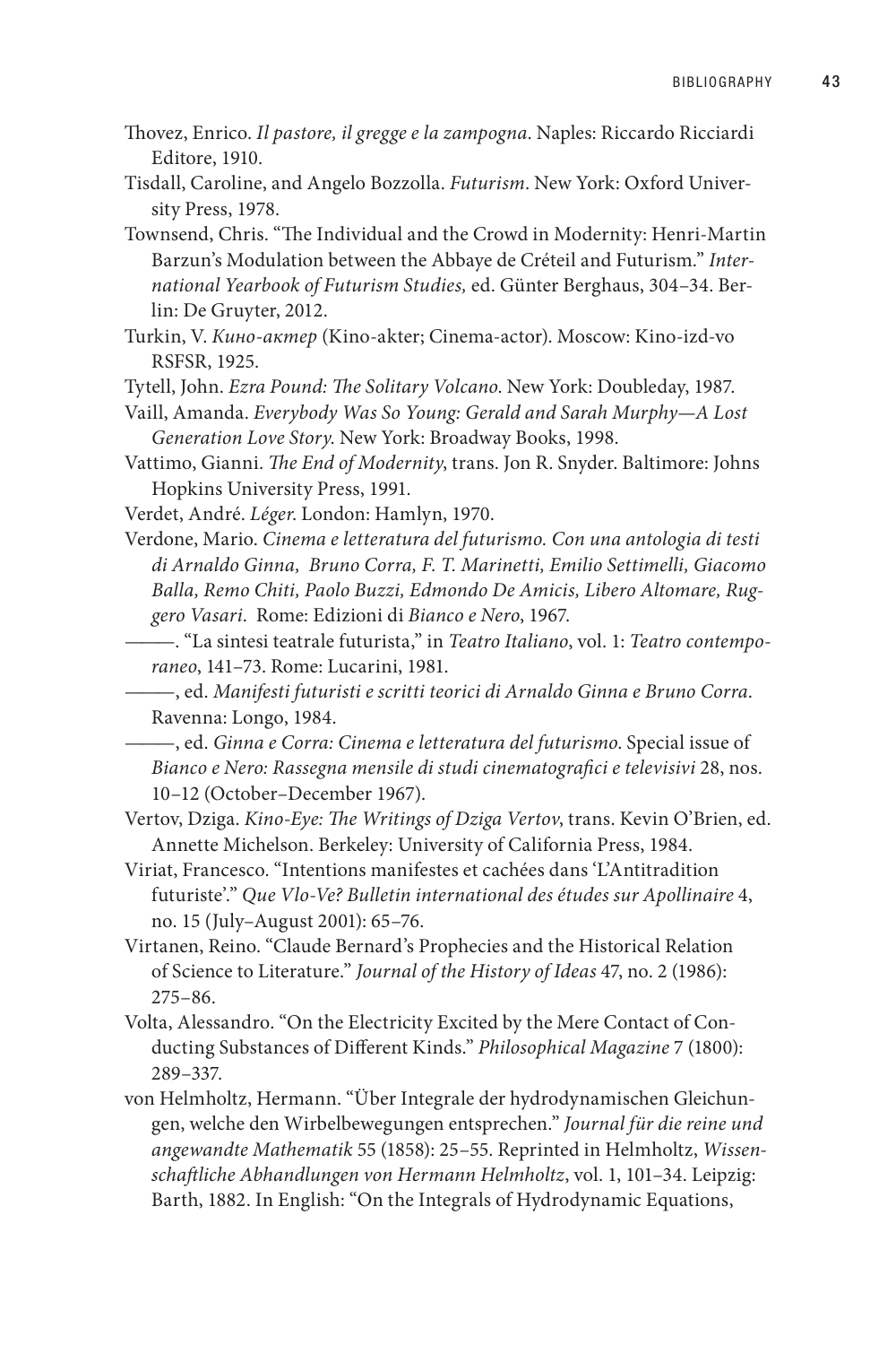Thovez, Enrico. *Il pastore, il gregge e la zampogna*. Naples: Riccardo Ricciardi Editore, 1910.

Tisdall, Caroline, and Angelo Bozzolla. *Futurism*. New York: Oxford University Press, 1978.

Townsend, Chris. "The Individual and the Crowd in Modernity: Henri-Martin Barzun's Modulation between the Abbaye de Créteil and Futurism." *International Yearbook of Futurism Studies,* ed. Günter Berghaus, 304–34. Berlin: De Gruyter, 2012.

Turkin, V. *Кино-актер* (Kino-akter; Cinema-actor). Moscow: Kino-izd-vo RSFSR, 1925.

Tytell, John. *Ezra Pound: The Solitary Volcano*. New York: Doubleday, 1987.

Vaill, Amanda. *Everybody Was So Young: Gerald and Sarah Murphy—A Lost Generation Love Story*. New York: Broadway Books, 1998.

Vattimo, Gianni. *The End of Modernity*, trans. Jon R. Snyder. Baltimore: Johns Hopkins University Press, 1991.

Verdet, André. *Léger*. London: Hamlyn, 1970.

Verdone, Mario. *Cinema e letteratura del futurismo. Con una antologia di testi di Arnaldo Ginna, Bruno Corra, F. T. Marinetti, Emilio Settimelli, Giacomo Balla, Remo Chiti, Paolo Buzzi, Edmondo De Amicis, Libero Altomare, Ruggero Vasari*. Rome: Edizioni di *Bianco e Nero*, 1967.

———. "La sintesi teatrale futurista," in *Teatro Italiano*, vol. 1: *Teatro contemporaneo*, 141–73. Rome: Lucarini, 1981.

———, ed. *Manifesti futuristi e scritti teorici di Arnaldo Ginna e Bruno Corra*. Ravenna: Longo, 1984.

———, ed. *Ginna e Corra: Cinema e letteratura del futurismo*. Special issue of *Bianco e Nero: Rassegna mensile di studi cinematografici e televisivi* 28, nos. 10–12 (October–December 1967).

Vertov, Dziga. *Kino-Eye: The Writings of Dziga Vertov*, trans. Kevin O'Brien, ed. Annette Michelson. Berkeley: University of California Press, 1984.

Viriat, Francesco. "Intentions manifestes et cachées dans 'L'Antitradition futuriste'." *Que Vlo-Ve? Bulletin international des études sur Apollinaire* 4, no. 15 (July–August 2001): 65–76.

Virtanen, Reino. "Claude Bernard's Prophecies and the Historical Relation of Science to Literature." *Journal of the History of Ideas* 47, no. 2 (1986): 275–86.

Volta, Alessandro. "On the Electricity Excited by the Mere Contact of Conducting Substances of Different Kinds." *Philosophical Magazine* 7 (1800): 289–337.

von Helmholtz, Hermann. "Über Integrale der hydrodynamischen Gleichungen, welche den Wirbelbewegungen entsprechen." *Journal für die reine und angewandte Mathematik* 55 (1858): 25–55. Reprinted in Helmholtz, *Wissenschaftliche Abhandlungen von Hermann Helmholtz*, vol. 1, 101–34. Leipzig: Barth, 1882. In English: "On the Integrals of Hydrodynamic Equations,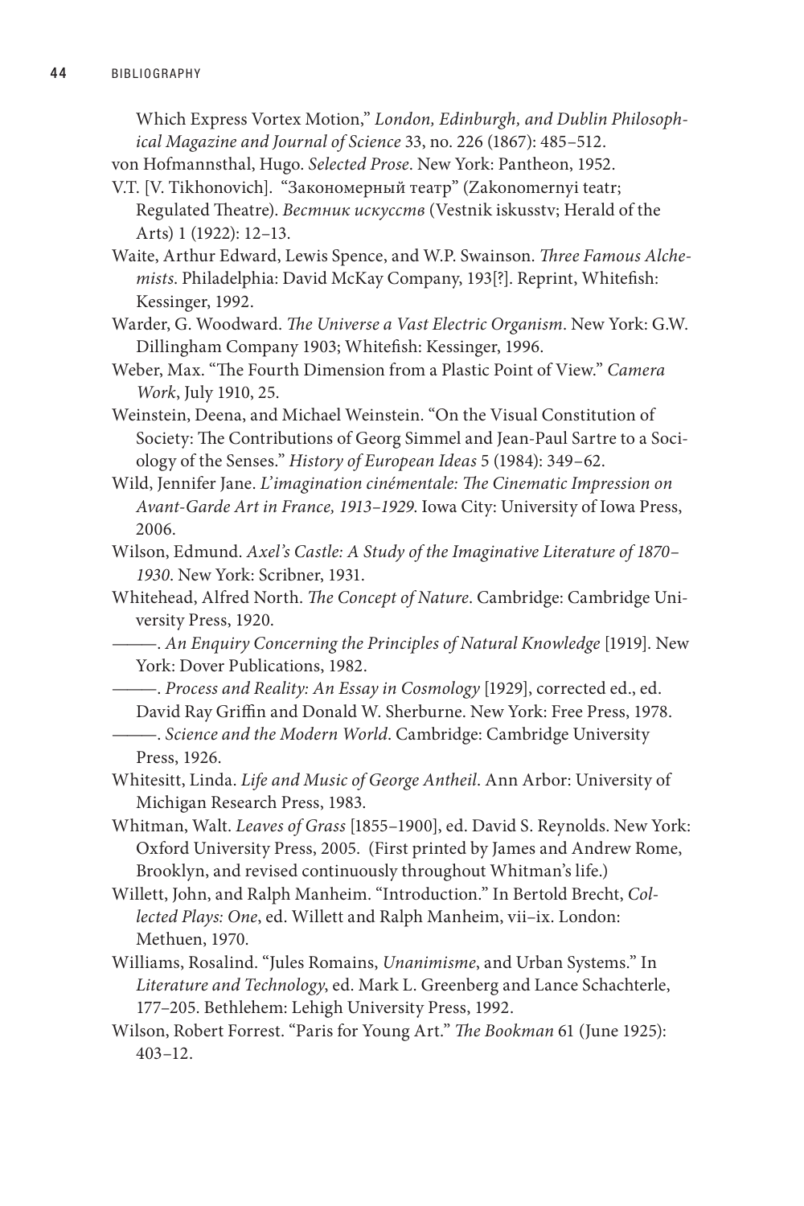Which Express Vortex Motion," *London, Edinburgh, and Dublin Philosophical Magazine and Journal of Science* 33, no. 226 (1867): 485–512.

von Hofmannsthal, Hugo. *Selected Prose*. New York: Pantheon, 1952.

V.T. [V. Tikhonovich]. "Закономерный театр" (Zakonomernyi teatr; Regulated Theatre). *Вестник искусств* (Vestnik iskusstv; Herald of the Arts) 1 (1922): 12–13.

Waite, Arthur Edward, Lewis Spence, and W.P. Swainson. *Three Famous Alchemists*. Philadelphia: David McKay Company, 193[?]. Reprint, Whitefish: Kessinger, 1992.

Warder, G. Woodward. *The Universe a Vast Electric Organism*. New York: G.W. Dillingham Company 1903; Whitefish: Kessinger, 1996.

Weber, Max. "The Fourth Dimension from a Plastic Point of View." *Camera Work*, July 1910, 25.

Weinstein, Deena, and Michael Weinstein. "On the Visual Constitution of Society: The Contributions of Georg Simmel and Jean-Paul Sartre to a Sociology of the Senses." *History of European Ideas* 5 (1984): 349–62.

Wild, Jennifer Jane. *L'imagination cinémentale: The Cinematic Impression on Avant-Garde Art in France, 1913–1929*. Iowa City: University of Iowa Press, 2006.

Wilson, Edmund. *Axel's Castle: A Study of the Imaginative Literature of 1870–1930*. New York: Scribner, 1931.

Whitehead, Alfred North. *The Concept of Nature*. Cambridge: Cambridge University Press, 1920.

———. *An Enquiry Concerning the Principles of Natural Knowledge* [1919]. New York: Dover Publications, 1982.

———. *Process and Reality: An Essay in Cosmology* [1929], corrected ed., ed. David Ray Griffin and Donald W. Sherburne. New York: Free Press, 1978.

———. *Science and the Modern World*. Cambridge: Cambridge University Press, 1926.

Whitesitt, Linda. *Life and Music of George Antheil*. Ann Arbor: University of Michigan Research Press, 1983.

Whitman, Walt. *Leaves of Grass* [1855–1900], ed. David S. Reynolds. New York: Oxford University Press, 2005. (First printed by James and Andrew Rome, Brooklyn, and revised continuously throughout Whitman's life.)

Willett, John, and Ralph Manheim. "Introduction." In Bertold Brecht, *Collected Plays: One*, ed. Willett and Ralph Manheim, vii–ix. London: Methuen, 1970.

Williams, Rosalind. "Jules Romains, *Unanimisme*, and Urban Systems." In *Literature and Technology*, ed. Mark L. Greenberg and Lance Schachterle, 177–205. Bethlehem: Lehigh University Press, 1992.

Wilson, Robert Forrest. "Paris for Young Art." *The Bookman* 61 (June 1925): 403–12.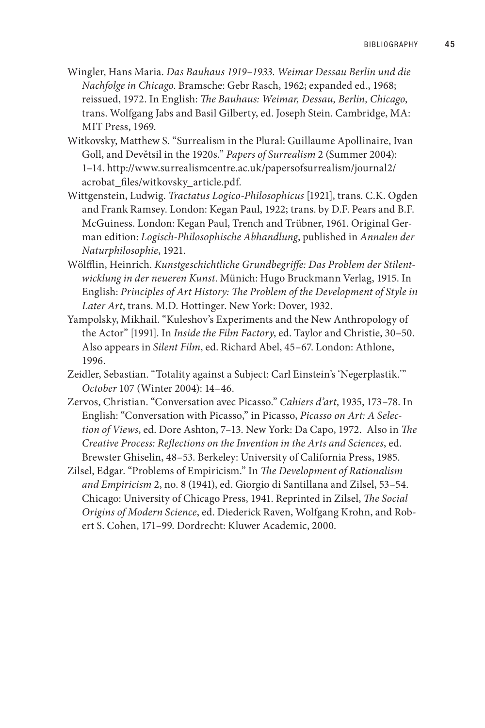Wingler, Hans Maria. *Das Bauhaus 1919–1933. Weimar Dessau Berlin und die Nachfolge in Chicago*. Bramsche: Gebr Rasch, 1962; expanded ed., 1968; reissued, 1972. In English: *The Bauhaus: Weimar, Dessau, Berlin, Chicago*, trans. Wolfgang Jabs and Basil Gilberty, ed. Joseph Stein. Cambridge, MA: MIT Press, 1969.

Witkovsky, Matthew S. "Surrealism in the Plural: Guillaume Apollinaire, Ivan Goll, and Devětsil in the 1920s." *Papers of Surrealism* 2 (Summer 2004): 1–14. http://www.surrealismcentre.ac.uk/papersofsurrealism/journal2/acrobat_files/witkovsky_article.pdf.

Wittgenstein, Ludwig. *Tractatus Logico-Philosophicus* [1921], trans. C.K. Ogden and Frank Ramsey. London: Kegan Paul, 1922; trans. by D.F. Pears and B.F. McGuiness. London: Kegan Paul, Trench and Trübner, 1961. Original German edition: *Logisch-Philosophische Abhandlung*, published in *Annalen der Naturphilosophie*, 1921.

Wölfflin, Heinrich. *Kunstgeschichtliche Grundbegriffe: Das Problem der Stilentwicklung in der neueren Kunst*. Münich: Hugo Bruckmann Verlag, 1915. In English: *Principles of Art History: The Problem of the Development of Style in Later Art*, trans. M.D. Hottinger. New York: Dover, 1932.

Yampolsky, Mikhail. "Kuleshov's Experiments and the New Anthropology of the Actor" [1991]. In *Inside the Film Factory*, ed. Taylor and Christie, 30–50. Also appears in *Silent Film*, ed. Richard Abel, 45–67. London: Athlone, 1996.

Zeidler, Sebastian. "Totality against a Subject: Carl Einstein's 'Negerplastik.'" *October* 107 (Winter 2004): 14–46.

Zervos, Christian. "Conversation avec Picasso." *Cahiers d'art*, 1935, 173–78. In English: "Conversation with Picasso," in Picasso, *Picasso on Art: A Selection of Views*, ed. Dore Ashton, 7–13. New York: Da Capo, 1972. Also in *The Creative Process: Reflections on the Invention in the Arts and Sciences*, ed. Brewster Ghiselin, 48–53. Berkeley: University of California Press, 1985.

Zilsel, Edgar. "Problems of Empiricism." In *The Development of Rationalism and Empiricism* 2, no. 8 (1941), ed. Giorgio di Santillana and Zilsel, 53–54. Chicago: University of Chicago Press, 1941. Reprinted in Zilsel, *The Social Origins of Modern Science*, ed. Diederick Raven, Wolfgang Krohn, and Robert S. Cohen, 171–99. Dordrecht: Kluwer Academic, 2000.